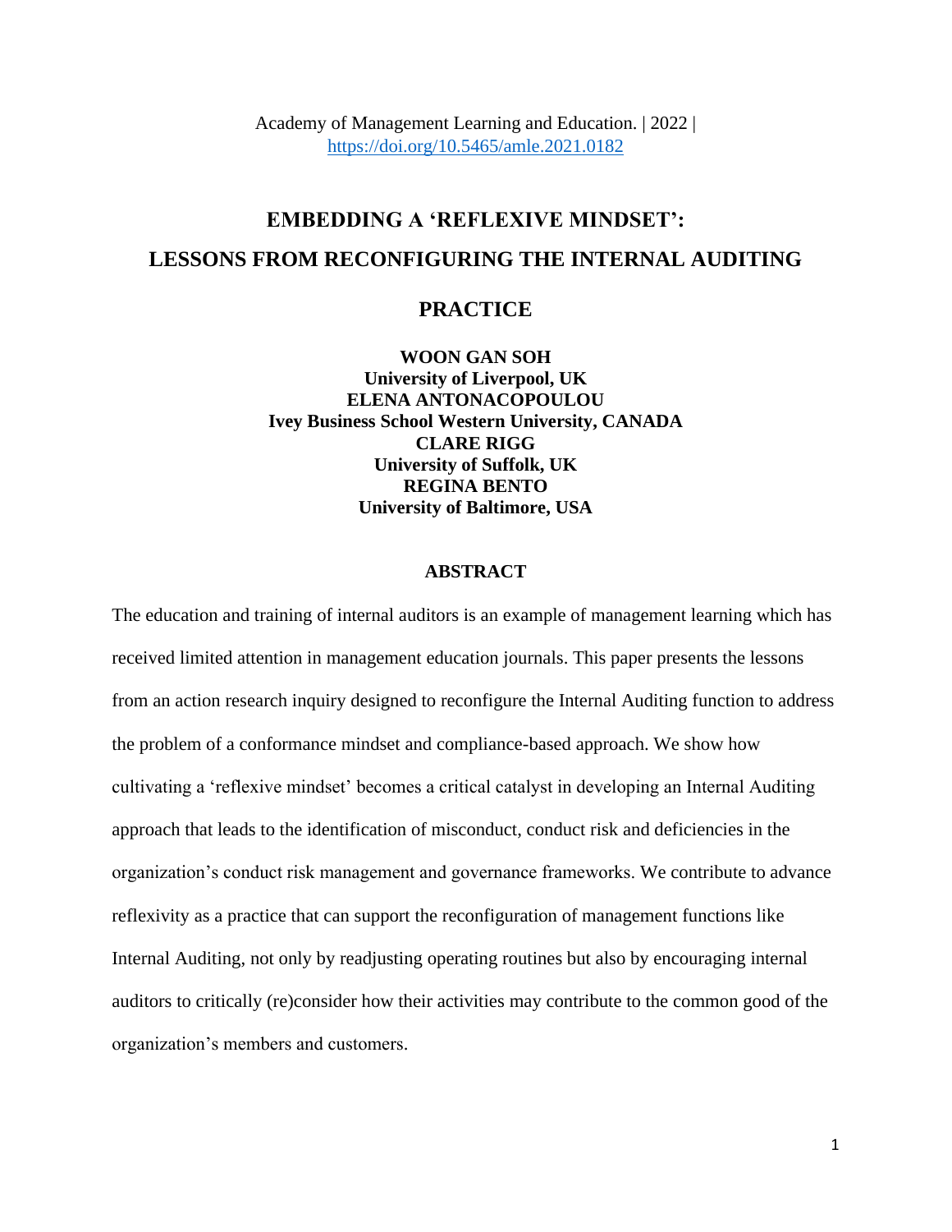Academy of Management Learning and Education. | 2022 | https://doi.org/10.5465/amle.2021.0182

# EMBEDDING A 'REFLEXIVE MINDSET': LESSONS FROM RECONFIGURING THE INTERNAL AUDITING PRACTICE

**WOON GAN SOH**
**University of Liverpool, UK**
**ELENA ANTONACOPOULOU**
**Ivey Business School Western University, CANADA**
**CLARE RIGG**
**University of Suffolk, UK**
**REGINA BENTO**
**University of Baltimore, USA**

## ABSTRACT

The education and training of internal auditors is an example of management learning which has received limited attention in management education journals. This paper presents the lessons from an action research inquiry designed to reconfigure the Internal Auditing function to address the problem of a conformance mindset and compliance-based approach. We show how cultivating a 'reflexive mindset' becomes a critical catalyst in developing an Internal Auditing approach that leads to the identification of misconduct, conduct risk and deficiencies in the organization's conduct risk management and governance frameworks. We contribute to advance reflexivity as a practice that can support the reconfiguration of management functions like Internal Auditing, not only by readjusting operating routines but also by encouraging internal auditors to critically (re)consider how their activities may contribute to the common good of the organization's members and customers.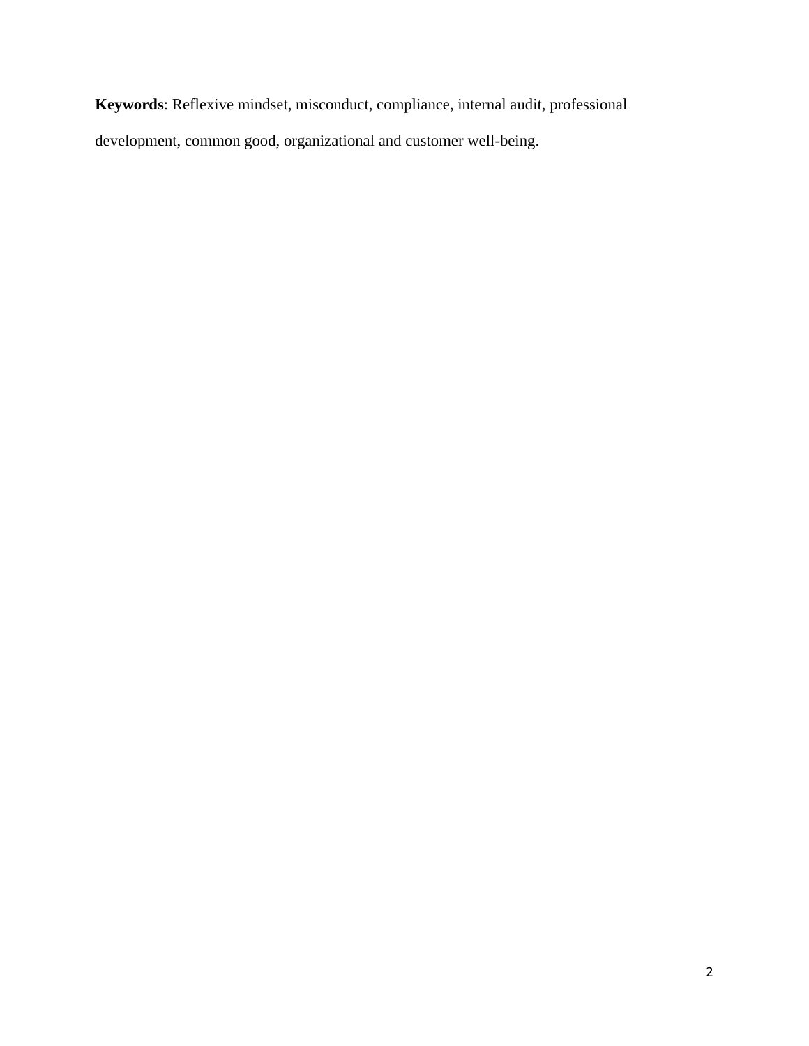**Keywords**: Reflexive mindset, misconduct, compliance, internal audit, professional development, common good, organizational and customer well-being.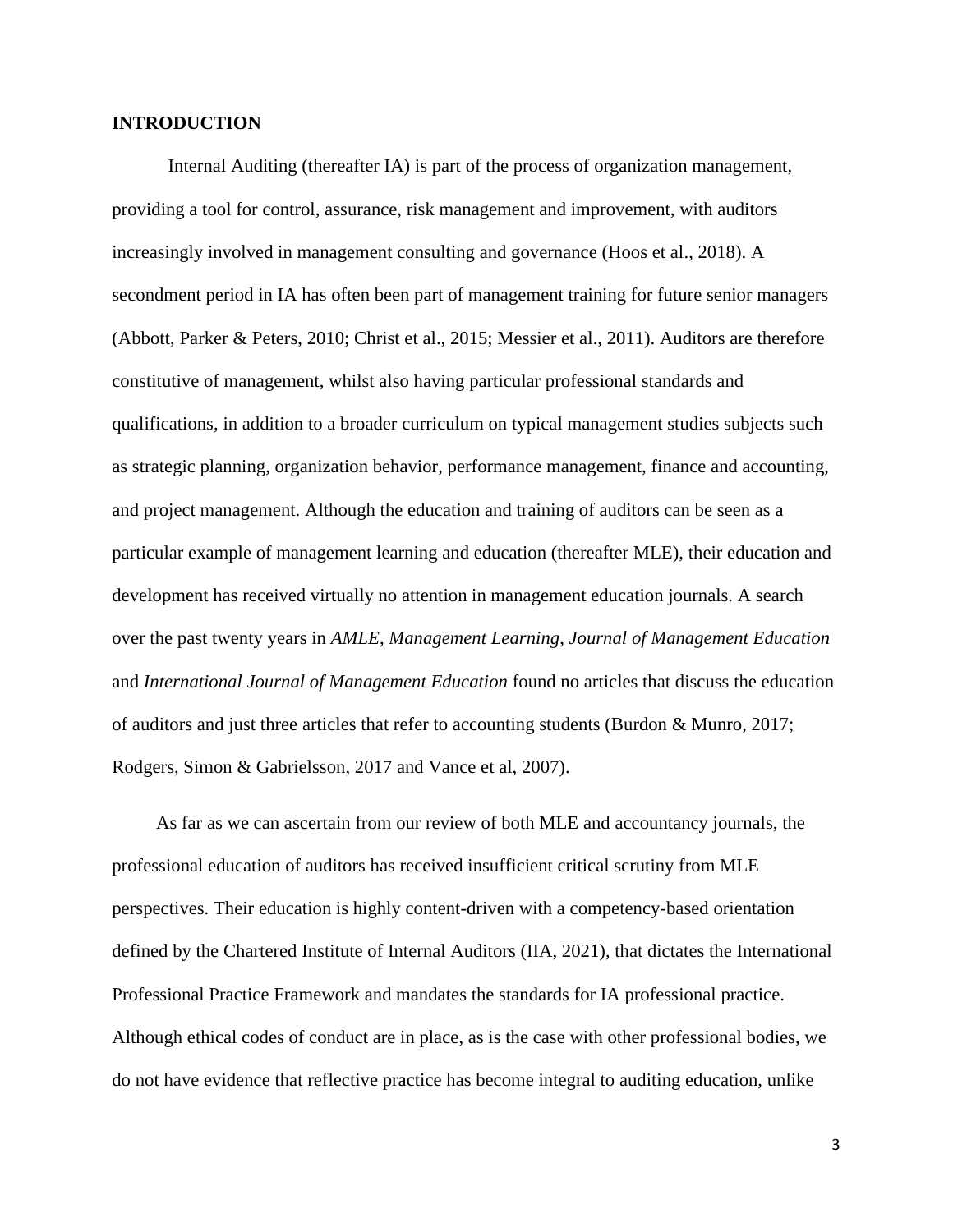## INTRODUCTION

Internal Auditing (thereafter IA) is part of the process of organization management, providing a tool for control, assurance, risk management and improvement, with auditors increasingly involved in management consulting and governance (Hoos et al., 2018). A secondment period in IA has often been part of management training for future senior managers (Abbott, Parker & Peters, 2010; Christ et al., 2015; Messier et al., 2011). Auditors are therefore constitutive of management, whilst also having particular professional standards and qualifications, in addition to a broader curriculum on typical management studies subjects such as strategic planning, organization behavior, performance management, finance and accounting, and project management. Although the education and training of auditors can be seen as a particular example of management learning and education (thereafter MLE), their education and development has received virtually no attention in management education journals. A search over the past twenty years in *AMLE*, *Management Learning*, *Journal of Management Education* and *International Journal of Management Education* found no articles that discuss the education of auditors and just three articles that refer to accounting students (Burdon & Munro, 2017; Rodgers, Simon & Gabrielsson, 2017 and Vance et al, 2007).

As far as we can ascertain from our review of both MLE and accountancy journals, the professional education of auditors has received insufficient critical scrutiny from MLE perspectives. Their education is highly content-driven with a competency-based orientation defined by the Chartered Institute of Internal Auditors (IIA, 2021), that dictates the International Professional Practice Framework and mandates the standards for IA professional practice. Although ethical codes of conduct are in place, as is the case with other professional bodies, we do not have evidence that reflective practice has become integral to auditing education, unlike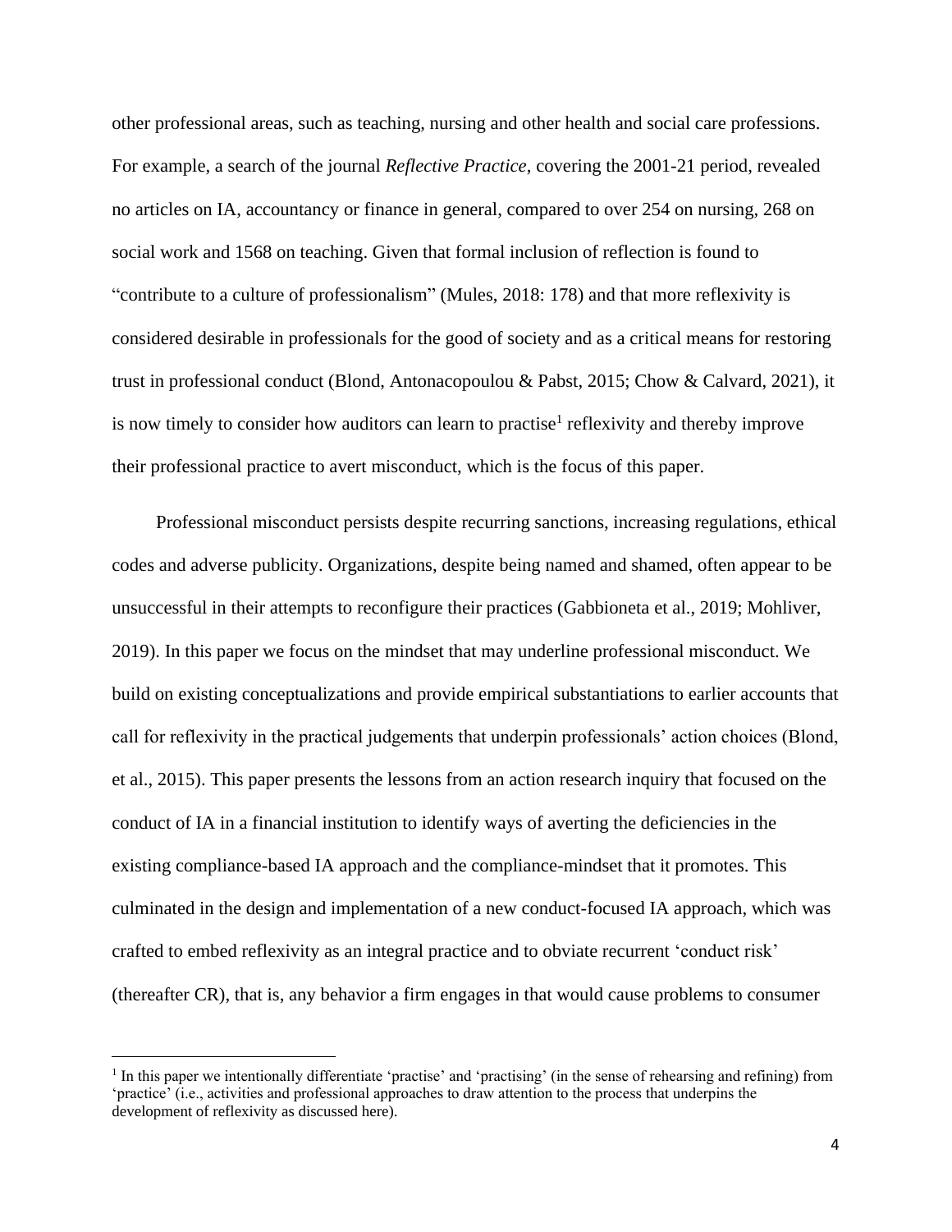other professional areas, such as teaching, nursing and other health and social care professions. For example, a search of the journal *Reflective Practice*, covering the 2001-21 period, revealed no articles on IA, accountancy or finance in general, compared to over 254 on nursing, 268 on social work and 1568 on teaching. Given that formal inclusion of reflection is found to "contribute to a culture of professionalism" (Mules, 2018: 178) and that more reflexivity is considered desirable in professionals for the good of society and as a critical means for restoring trust in professional conduct (Blond, Antonacopoulou & Pabst, 2015; Chow & Calvard, 2021), it is now timely to consider how auditors can learn to practise[1] reflexivity and thereby improve their professional practice to avert misconduct, which is the focus of this paper.

Professional misconduct persists despite recurring sanctions, increasing regulations, ethical codes and adverse publicity. Organizations, despite being named and shamed, often appear to be unsuccessful in their attempts to reconfigure their practices (Gabbioneta et al., 2019; Mohliver, 2019). In this paper we focus on the mindset that may underline professional misconduct. We build on existing conceptualizations and provide empirical substantiations to earlier accounts that call for reflexivity in the practical judgements that underpin professionals' action choices (Blond, et al., 2015). This paper presents the lessons from an action research inquiry that focused on the conduct of IA in a financial institution to identify ways of averting the deficiencies in the existing compliance-based IA approach and the compliance-mindset that it promotes. This culminated in the design and implementation of a new conduct-focused IA approach, which was crafted to embed reflexivity as an integral practice and to obviate recurrent 'conduct risk' (thereafter CR), that is, any behavior a firm engages in that would cause problems to consumer

[1] In this paper we intentionally differentiate 'practise' and 'practising' (in the sense of rehearsing and refining) from 'practice' (i.e., activities and professional approaches to draw attention to the process that underpins the development of reflexivity as discussed here).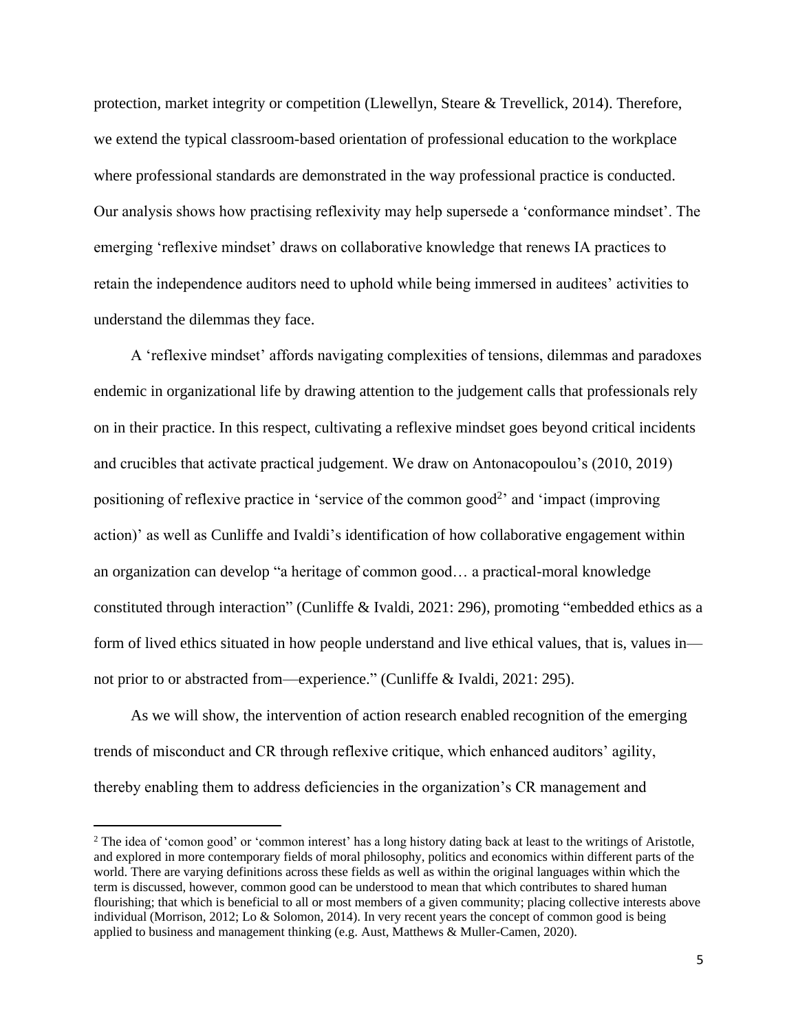protection, market integrity or competition (Llewellyn, Steare & Trevellick, 2014). Therefore, we extend the typical classroom-based orientation of professional education to the workplace where professional standards are demonstrated in the way professional practice is conducted. Our analysis shows how practising reflexivity may help supersede a 'conformance mindset'. The emerging 'reflexive mindset' draws on collaborative knowledge that renews IA practices to retain the independence auditors need to uphold while being immersed in auditees' activities to understand the dilemmas they face.

A 'reflexive mindset' affords navigating complexities of tensions, dilemmas and paradoxes endemic in organizational life by drawing attention to the judgement calls that professionals rely on in their practice. In this respect, cultivating a reflexive mindset goes beyond critical incidents and crucibles that activate practical judgement. We draw on Antonacopoulou's (2010, 2019) positioning of reflexive practice in 'service of the common good[2]' and 'impact (improving action)' as well as Cunliffe and Ivaldi's identification of how collaborative engagement within an organization can develop "a heritage of common good… a practical-moral knowledge constituted through interaction" (Cunliffe & Ivaldi, 2021: 296), promoting "embedded ethics as a form of lived ethics situated in how people understand and live ethical values, that is, values in—not prior to or abstracted from—experience." (Cunliffe & Ivaldi, 2021: 295).

As we will show, the intervention of action research enabled recognition of the emerging trends of misconduct and CR through reflexive critique, which enhanced auditors' agility, thereby enabling them to address deficiencies in the organization's CR management and

---

[2] The idea of 'comon good' or 'common interest' has a long history dating back at least to the writings of Aristotle, and explored in more contemporary fields of moral philosophy, politics and economics within different parts of the world. There are varying definitions across these fields as well as within the original languages within which the term is discussed, however, common good can be understood to mean that which contributes to shared human flourishing; that which is beneficial to all or most members of a given community; placing collective interests above individual (Morrison, 2012; Lo & Solomon, 2014). In very recent years the concept of common good is being applied to business and management thinking (e.g. Aust, Matthews & Muller-Camen, 2020).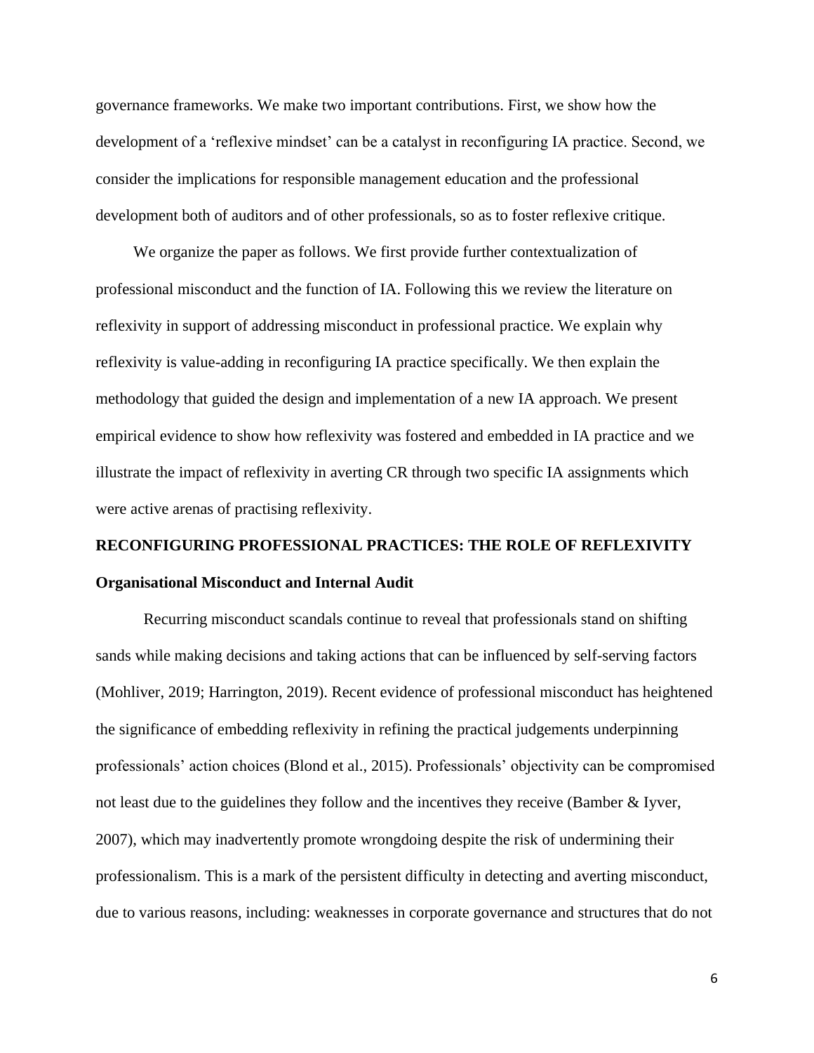governance frameworks. We make two important contributions. First, we show how the development of a 'reflexive mindset' can be a catalyst in reconfiguring IA practice. Second, we consider the implications for responsible management education and the professional development both of auditors and of other professionals, so as to foster reflexive critique.

We organize the paper as follows. We first provide further contextualization of professional misconduct and the function of IA. Following this we review the literature on reflexivity in support of addressing misconduct in professional practice. We explain why reflexivity is value-adding in reconfiguring IA practice specifically. We then explain the methodology that guided the design and implementation of a new IA approach. We present empirical evidence to show how reflexivity was fostered and embedded in IA practice and we illustrate the impact of reflexivity in averting CR through two specific IA assignments which were active arenas of practising reflexivity.

## RECONFIGURING PROFESSIONAL PRACTICES: THE ROLE OF REFLEXIVITY

### Organisational Misconduct and Internal Audit

Recurring misconduct scandals continue to reveal that professionals stand on shifting sands while making decisions and taking actions that can be influenced by self-serving factors (Mohliver, 2019; Harrington, 2019). Recent evidence of professional misconduct has heightened the significance of embedding reflexivity in refining the practical judgements underpinning professionals' action choices (Blond et al., 2015). Professionals' objectivity can be compromised not least due to the guidelines they follow and the incentives they receive (Bamber & Iyver, 2007), which may inadvertently promote wrongdoing despite the risk of undermining their professionalism. This is a mark of the persistent difficulty in detecting and averting misconduct, due to various reasons, including: weaknesses in corporate governance and structures that do not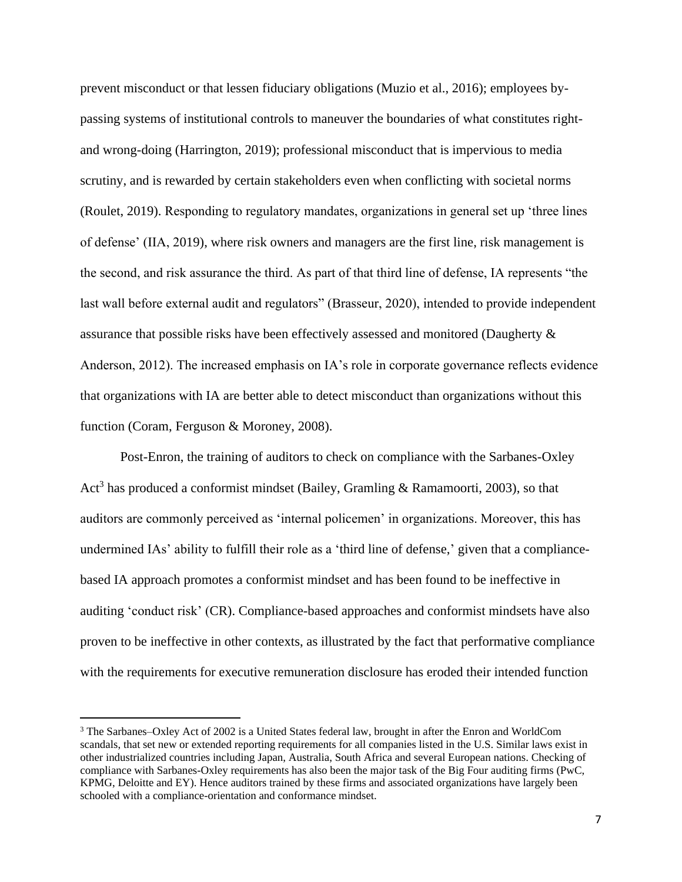prevent misconduct or that lessen fiduciary obligations (Muzio et al., 2016); employees by-passing systems of institutional controls to maneuver the boundaries of what constitutes right- and wrong-doing (Harrington, 2019); professional misconduct that is impervious to media scrutiny, and is rewarded by certain stakeholders even when conflicting with societal norms (Roulet, 2019). Responding to regulatory mandates, organizations in general set up 'three lines of defense' (IIA, 2019), where risk owners and managers are the first line, risk management is the second, and risk assurance the third. As part of that third line of defense, IA represents "the last wall before external audit and regulators" (Brasseur, 2020), intended to provide independent assurance that possible risks have been effectively assessed and monitored (Daugherty & Anderson, 2012). The increased emphasis on IA's role in corporate governance reflects evidence that organizations with IA are better able to detect misconduct than organizations without this function (Coram, Ferguson & Moroney, 2008).

Post-Enron, the training of auditors to check on compliance with the Sarbanes-Oxley Act[3] has produced a conformist mindset (Bailey, Gramling & Ramamoorti, 2003), so that auditors are commonly perceived as 'internal policemen' in organizations. Moreover, this has undermined IAs' ability to fulfill their role as a 'third line of defense,' given that a compliance-based IA approach promotes a conformist mindset and has been found to be ineffective in auditing 'conduct risk' (CR). Compliance-based approaches and conformist mindsets have also proven to be ineffective in other contexts, as illustrated by the fact that performative compliance with the requirements for executive remuneration disclosure has eroded their intended function

[3] The Sarbanes–Oxley Act of 2002 is a United States federal law, brought in after the Enron and WorldCom scandals, that set new or extended reporting requirements for all companies listed in the U.S. Similar laws exist in other industrialized countries including Japan, Australia, South Africa and several European nations. Checking of compliance with Sarbanes-Oxley requirements has also been the major task of the Big Four auditing firms (PwC, KPMG, Deloitte and EY). Hence auditors trained by these firms and associated organizations have largely been schooled with a compliance-orientation and conformance mindset.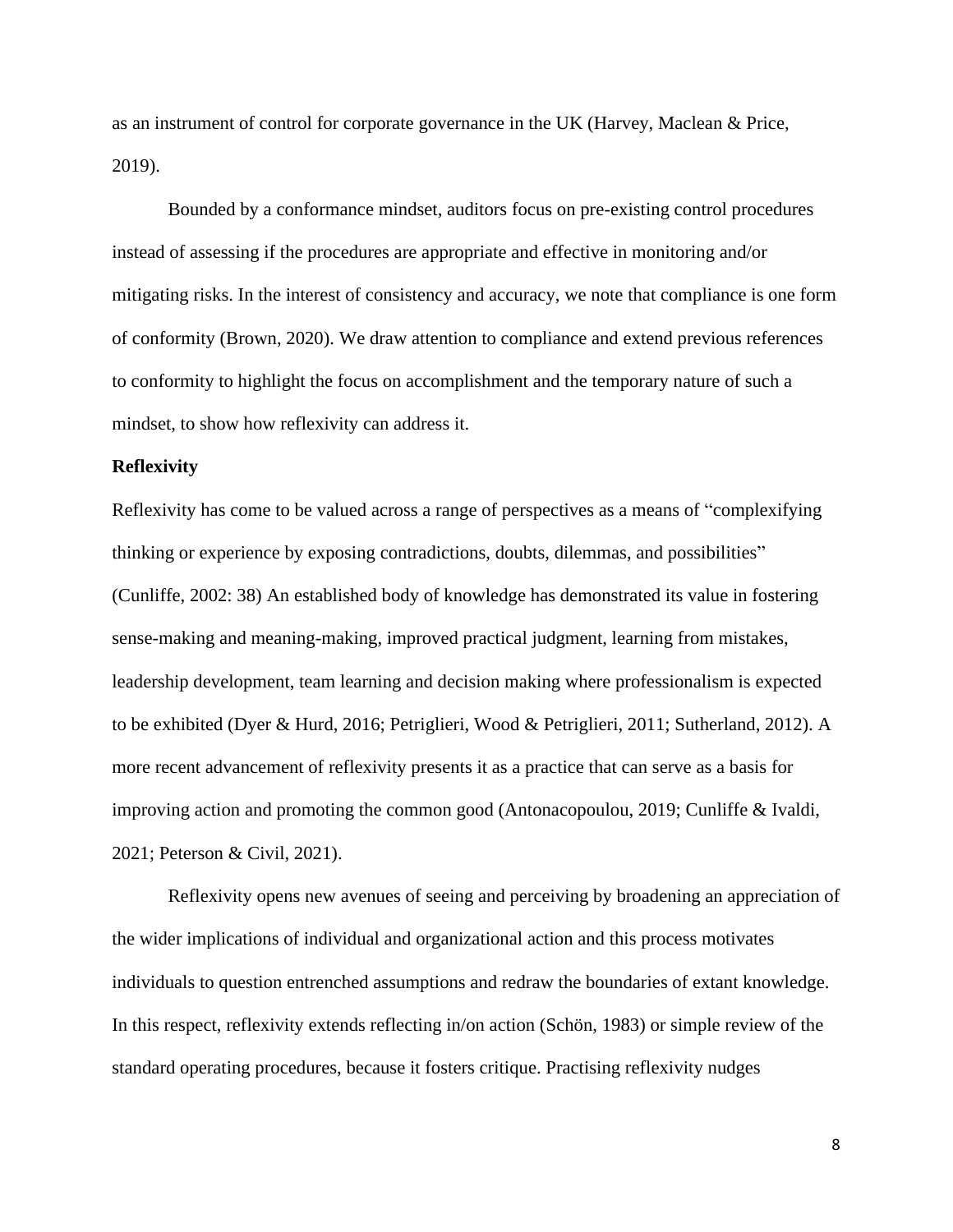as an instrument of control for corporate governance in the UK (Harvey, Maclean & Price, 2019).

Bounded by a conformance mindset, auditors focus on pre-existing control procedures instead of assessing if the procedures are appropriate and effective in monitoring and/or mitigating risks. In the interest of consistency and accuracy, we note that compliance is one form of conformity (Brown, 2020). We draw attention to compliance and extend previous references to conformity to highlight the focus on accomplishment and the temporary nature of such a mindset, to show how reflexivity can address it.

**Reflexivity**

Reflexivity has come to be valued across a range of perspectives as a means of "complexifying thinking or experience by exposing contradictions, doubts, dilemmas, and possibilities" (Cunliffe, 2002: 38) An established body of knowledge has demonstrated its value in fostering sense-making and meaning-making, improved practical judgment, learning from mistakes, leadership development, team learning and decision making where professionalism is expected to be exhibited (Dyer & Hurd, 2016; Petriglieri, Wood & Petriglieri, 2011; Sutherland, 2012). A more recent advancement of reflexivity presents it as a practice that can serve as a basis for improving action and promoting the common good (Antonacopoulou, 2019; Cunliffe & Ivaldi, 2021; Peterson & Civil, 2021).

Reflexivity opens new avenues of seeing and perceiving by broadening an appreciation of the wider implications of individual and organizational action and this process motivates individuals to question entrenched assumptions and redraw the boundaries of extant knowledge. In this respect, reflexivity extends reflecting in/on action (Schön, 1983) or simple review of the standard operating procedures, because it fosters critique. Practising reflexivity nudges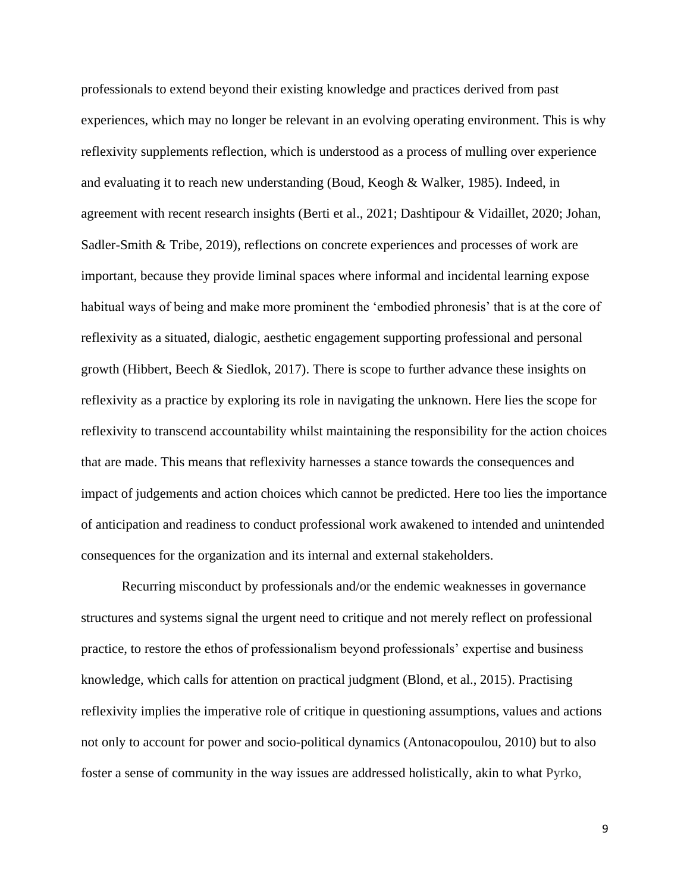professionals to extend beyond their existing knowledge and practices derived from past experiences, which may no longer be relevant in an evolving operating environment. This is why reflexivity supplements reflection, which is understood as a process of mulling over experience and evaluating it to reach new understanding (Boud, Keogh & Walker, 1985). Indeed, in agreement with recent research insights (Berti et al., 2021; Dashtipour & Vidaillet, 2020; Johan, Sadler-Smith & Tribe, 2019), reflections on concrete experiences and processes of work are important, because they provide liminal spaces where informal and incidental learning expose habitual ways of being and make more prominent the 'embodied phronesis' that is at the core of reflexivity as a situated, dialogic, aesthetic engagement supporting professional and personal growth (Hibbert, Beech & Siedlok, 2017). There is scope to further advance these insights on reflexivity as a practice by exploring its role in navigating the unknown. Here lies the scope for reflexivity to transcend accountability whilst maintaining the responsibility for the action choices that are made. This means that reflexivity harnesses a stance towards the consequences and impact of judgements and action choices which cannot be predicted. Here too lies the importance of anticipation and readiness to conduct professional work awakened to intended and unintended consequences for the organization and its internal and external stakeholders.

Recurring misconduct by professionals and/or the endemic weaknesses in governance structures and systems signal the urgent need to critique and not merely reflect on professional practice, to restore the ethos of professionalism beyond professionals' expertise and business knowledge, which calls for attention on practical judgment (Blond, et al., 2015). Practising reflexivity implies the imperative role of critique in questioning assumptions, values and actions not only to account for power and socio-political dynamics (Antonacopoulou, 2010) but to also foster a sense of community in the way issues are addressed holistically, akin to what Pyrko,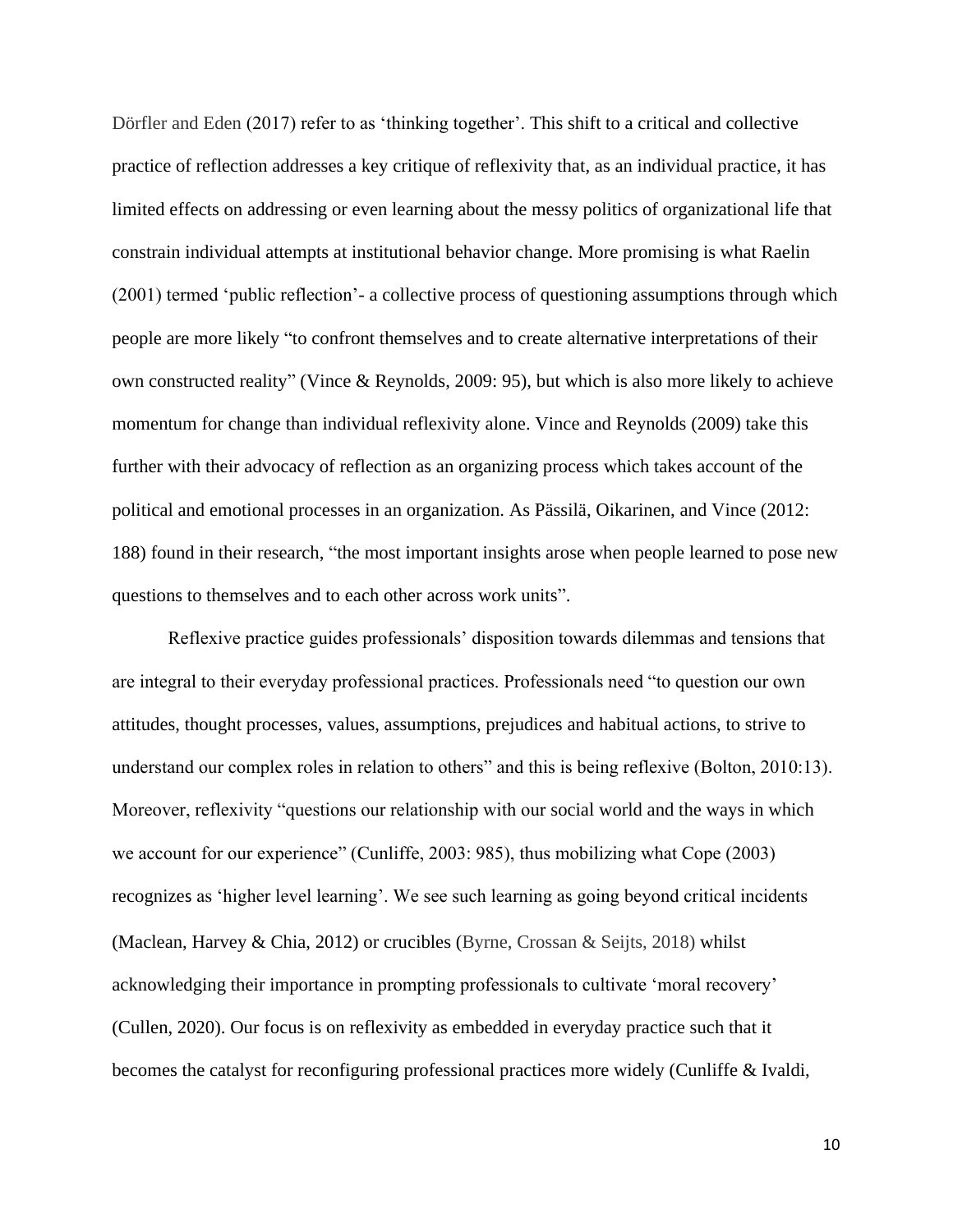Dörfler and Eden (2017) refer to as 'thinking together'. This shift to a critical and collective practice of reflection addresses a key critique of reflexivity that, as an individual practice, it has limited effects on addressing or even learning about the messy politics of organizational life that constrain individual attempts at institutional behavior change. More promising is what Raelin (2001) termed 'public reflection'- a collective process of questioning assumptions through which people are more likely "to confront themselves and to create alternative interpretations of their own constructed reality" (Vince & Reynolds, 2009: 95), but which is also more likely to achieve momentum for change than individual reflexivity alone. Vince and Reynolds (2009) take this further with their advocacy of reflection as an organizing process which takes account of the political and emotional processes in an organization. As Pässilä, Oikarinen, and Vince (2012: 188) found in their research, "the most important insights arose when people learned to pose new questions to themselves and to each other across work units".

Reflexive practice guides professionals' disposition towards dilemmas and tensions that are integral to their everyday professional practices. Professionals need "to question our own attitudes, thought processes, values, assumptions, prejudices and habitual actions, to strive to understand our complex roles in relation to others" and this is being reflexive (Bolton, 2010:13). Moreover, reflexivity "questions our relationship with our social world and the ways in which we account for our experience" (Cunliffe, 2003: 985), thus mobilizing what Cope (2003) recognizes as 'higher level learning'. We see such learning as going beyond critical incidents (Maclean, Harvey & Chia, 2012) or crucibles (Byrne, Crossan & Seijts, 2018) whilst acknowledging their importance in prompting professionals to cultivate 'moral recovery' (Cullen, 2020). Our focus is on reflexivity as embedded in everyday practice such that it becomes the catalyst for reconfiguring professional practices more widely (Cunliffe & Ivaldi,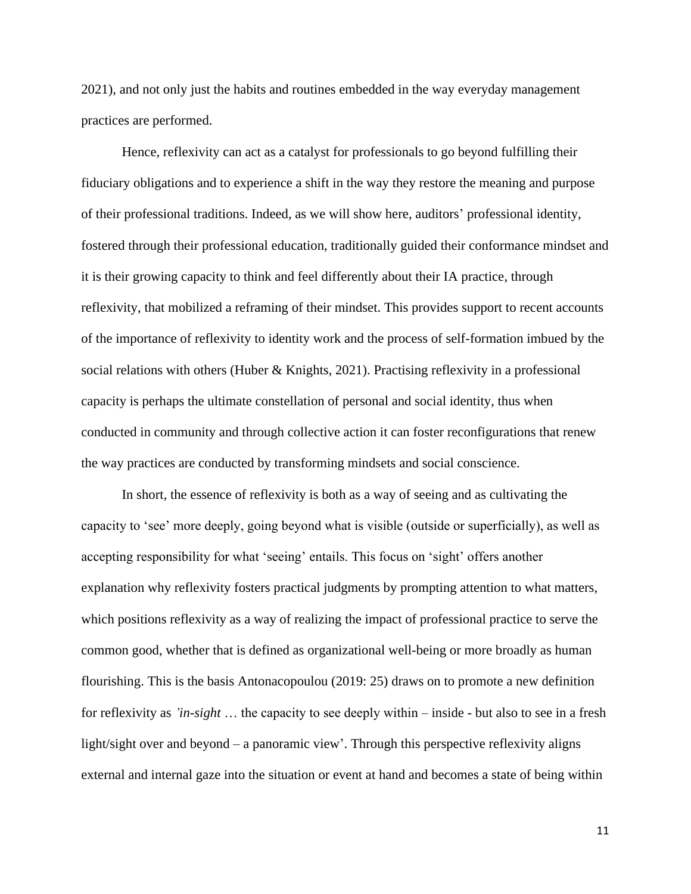2021), and not only just the habits and routines embedded in the way everyday management practices are performed.

Hence, reflexivity can act as a catalyst for professionals to go beyond fulfilling their fiduciary obligations and to experience a shift in the way they restore the meaning and purpose of their professional traditions. Indeed, as we will show here, auditors' professional identity, fostered through their professional education, traditionally guided their conformance mindset and it is their growing capacity to think and feel differently about their IA practice, through reflexivity, that mobilized a reframing of their mindset. This provides support to recent accounts of the importance of reflexivity to identity work and the process of self-formation imbued by the social relations with others (Huber & Knights, 2021). Practising reflexivity in a professional capacity is perhaps the ultimate constellation of personal and social identity, thus when conducted in community and through collective action it can foster reconfigurations that renew the way practices are conducted by transforming mindsets and social conscience.

In short, the essence of reflexivity is both as a way of seeing and as cultivating the capacity to 'see' more deeply, going beyond what is visible (outside or superficially), as well as accepting responsibility for what 'seeing' entails. This focus on 'sight' offers another explanation why reflexivity fosters practical judgments by prompting attention to what matters, which positions reflexivity as a way of realizing the impact of professional practice to serve the common good, whether that is defined as organizational well-being or more broadly as human flourishing. This is the basis Antonacopoulou (2019: 25) draws on to promote a new definition for reflexivity as *'in-sight* … the capacity to see deeply within – inside - but also to see in a fresh light/sight over and beyond – a panoramic view'. Through this perspective reflexivity aligns external and internal gaze into the situation or event at hand and becomes a state of being within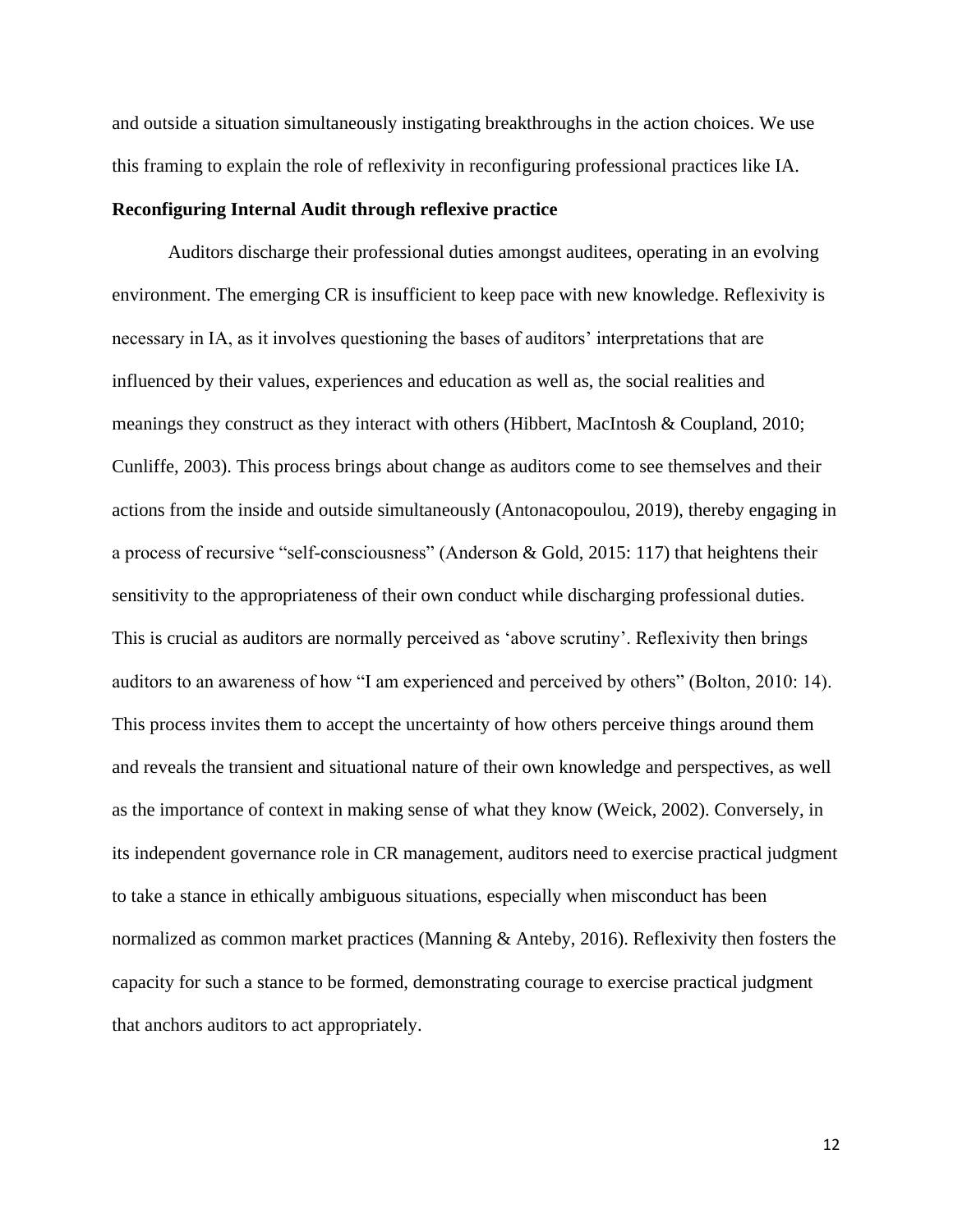and outside a situation simultaneously instigating breakthroughs in the action choices. We use this framing to explain the role of reflexivity in reconfiguring professional practices like IA.

**Reconfiguring Internal Audit through reflexive practice**

Auditors discharge their professional duties amongst auditees, operating in an evolving environment. The emerging CR is insufficient to keep pace with new knowledge. Reflexivity is necessary in IA, as it involves questioning the bases of auditors' interpretations that are influenced by their values, experiences and education as well as, the social realities and meanings they construct as they interact with others (Hibbert, MacIntosh & Coupland, 2010; Cunliffe, 2003). This process brings about change as auditors come to see themselves and their actions from the inside and outside simultaneously (Antonacopoulou, 2019), thereby engaging in a process of recursive "self-consciousness" (Anderson & Gold, 2015: 117) that heightens their sensitivity to the appropriateness of their own conduct while discharging professional duties. This is crucial as auditors are normally perceived as 'above scrutiny'. Reflexivity then brings auditors to an awareness of how "I am experienced and perceived by others" (Bolton, 2010: 14). This process invites them to accept the uncertainty of how others perceive things around them and reveals the transient and situational nature of their own knowledge and perspectives, as well as the importance of context in making sense of what they know (Weick, 2002). Conversely, in its independent governance role in CR management, auditors need to exercise practical judgment to take a stance in ethically ambiguous situations, especially when misconduct has been normalized as common market practices (Manning & Anteby, 2016). Reflexivity then fosters the capacity for such a stance to be formed, demonstrating courage to exercise practical judgment that anchors auditors to act appropriately.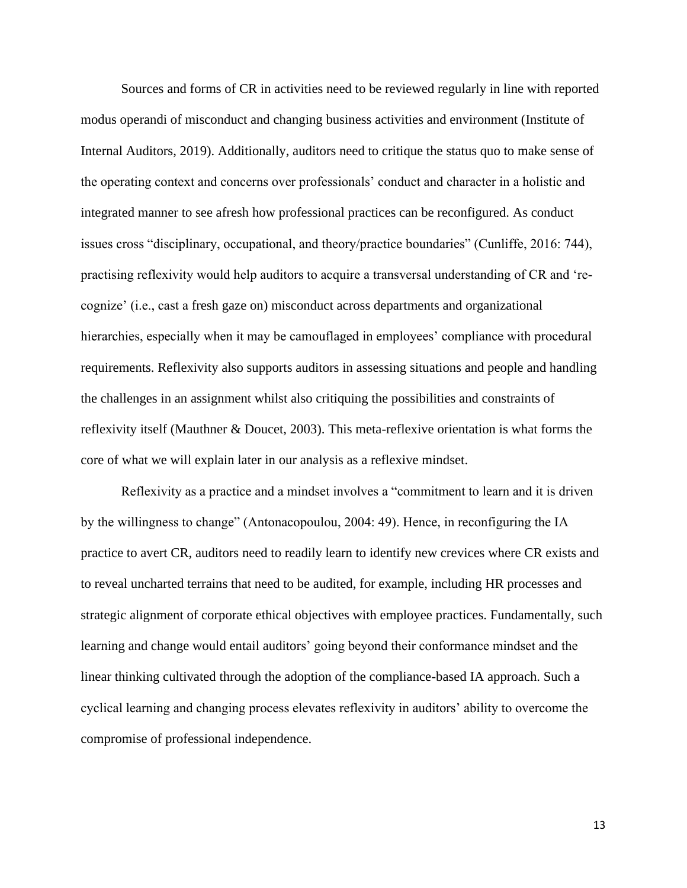Sources and forms of CR in activities need to be reviewed regularly in line with reported modus operandi of misconduct and changing business activities and environment (Institute of Internal Auditors, 2019). Additionally, auditors need to critique the status quo to make sense of the operating context and concerns over professionals' conduct and character in a holistic and integrated manner to see afresh how professional practices can be reconfigured. As conduct issues cross "disciplinary, occupational, and theory/practice boundaries" (Cunliffe, 2016: 744), practising reflexivity would help auditors to acquire a transversal understanding of CR and 're-cognize' (i.e., cast a fresh gaze on) misconduct across departments and organizational hierarchies, especially when it may be camouflaged in employees' compliance with procedural requirements. Reflexivity also supports auditors in assessing situations and people and handling the challenges in an assignment whilst also critiquing the possibilities and constraints of reflexivity itself (Mauthner & Doucet, 2003). This meta-reflexive orientation is what forms the core of what we will explain later in our analysis as a reflexive mindset.

Reflexivity as a practice and a mindset involves a "commitment to learn and it is driven by the willingness to change" (Antonacopoulou, 2004: 49). Hence, in reconfiguring the IA practice to avert CR, auditors need to readily learn to identify new crevices where CR exists and to reveal uncharted terrains that need to be audited, for example, including HR processes and strategic alignment of corporate ethical objectives with employee practices. Fundamentally, such learning and change would entail auditors' going beyond their conformance mindset and the linear thinking cultivated through the adoption of the compliance-based IA approach. Such a cyclical learning and changing process elevates reflexivity in auditors' ability to overcome the compromise of professional independence.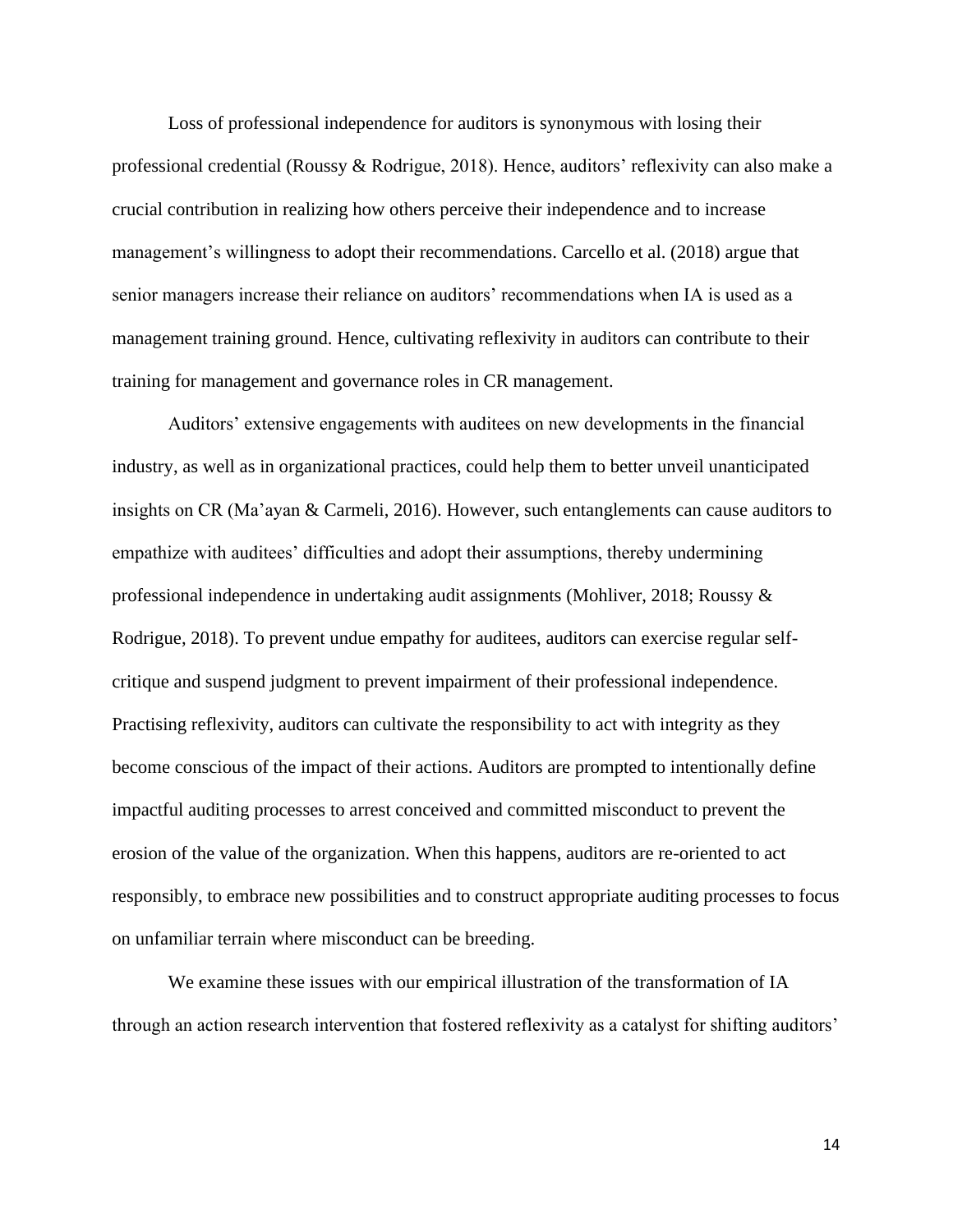Loss of professional independence for auditors is synonymous with losing their professional credential (Roussy & Rodrigue, 2018). Hence, auditors' reflexivity can also make a crucial contribution in realizing how others perceive their independence and to increase management's willingness to adopt their recommendations. Carcello et al. (2018) argue that senior managers increase their reliance on auditors' recommendations when IA is used as a management training ground. Hence, cultivating reflexivity in auditors can contribute to their training for management and governance roles in CR management.

Auditors' extensive engagements with auditees on new developments in the financial industry, as well as in organizational practices, could help them to better unveil unanticipated insights on CR (Ma'ayan & Carmeli, 2016). However, such entanglements can cause auditors to empathize with auditees' difficulties and adopt their assumptions, thereby undermining professional independence in undertaking audit assignments (Mohliver, 2018; Roussy & Rodrigue, 2018). To prevent undue empathy for auditees, auditors can exercise regular self-critique and suspend judgment to prevent impairment of their professional independence. Practising reflexivity, auditors can cultivate the responsibility to act with integrity as they become conscious of the impact of their actions. Auditors are prompted to intentionally define impactful auditing processes to arrest conceived and committed misconduct to prevent the erosion of the value of the organization. When this happens, auditors are re-oriented to act responsibly, to embrace new possibilities and to construct appropriate auditing processes to focus on unfamiliar terrain where misconduct can be breeding.

We examine these issues with our empirical illustration of the transformation of IA through an action research intervention that fostered reflexivity as a catalyst for shifting auditors'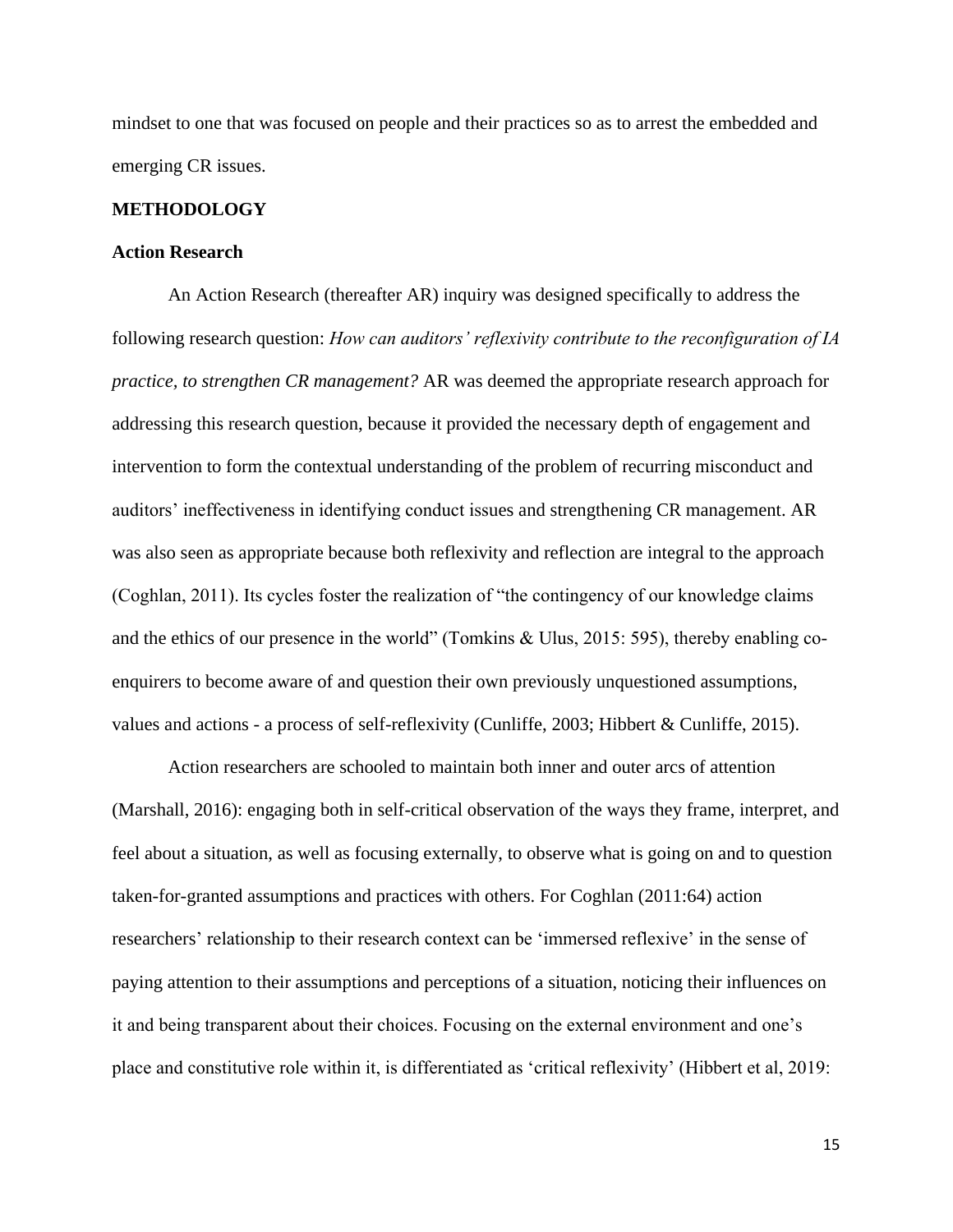mindset to one that was focused on people and their practices so as to arrest the embedded and emerging CR issues.

## METHODOLOGY

### Action Research

An Action Research (thereafter AR) inquiry was designed specifically to address the following research question: *How can auditors' reflexivity contribute to the reconfiguration of IA practice, to strengthen CR management?* AR was deemed the appropriate research approach for addressing this research question, because it provided the necessary depth of engagement and intervention to form the contextual understanding of the problem of recurring misconduct and auditors' ineffectiveness in identifying conduct issues and strengthening CR management. AR was also seen as appropriate because both reflexivity and reflection are integral to the approach (Coghlan, 2011). Its cycles foster the realization of "the contingency of our knowledge claims and the ethics of our presence in the world" (Tomkins & Ulus, 2015: 595), thereby enabling co-enquirers to become aware of and question their own previously unquestioned assumptions, values and actions - a process of self-reflexivity (Cunliffe, 2003; Hibbert & Cunliffe, 2015).

Action researchers are schooled to maintain both inner and outer arcs of attention (Marshall, 2016): engaging both in self-critical observation of the ways they frame, interpret, and feel about a situation, as well as focusing externally, to observe what is going on and to question taken-for-granted assumptions and practices with others. For Coghlan (2011:64) action researchers' relationship to their research context can be 'immersed reflexive' in the sense of paying attention to their assumptions and perceptions of a situation, noticing their influences on it and being transparent about their choices. Focusing on the external environment and one's place and constitutive role within it, is differentiated as 'critical reflexivity' (Hibbert et al, 2019: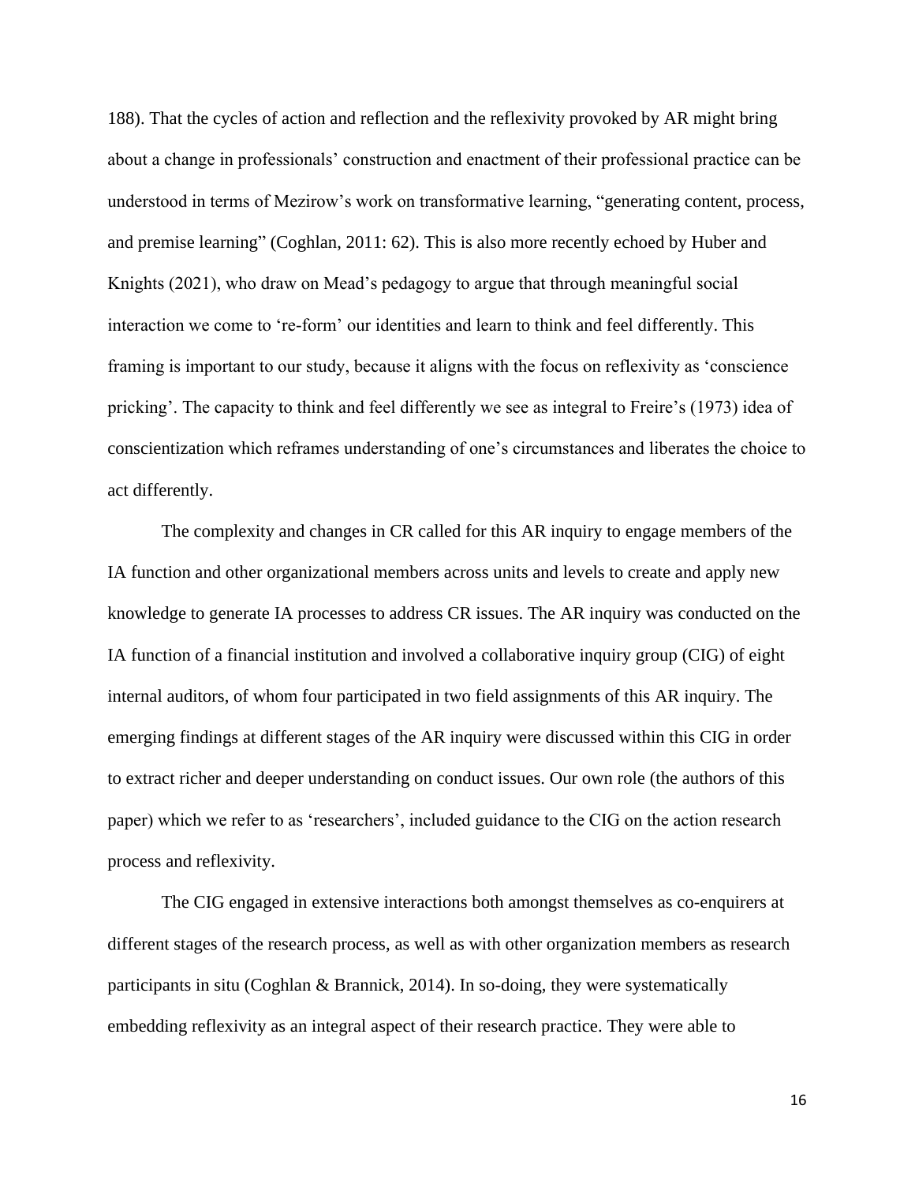188). That the cycles of action and reflection and the reflexivity provoked by AR might bring about a change in professionals' construction and enactment of their professional practice can be understood in terms of Mezirow's work on transformative learning, "generating content, process, and premise learning" (Coghlan, 2011: 62). This is also more recently echoed by Huber and Knights (2021), who draw on Mead's pedagogy to argue that through meaningful social interaction we come to 're-form' our identities and learn to think and feel differently. This framing is important to our study, because it aligns with the focus on reflexivity as 'conscience pricking'. The capacity to think and feel differently we see as integral to Freire's (1973) idea of conscientization which reframes understanding of one's circumstances and liberates the choice to act differently.

The complexity and changes in CR called for this AR inquiry to engage members of the IA function and other organizational members across units and levels to create and apply new knowledge to generate IA processes to address CR issues. The AR inquiry was conducted on the IA function of a financial institution and involved a collaborative inquiry group (CIG) of eight internal auditors, of whom four participated in two field assignments of this AR inquiry. The emerging findings at different stages of the AR inquiry were discussed within this CIG in order to extract richer and deeper understanding on conduct issues. Our own role (the authors of this paper) which we refer to as 'researchers', included guidance to the CIG on the action research process and reflexivity.

The CIG engaged in extensive interactions both amongst themselves as co-enquirers at different stages of the research process, as well as with other organization members as research participants in situ (Coghlan & Brannick, 2014). In so-doing, they were systematically embedding reflexivity as an integral aspect of their research practice. They were able to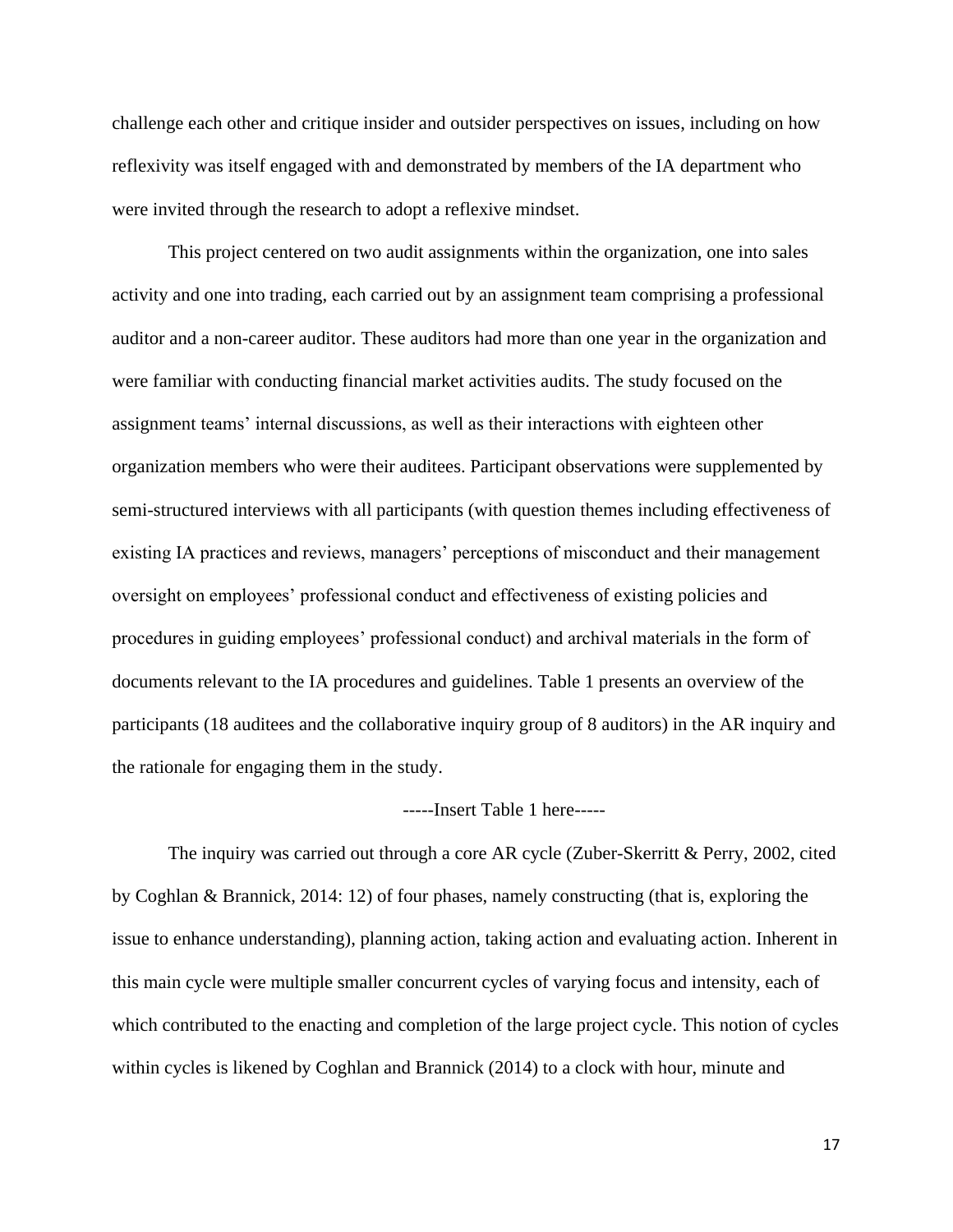challenge each other and critique insider and outsider perspectives on issues, including on how reflexivity was itself engaged with and demonstrated by members of the IA department who were invited through the research to adopt a reflexive mindset.

This project centered on two audit assignments within the organization, one into sales activity and one into trading, each carried out by an assignment team comprising a professional auditor and a non-career auditor. These auditors had more than one year in the organization and were familiar with conducting financial market activities audits. The study focused on the assignment teams' internal discussions, as well as their interactions with eighteen other organization members who were their auditees. Participant observations were supplemented by semi-structured interviews with all participants (with question themes including effectiveness of existing IA practices and reviews, managers' perceptions of misconduct and their management oversight on employees' professional conduct and effectiveness of existing policies and procedures in guiding employees' professional conduct) and archival materials in the form of documents relevant to the IA procedures and guidelines. Table 1 presents an overview of the participants (18 auditees and the collaborative inquiry group of 8 auditors) in the AR inquiry and the rationale for engaging them in the study.

-----Insert Table 1 here-----

The inquiry was carried out through a core AR cycle (Zuber-Skerritt & Perry, 2002, cited by Coghlan & Brannick, 2014: 12) of four phases, namely constructing (that is, exploring the issue to enhance understanding), planning action, taking action and evaluating action. Inherent in this main cycle were multiple smaller concurrent cycles of varying focus and intensity, each of which contributed to the enacting and completion of the large project cycle. This notion of cycles within cycles is likened by Coghlan and Brannick (2014) to a clock with hour, minute and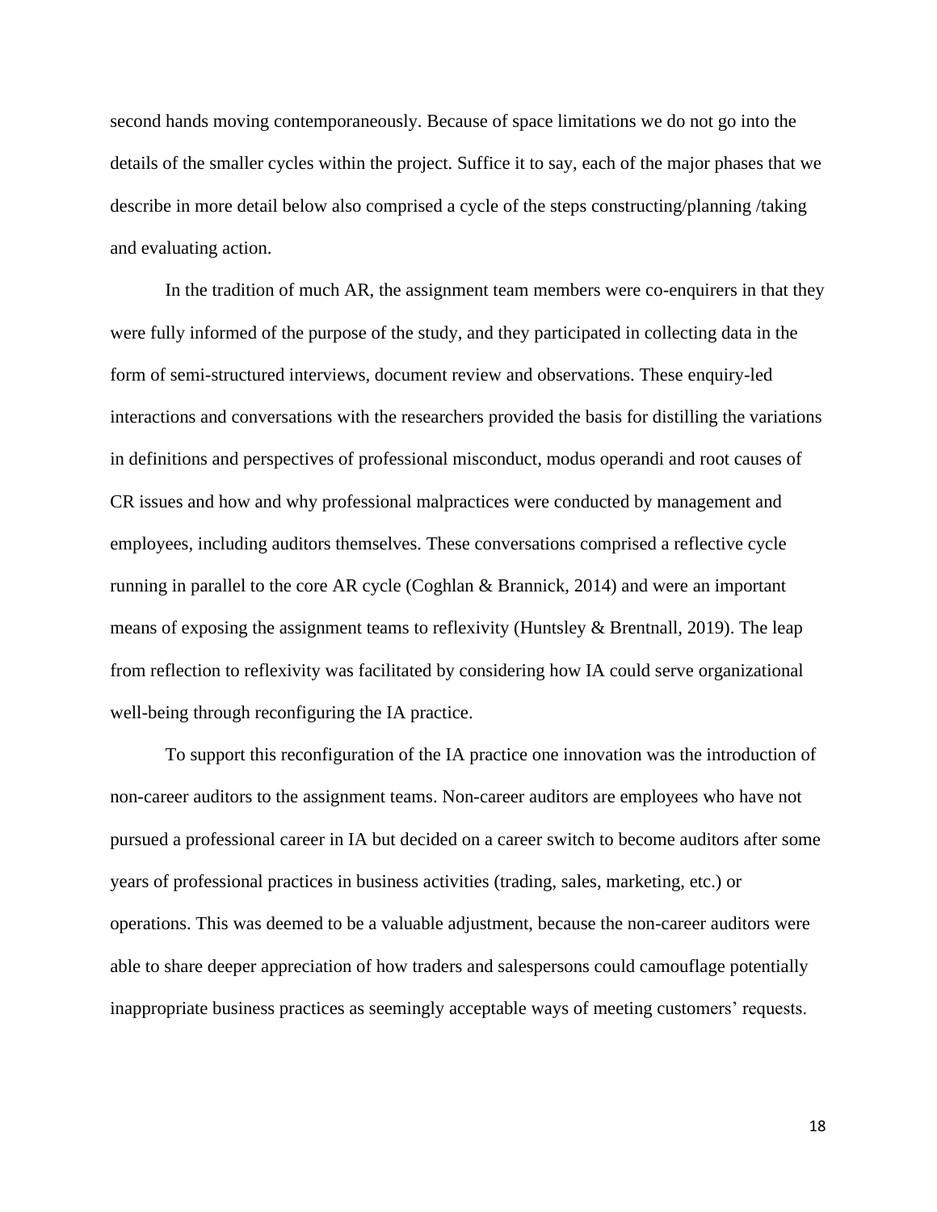second hands moving contemporaneously. Because of space limitations we do not go into the details of the smaller cycles within the project. Suffice it to say, each of the major phases that we describe in more detail below also comprised a cycle of the steps constructing/planning /taking and evaluating action.

In the tradition of much AR, the assignment team members were co-enquirers in that they were fully informed of the purpose of the study, and they participated in collecting data in the form of semi-structured interviews, document review and observations. These enquiry-led interactions and conversations with the researchers provided the basis for distilling the variations in definitions and perspectives of professional misconduct, modus operandi and root causes of CR issues and how and why professional malpractices were conducted by management and employees, including auditors themselves. These conversations comprised a reflective cycle running in parallel to the core AR cycle (Coghlan & Brannick, 2014) and were an important means of exposing the assignment teams to reflexivity (Huntsley & Brentnall, 2019). The leap from reflection to reflexivity was facilitated by considering how IA could serve organizational well-being through reconfiguring the IA practice.

To support this reconfiguration of the IA practice one innovation was the introduction of non-career auditors to the assignment teams. Non-career auditors are employees who have not pursued a professional career in IA but decided on a career switch to become auditors after some years of professional practices in business activities (trading, sales, marketing, etc.) or operations. This was deemed to be a valuable adjustment, because the non-career auditors were able to share deeper appreciation of how traders and salespersons could camouflage potentially inappropriate business practices as seemingly acceptable ways of meeting customers' requests.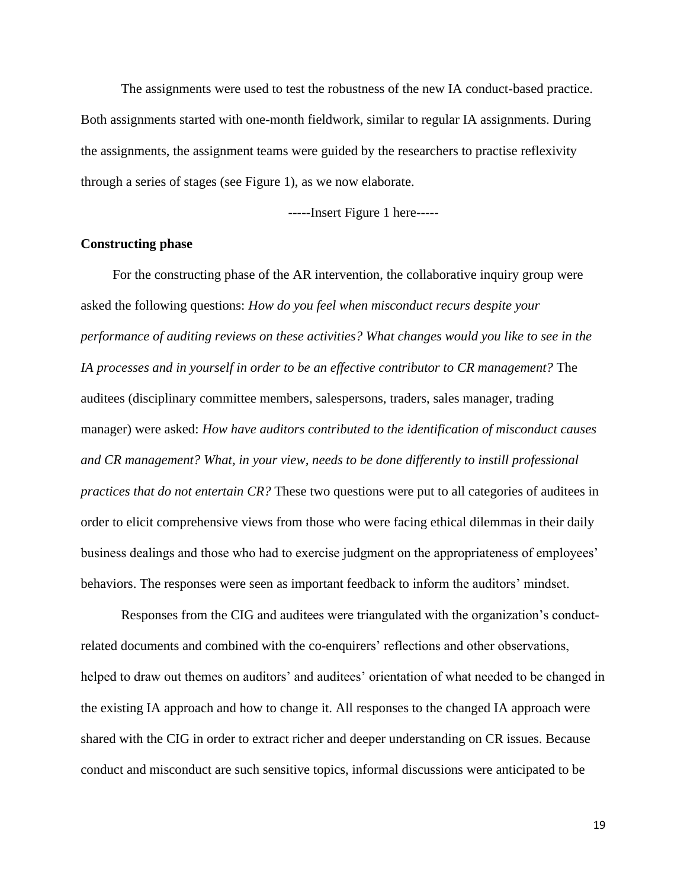The assignments were used to test the robustness of the new IA conduct-based practice. Both assignments started with one-month fieldwork, similar to regular IA assignments. During the assignments, the assignment teams were guided by the researchers to practise reflexivity through a series of stages (see Figure 1), as we now elaborate.

-----Insert Figure 1 here-----

**Constructing phase**

For the constructing phase of the AR intervention, the collaborative inquiry group were asked the following questions: *How do you feel when misconduct recurs despite your performance of auditing reviews on these activities? What changes would you like to see in the IA processes and in yourself in order to be an effective contributor to CR management?* The auditees (disciplinary committee members, salespersons, traders, sales manager, trading manager) were asked: *How have auditors contributed to the identification of misconduct causes and CR management? What, in your view, needs to be done differently to instill professional practices that do not entertain CR?* These two questions were put to all categories of auditees in order to elicit comprehensive views from those who were facing ethical dilemmas in their daily business dealings and those who had to exercise judgment on the appropriateness of employees' behaviors. The responses were seen as important feedback to inform the auditors' mindset.

Responses from the CIG and auditees were triangulated with the organization's conduct-related documents and combined with the co-enquirers' reflections and other observations, helped to draw out themes on auditors' and auditees' orientation of what needed to be changed in the existing IA approach and how to change it. All responses to the changed IA approach were shared with the CIG in order to extract richer and deeper understanding on CR issues. Because conduct and misconduct are such sensitive topics, informal discussions were anticipated to be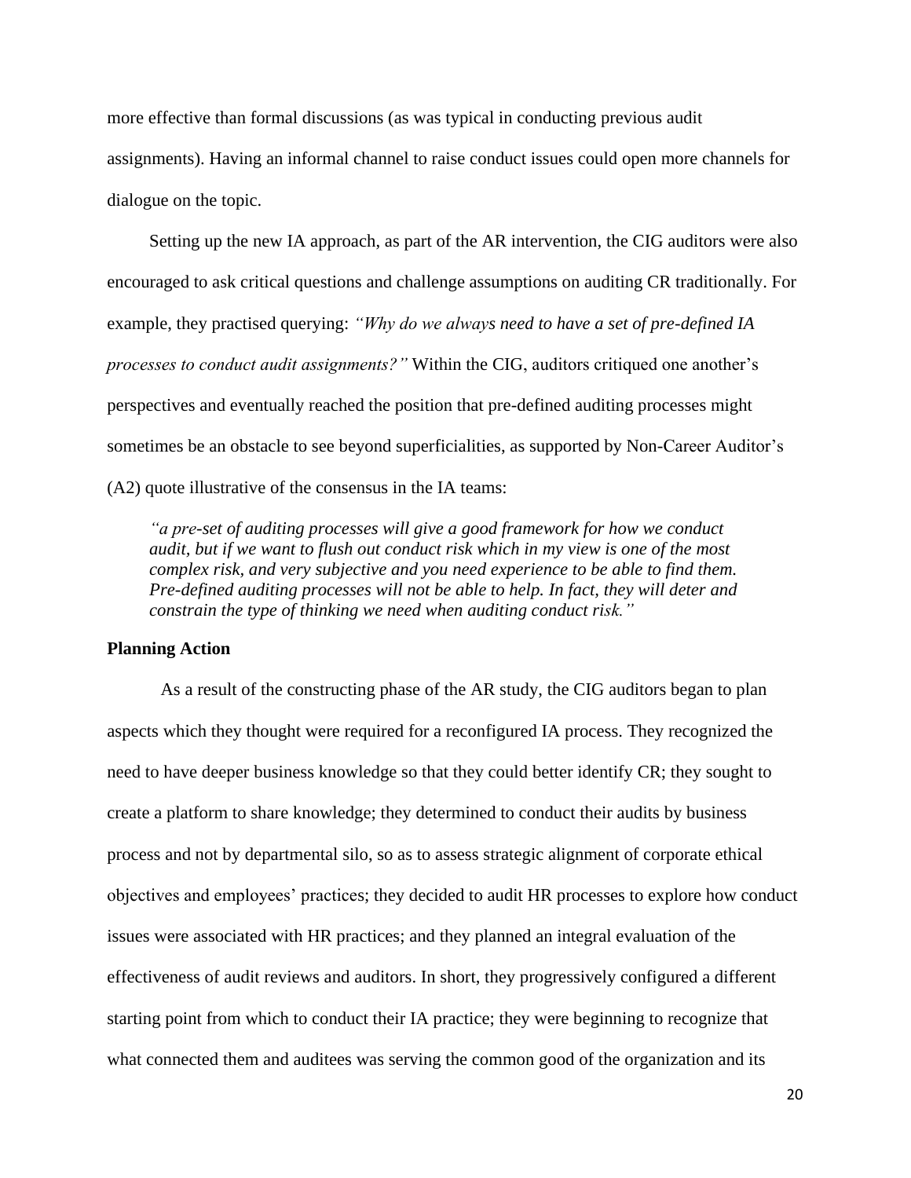more effective than formal discussions (as was typical in conducting previous audit assignments). Having an informal channel to raise conduct issues could open more channels for dialogue on the topic.

Setting up the new IA approach, as part of the AR intervention, the CIG auditors were also encouraged to ask critical questions and challenge assumptions on auditing CR traditionally. For example, they practised querying: *"Why do we always need to have a set of pre-defined IA processes to conduct audit assignments?"* Within the CIG, auditors critiqued one another's perspectives and eventually reached the position that pre-defined auditing processes might sometimes be an obstacle to see beyond superficialities, as supported by Non-Career Auditor's (A2) quote illustrative of the consensus in the IA teams:

> *"a pre-set of auditing processes will give a good framework for how we conduct audit, but if we want to flush out conduct risk which in my view is one of the most complex risk, and very subjective and you need experience to be able to find them. Pre-defined auditing processes will not be able to help. In fact, they will deter and constrain the type of thinking we need when auditing conduct risk."*

**Planning Action**

As a result of the constructing phase of the AR study, the CIG auditors began to plan aspects which they thought were required for a reconfigured IA process. They recognized the need to have deeper business knowledge so that they could better identify CR; they sought to create a platform to share knowledge; they determined to conduct their audits by business process and not by departmental silo, so as to assess strategic alignment of corporate ethical objectives and employees' practices; they decided to audit HR processes to explore how conduct issues were associated with HR practices; and they planned an integral evaluation of the effectiveness of audit reviews and auditors. In short, they progressively configured a different starting point from which to conduct their IA practice; they were beginning to recognize that what connected them and auditees was serving the common good of the organization and its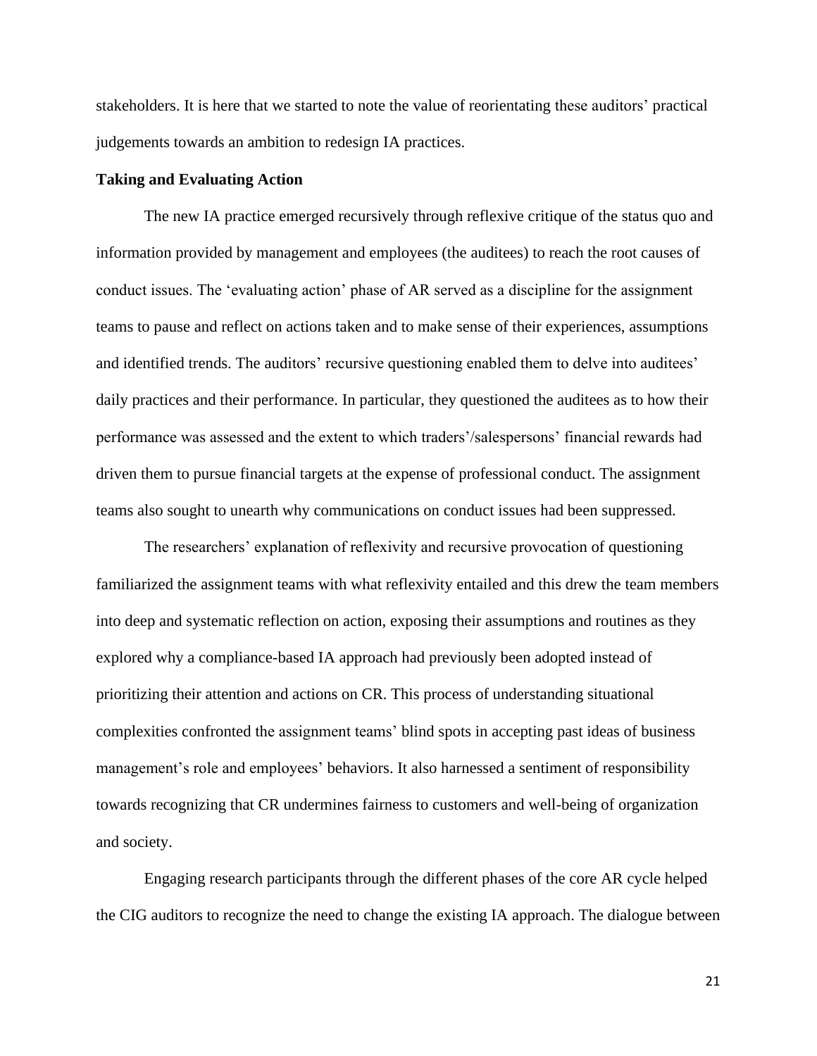stakeholders. It is here that we started to note the value of reorientating these auditors' practical judgements towards an ambition to redesign IA practices.

**Taking and Evaluating Action**

The new IA practice emerged recursively through reflexive critique of the status quo and information provided by management and employees (the auditees) to reach the root causes of conduct issues. The 'evaluating action' phase of AR served as a discipline for the assignment teams to pause and reflect on actions taken and to make sense of their experiences, assumptions and identified trends. The auditors' recursive questioning enabled them to delve into auditees' daily practices and their performance. In particular, they questioned the auditees as to how their performance was assessed and the extent to which traders'/salespersons' financial rewards had driven them to pursue financial targets at the expense of professional conduct. The assignment teams also sought to unearth why communications on conduct issues had been suppressed.

The researchers' explanation of reflexivity and recursive provocation of questioning familiarized the assignment teams with what reflexivity entailed and this drew the team members into deep and systematic reflection on action, exposing their assumptions and routines as they explored why a compliance-based IA approach had previously been adopted instead of prioritizing their attention and actions on CR. This process of understanding situational complexities confronted the assignment teams' blind spots in accepting past ideas of business management's role and employees' behaviors. It also harnessed a sentiment of responsibility towards recognizing that CR undermines fairness to customers and well-being of organization and society.

Engaging research participants through the different phases of the core AR cycle helped the CIG auditors to recognize the need to change the existing IA approach. The dialogue between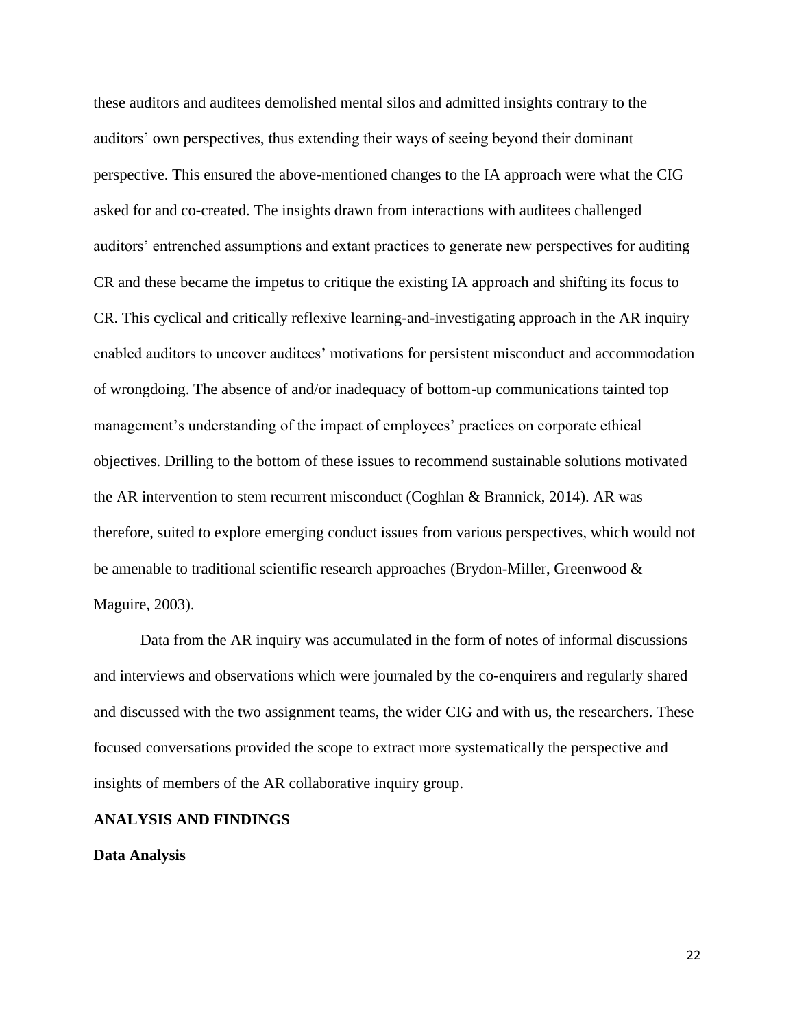these auditors and auditees demolished mental silos and admitted insights contrary to the auditors' own perspectives, thus extending their ways of seeing beyond their dominant perspective. This ensured the above-mentioned changes to the IA approach were what the CIG asked for and co-created. The insights drawn from interactions with auditees challenged auditors' entrenched assumptions and extant practices to generate new perspectives for auditing CR and these became the impetus to critique the existing IA approach and shifting its focus to CR. This cyclical and critically reflexive learning-and-investigating approach in the AR inquiry enabled auditors to uncover auditees' motivations for persistent misconduct and accommodation of wrongdoing. The absence of and/or inadequacy of bottom-up communications tainted top management's understanding of the impact of employees' practices on corporate ethical objectives. Drilling to the bottom of these issues to recommend sustainable solutions motivated the AR intervention to stem recurrent misconduct (Coghlan & Brannick, 2014). AR was therefore, suited to explore emerging conduct issues from various perspectives, which would not be amenable to traditional scientific research approaches (Brydon-Miller, Greenwood & Maguire, 2003).

Data from the AR inquiry was accumulated in the form of notes of informal discussions and interviews and observations which were journaled by the co-enquirers and regularly shared and discussed with the two assignment teams, the wider CIG and with us, the researchers. These focused conversations provided the scope to extract more systematically the perspective and insights of members of the AR collaborative inquiry group.

## ANALYSIS AND FINDINGS

### Data Analysis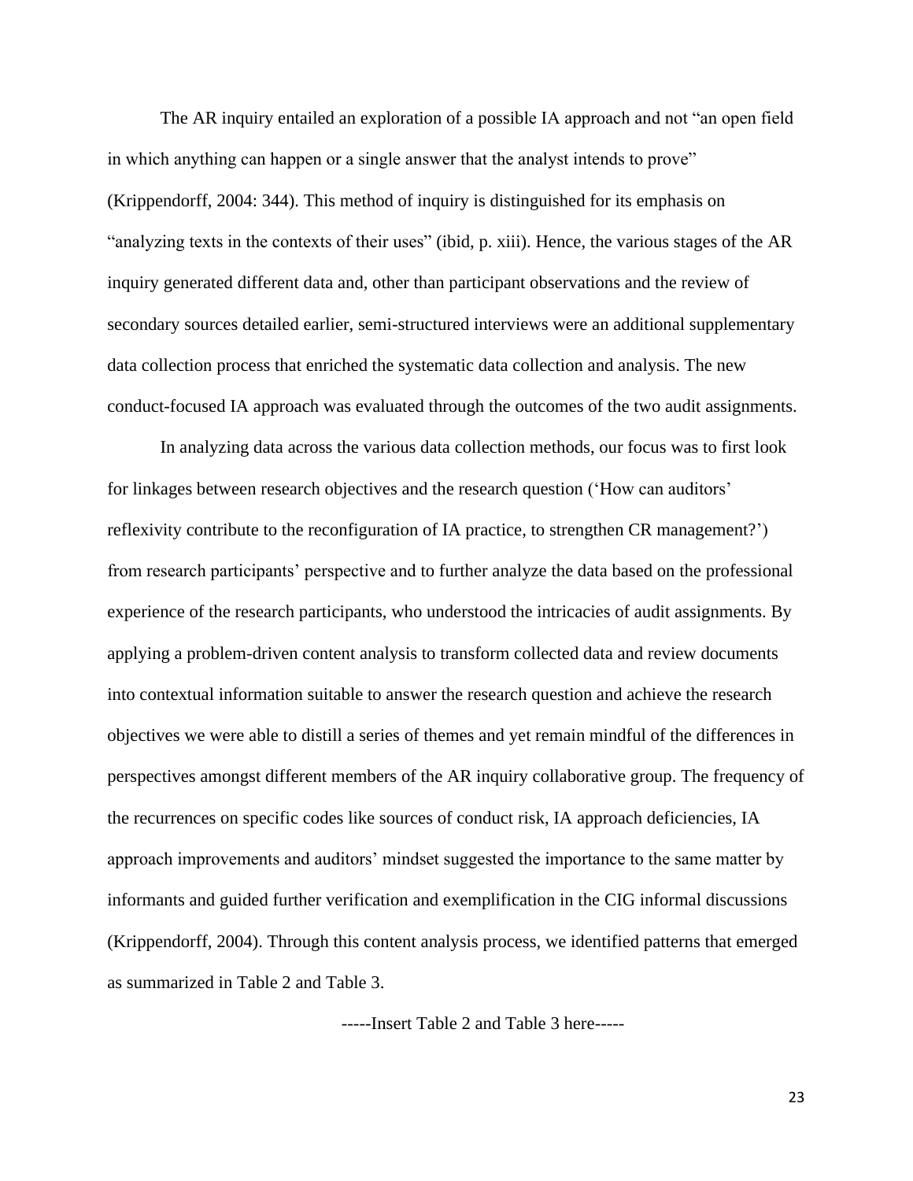The AR inquiry entailed an exploration of a possible IA approach and not "an open field in which anything can happen or a single answer that the analyst intends to prove" (Krippendorff, 2004: 344). This method of inquiry is distinguished for its emphasis on "analyzing texts in the contexts of their uses" (ibid, p. xiii). Hence, the various stages of the AR inquiry generated different data and, other than participant observations and the review of secondary sources detailed earlier, semi-structured interviews were an additional supplementary data collection process that enriched the systematic data collection and analysis. The new conduct-focused IA approach was evaluated through the outcomes of the two audit assignments.

In analyzing data across the various data collection methods, our focus was to first look for linkages between research objectives and the research question ('How can auditors' reflexivity contribute to the reconfiguration of IA practice, to strengthen CR management?') from research participants' perspective and to further analyze the data based on the professional experience of the research participants, who understood the intricacies of audit assignments. By applying a problem-driven content analysis to transform collected data and review documents into contextual information suitable to answer the research question and achieve the research objectives we were able to distill a series of themes and yet remain mindful of the differences in perspectives amongst different members of the AR inquiry collaborative group. The frequency of the recurrences on specific codes like sources of conduct risk, IA approach deficiencies, IA approach improvements and auditors' mindset suggested the importance to the same matter by informants and guided further verification and exemplification in the CIG informal discussions (Krippendorff, 2004). Through this content analysis process, we identified patterns that emerged as summarized in Table 2 and Table 3.

-----Insert Table 2 and Table 3 here-----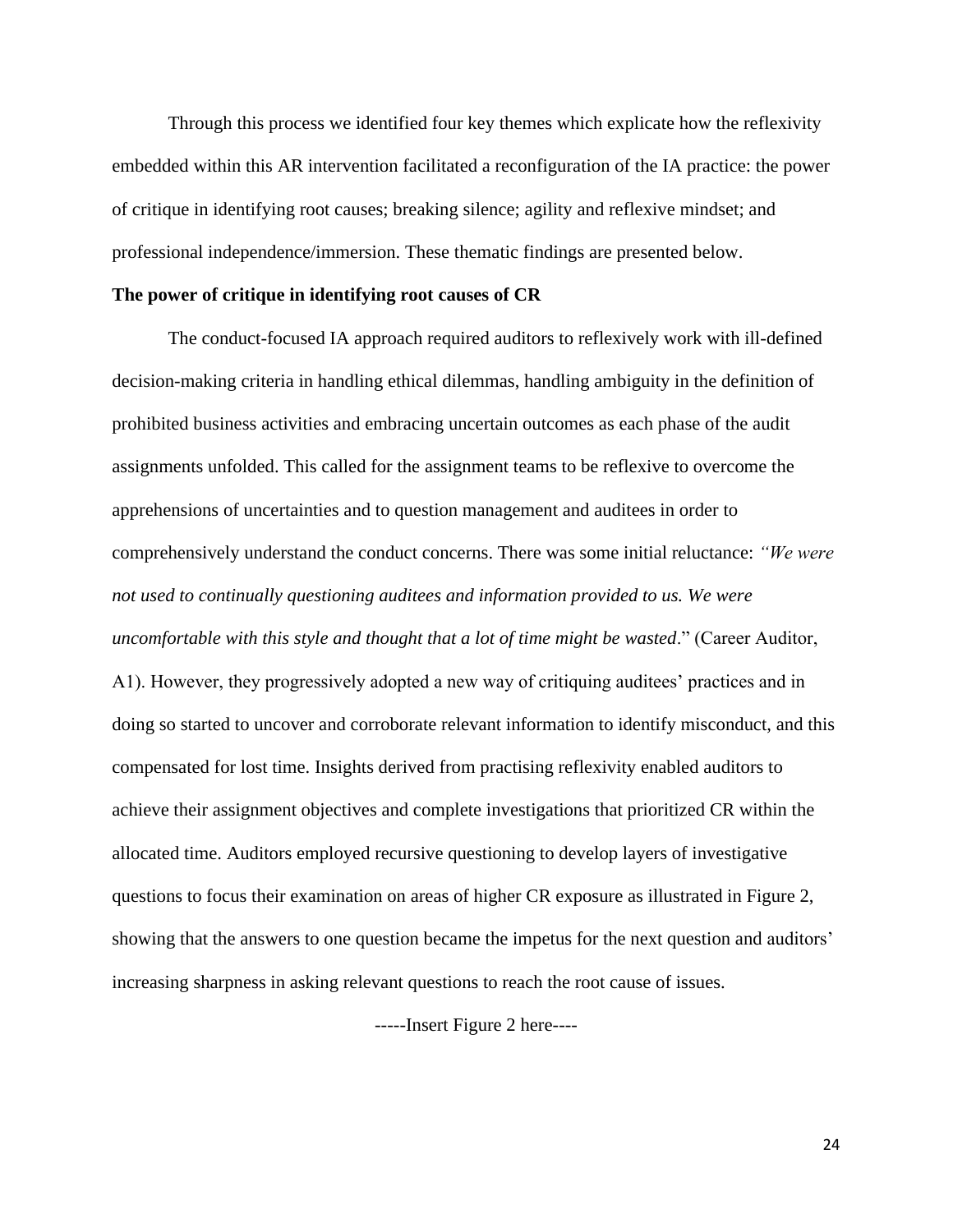Through this process we identified four key themes which explicate how the reflexivity embedded within this AR intervention facilitated a reconfiguration of the IA practice: the power of critique in identifying root causes; breaking silence; agility and reflexive mindset; and professional independence/immersion. These thematic findings are presented below.

**The power of critique in identifying root causes of CR**

The conduct-focused IA approach required auditors to reflexively work with ill-defined decision-making criteria in handling ethical dilemmas, handling ambiguity in the definition of prohibited business activities and embracing uncertain outcomes as each phase of the audit assignments unfolded. This called for the assignment teams to be reflexive to overcome the apprehensions of uncertainties and to question management and auditees in order to comprehensively understand the conduct concerns. There was some initial reluctance: *"We were not used to continually questioning auditees and information provided to us. We were uncomfortable with this style and thought that a lot of time might be wasted*." (Career Auditor, A1). However, they progressively adopted a new way of critiquing auditees' practices and in doing so started to uncover and corroborate relevant information to identify misconduct, and this compensated for lost time. Insights derived from practising reflexivity enabled auditors to achieve their assignment objectives and complete investigations that prioritized CR within the allocated time. Auditors employed recursive questioning to develop layers of investigative questions to focus their examination on areas of higher CR exposure as illustrated in Figure 2, showing that the answers to one question became the impetus for the next question and auditors' increasing sharpness in asking relevant questions to reach the root cause of issues.

-----Insert Figure 2 here----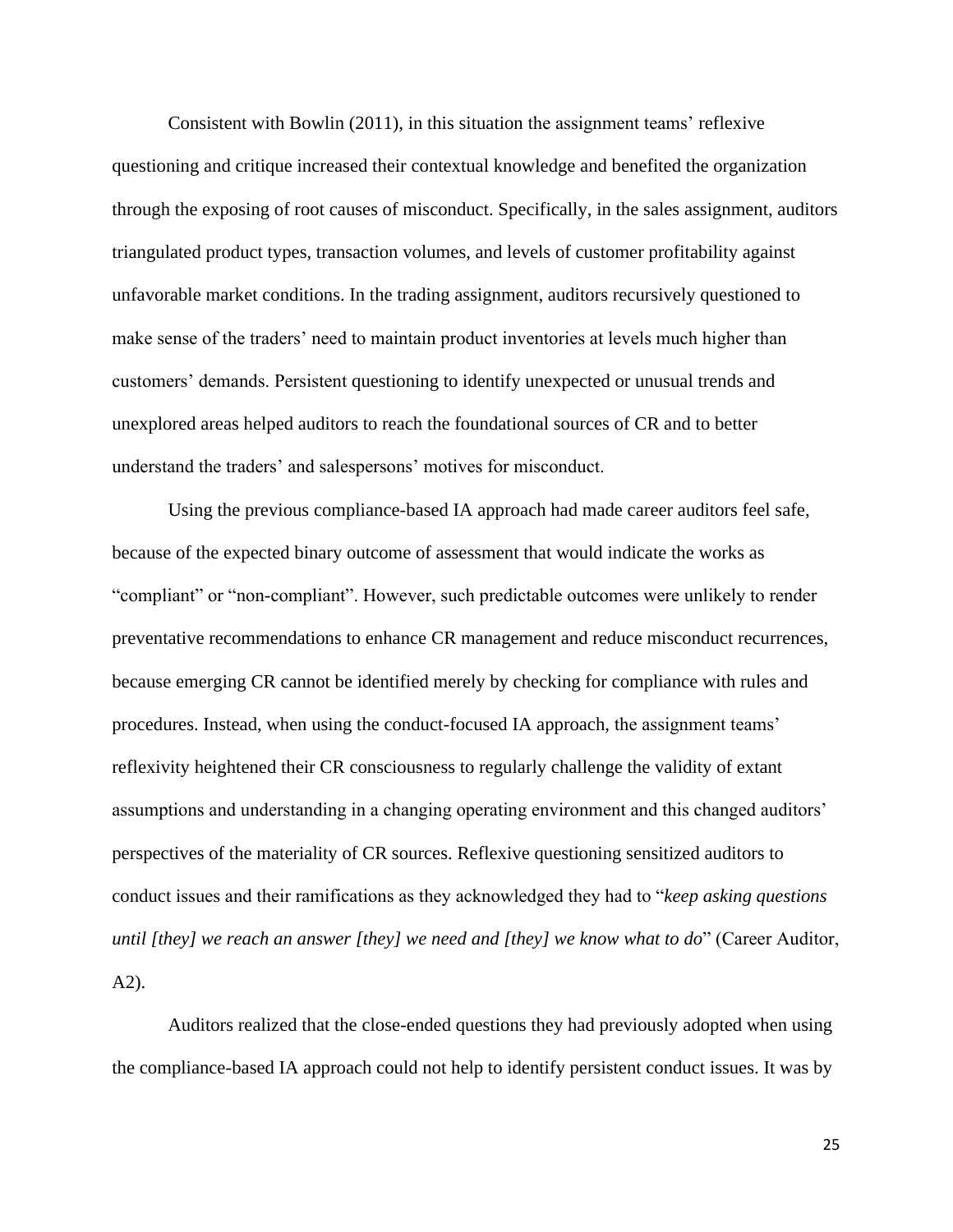Consistent with Bowlin (2011), in this situation the assignment teams' reflexive questioning and critique increased their contextual knowledge and benefited the organization through the exposing of root causes of misconduct. Specifically, in the sales assignment, auditors triangulated product types, transaction volumes, and levels of customer profitability against unfavorable market conditions. In the trading assignment, auditors recursively questioned to make sense of the traders' need to maintain product inventories at levels much higher than customers' demands. Persistent questioning to identify unexpected or unusual trends and unexplored areas helped auditors to reach the foundational sources of CR and to better understand the traders' and salespersons' motives for misconduct.

Using the previous compliance-based IA approach had made career auditors feel safe, because of the expected binary outcome of assessment that would indicate the works as "compliant" or "non-compliant". However, such predictable outcomes were unlikely to render preventative recommendations to enhance CR management and reduce misconduct recurrences, because emerging CR cannot be identified merely by checking for compliance with rules and procedures. Instead, when using the conduct-focused IA approach, the assignment teams' reflexivity heightened their CR consciousness to regularly challenge the validity of extant assumptions and understanding in a changing operating environment and this changed auditors' perspectives of the materiality of CR sources. Reflexive questioning sensitized auditors to conduct issues and their ramifications as they acknowledged they had to "*keep asking questions until [they] we reach an answer [they] we need and [they] we know what to do*" (Career Auditor, A2).

Auditors realized that the close-ended questions they had previously adopted when using the compliance-based IA approach could not help to identify persistent conduct issues. It was by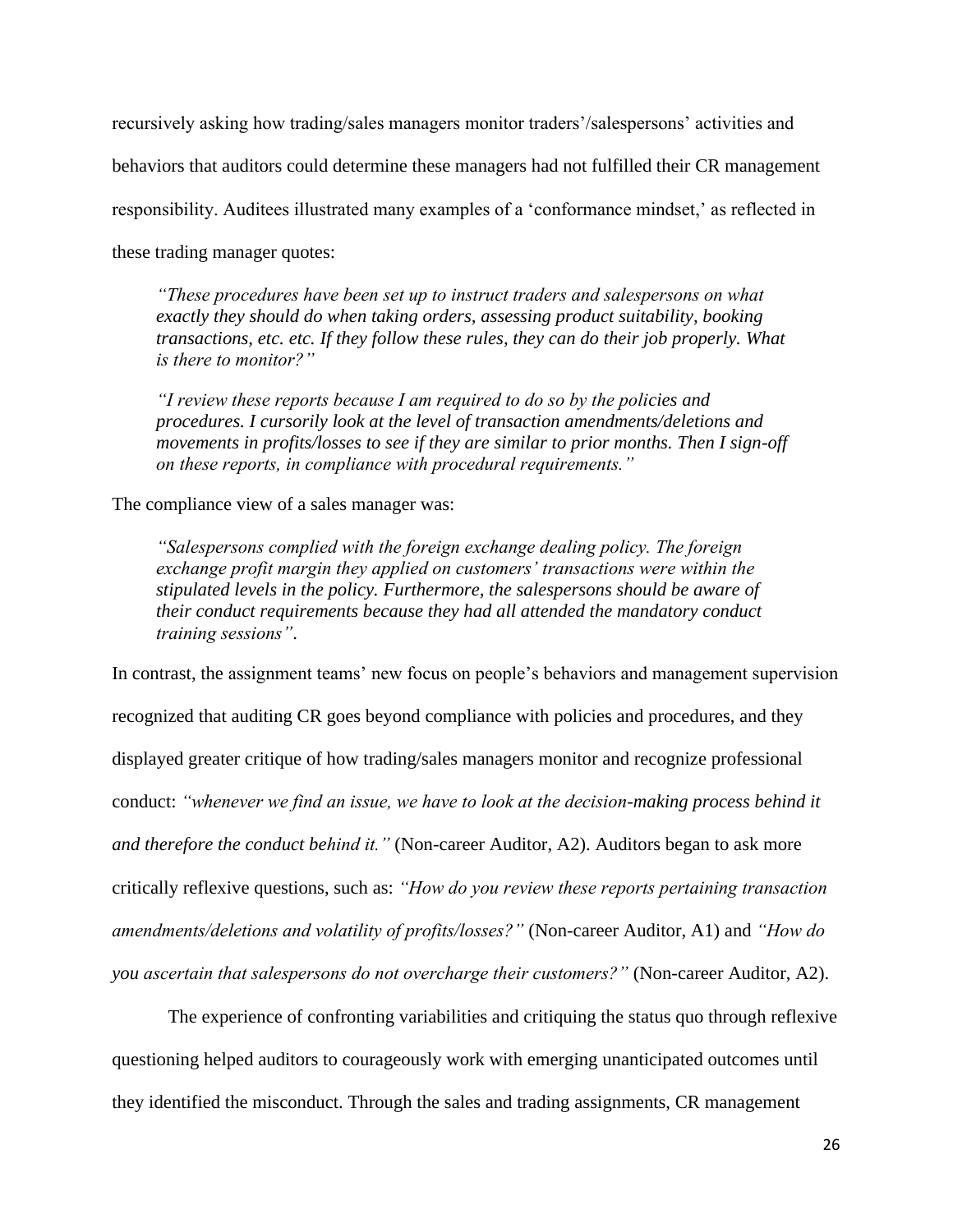recursively asking how trading/sales managers monitor traders'/salespersons' activities and behaviors that auditors could determine these managers had not fulfilled their CR management responsibility. Auditees illustrated many examples of a 'conformance mindset,' as reflected in these trading manager quotes:

> *"These procedures have been set up to instruct traders and salespersons on what exactly they should do when taking orders, assessing product suitability, booking transactions, etc. etc. If they follow these rules, they can do their job properly. What is there to monitor?"*

> *"I review these reports because I am required to do so by the policies and procedures. I cursorily look at the level of transaction amendments/deletions and movements in profits/losses to see if they are similar to prior months. Then I sign-off on these reports, in compliance with procedural requirements."*

The compliance view of a sales manager was:

> *"Salespersons complied with the foreign exchange dealing policy. The foreign exchange profit margin they applied on customers' transactions were within the stipulated levels in the policy. Furthermore, the salespersons should be aware of their conduct requirements because they had all attended the mandatory conduct training sessions"*.

In contrast, the assignment teams' new focus on people's behaviors and management supervision recognized that auditing CR goes beyond compliance with policies and procedures, and they displayed greater critique of how trading/sales managers monitor and recognize professional conduct: *"whenever we find an issue, we have to look at the decision-making process behind it and therefore the conduct behind it."* (Non-career Auditor, A2). Auditors began to ask more critically reflexive questions, such as: *"How do you review these reports pertaining transaction amendments/deletions and volatility of profits/losses?"* (Non-career Auditor, A1) and *"How do you ascertain that salespersons do not overcharge their customers?"* (Non-career Auditor, A2).

The experience of confronting variabilities and critiquing the status quo through reflexive questioning helped auditors to courageously work with emerging unanticipated outcomes until they identified the misconduct. Through the sales and trading assignments, CR management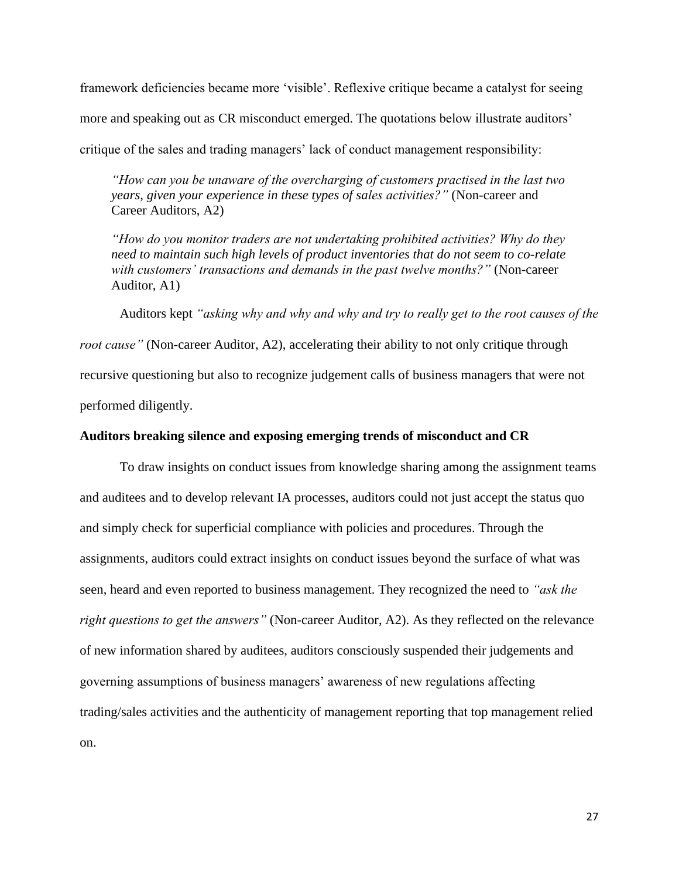framework deficiencies became more 'visible'. Reflexive critique became a catalyst for seeing more and speaking out as CR misconduct emerged. The quotations below illustrate auditors' critique of the sales and trading managers' lack of conduct management responsibility:

> *"How can you be unaware of the overcharging of customers practised in the last two years, given your experience in these types of sales activities?"* (Non-career and Career Auditors, A2)

> *"How do you monitor traders are not undertaking prohibited activities? Why do they need to maintain such high levels of product inventories that do not seem to co-relate with customers' transactions and demands in the past twelve months?"* (Non-career Auditor, A1)

Auditors kept *"asking why and why and why and try to really get to the root causes of the root cause"* (Non-career Auditor, A2), accelerating their ability to not only critique through recursive questioning but also to recognize judgement calls of business managers that were not performed diligently.

**Auditors breaking silence and exposing emerging trends of misconduct and CR**

To draw insights on conduct issues from knowledge sharing among the assignment teams and auditees and to develop relevant IA processes, auditors could not just accept the status quo and simply check for superficial compliance with policies and procedures. Through the assignments, auditors could extract insights on conduct issues beyond the surface of what was seen, heard and even reported to business management. They recognized the need to *"ask the right questions to get the answers"* (Non-career Auditor, A2). As they reflected on the relevance of new information shared by auditees, auditors consciously suspended their judgements and governing assumptions of business managers' awareness of new regulations affecting trading/sales activities and the authenticity of management reporting that top management relied on.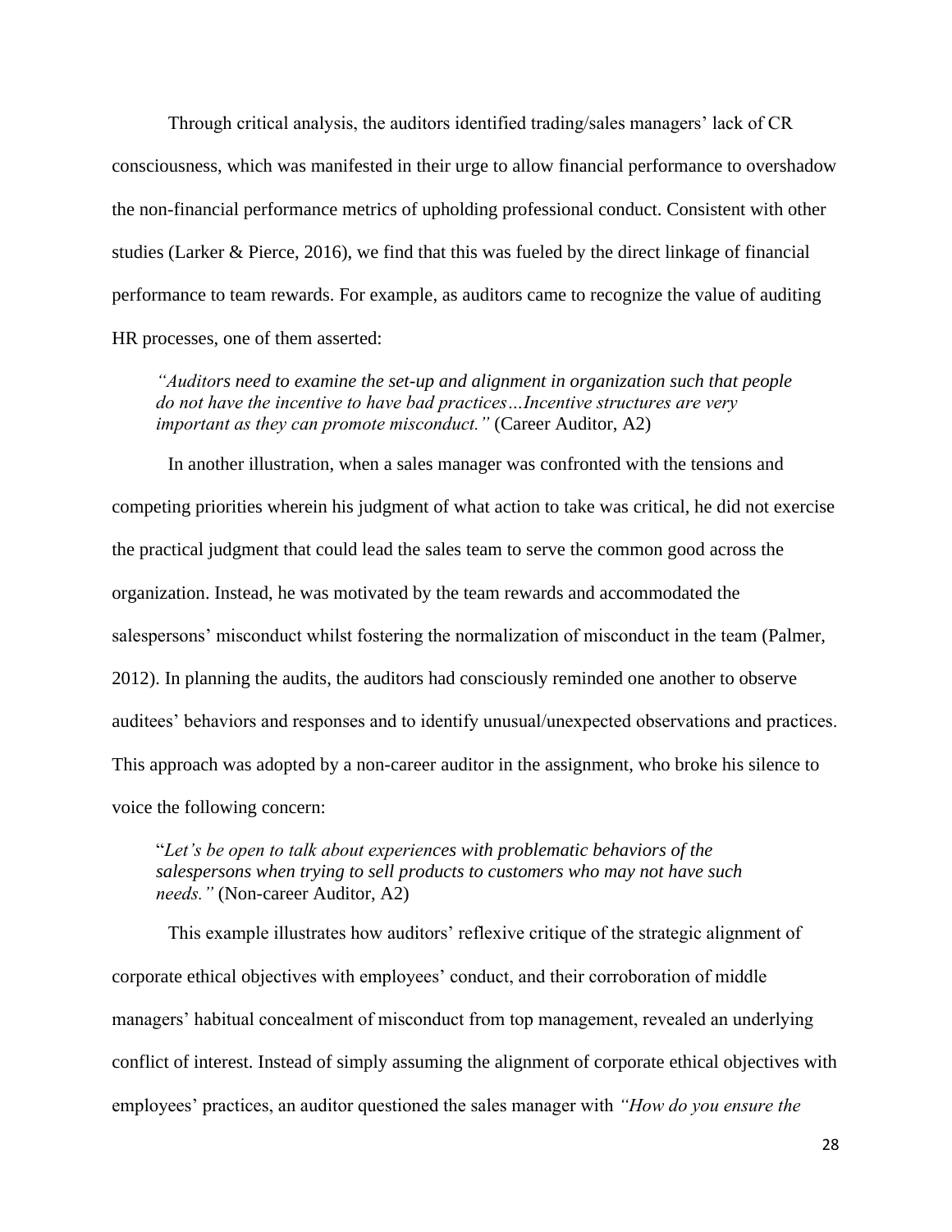Through critical analysis, the auditors identified trading/sales managers' lack of CR consciousness, which was manifested in their urge to allow financial performance to overshadow the non-financial performance metrics of upholding professional conduct. Consistent with other studies (Larker & Pierce, 2016), we find that this was fueled by the direct linkage of financial performance to team rewards. For example, as auditors came to recognize the value of auditing HR processes, one of them asserted:

> *"Auditors need to examine the set-up and alignment in organization such that people do not have the incentive to have bad practices…Incentive structures are very important as they can promote misconduct."* (Career Auditor, A2)

In another illustration, when a sales manager was confronted with the tensions and competing priorities wherein his judgment of what action to take was critical, he did not exercise the practical judgment that could lead the sales team to serve the common good across the organization. Instead, he was motivated by the team rewards and accommodated the salespersons' misconduct whilst fostering the normalization of misconduct in the team (Palmer, 2012). In planning the audits, the auditors had consciously reminded one another to observe auditees' behaviors and responses and to identify unusual/unexpected observations and practices. This approach was adopted by a non-career auditor in the assignment, who broke his silence to voice the following concern:

> "*Let's be open to talk about experiences with problematic behaviors of the salespersons when trying to sell products to customers who may not have such needs."* (Non-career Auditor, A2)

This example illustrates how auditors' reflexive critique of the strategic alignment of corporate ethical objectives with employees' conduct, and their corroboration of middle managers' habitual concealment of misconduct from top management, revealed an underlying conflict of interest. Instead of simply assuming the alignment of corporate ethical objectives with employees' practices, an auditor questioned the sales manager with *"How do you ensure the*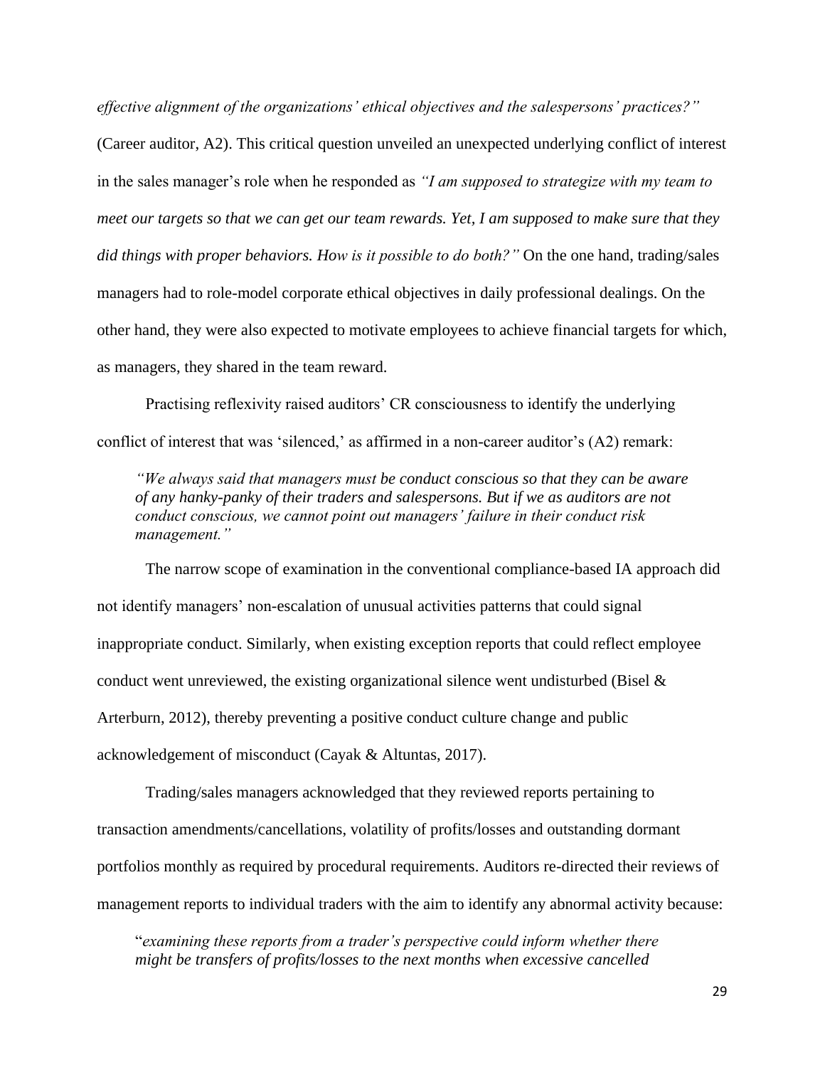*effective alignment of the organizations' ethical objectives and the salespersons' practices?"* (Career auditor, A2). This critical question unveiled an unexpected underlying conflict of interest in the sales manager's role when he responded as *"I am supposed to strategize with my team to meet our targets so that we can get our team rewards. Yet, I am supposed to make sure that they did things with proper behaviors. How is it possible to do both?"* On the one hand, trading/sales managers had to role-model corporate ethical objectives in daily professional dealings. On the other hand, they were also expected to motivate employees to achieve financial targets for which, as managers, they shared in the team reward.

Practising reflexivity raised auditors' CR consciousness to identify the underlying conflict of interest that was 'silenced,' as affirmed in a non-career auditor's (A2) remark:

> *"We always said that managers must be conduct conscious so that they can be aware of any hanky-panky of their traders and salespersons. But if we as auditors are not conduct conscious, we cannot point out managers' failure in their conduct risk management."*

The narrow scope of examination in the conventional compliance-based IA approach did not identify managers' non-escalation of unusual activities patterns that could signal inappropriate conduct. Similarly, when existing exception reports that could reflect employee conduct went unreviewed, the existing organizational silence went undisturbed (Bisel & Arterburn, 2012), thereby preventing a positive conduct culture change and public acknowledgement of misconduct (Cayak & Altuntas, 2017).

Trading/sales managers acknowledged that they reviewed reports pertaining to transaction amendments/cancellations, volatility of profits/losses and outstanding dormant portfolios monthly as required by procedural requirements. Auditors re-directed their reviews of management reports to individual traders with the aim to identify any abnormal activity because:

> "*examining these reports from a trader's perspective could inform whether there might be transfers of profits/losses to the next months when excessive cancelled*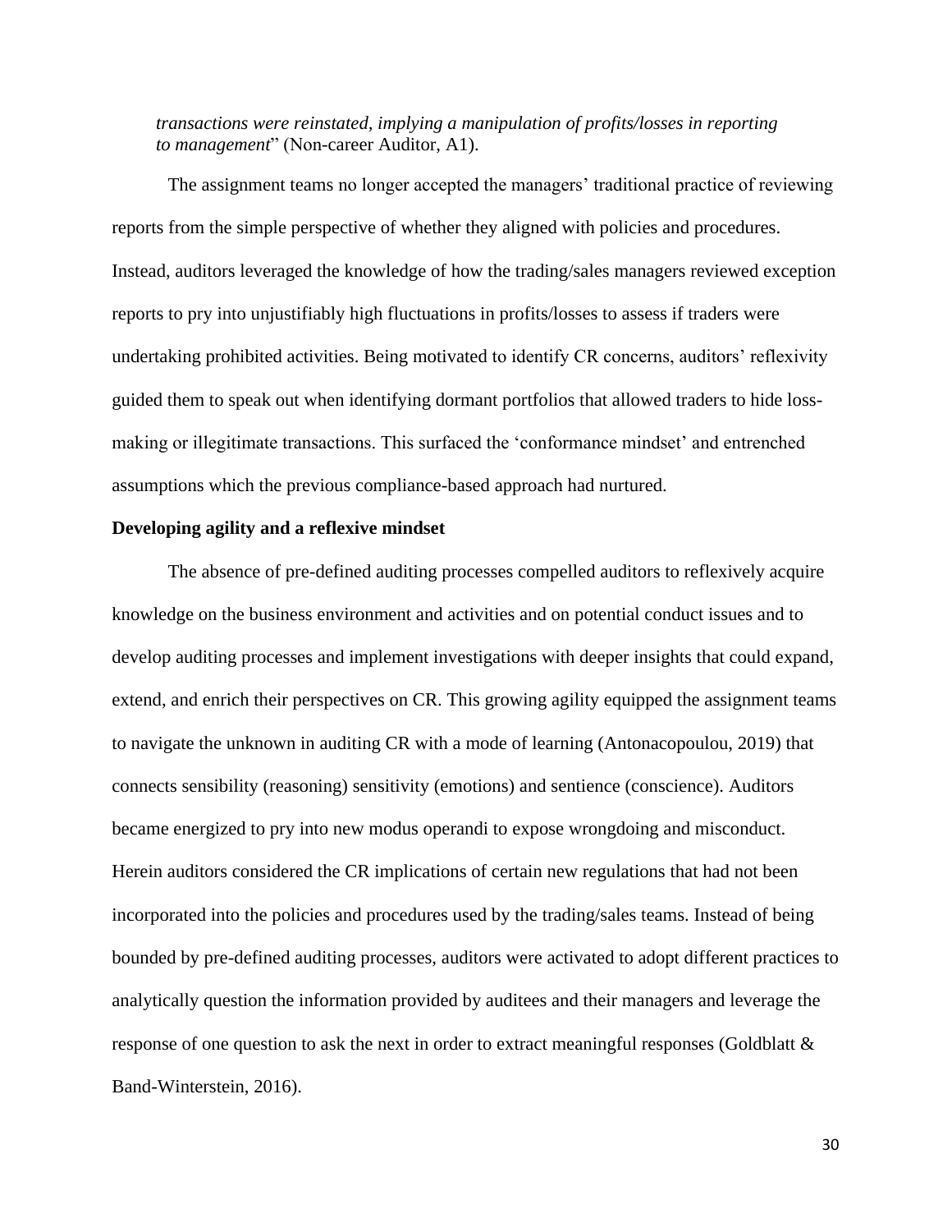*transactions were reinstated, implying a manipulation of profits/losses in reporting to management*" (Non-career Auditor, A1).

The assignment teams no longer accepted the managers' traditional practice of reviewing reports from the simple perspective of whether they aligned with policies and procedures. Instead, auditors leveraged the knowledge of how the trading/sales managers reviewed exception reports to pry into unjustifiably high fluctuations in profits/losses to assess if traders were undertaking prohibited activities. Being motivated to identify CR concerns, auditors' reflexivity guided them to speak out when identifying dormant portfolios that allowed traders to hide loss-making or illegitimate transactions. This surfaced the 'conformance mindset' and entrenched assumptions which the previous compliance-based approach had nurtured.

**Developing agility and a reflexive mindset**

The absence of pre-defined auditing processes compelled auditors to reflexively acquire knowledge on the business environment and activities and on potential conduct issues and to develop auditing processes and implement investigations with deeper insights that could expand, extend, and enrich their perspectives on CR. This growing agility equipped the assignment teams to navigate the unknown in auditing CR with a mode of learning (Antonacopoulou, 2019) that connects sensibility (reasoning) sensitivity (emotions) and sentience (conscience). Auditors became energized to pry into new modus operandi to expose wrongdoing and misconduct. Herein auditors considered the CR implications of certain new regulations that had not been incorporated into the policies and procedures used by the trading/sales teams. Instead of being bounded by pre-defined auditing processes, auditors were activated to adopt different practices to analytically question the information provided by auditees and their managers and leverage the response of one question to ask the next in order to extract meaningful responses (Goldblatt & Band-Winterstein, 2016).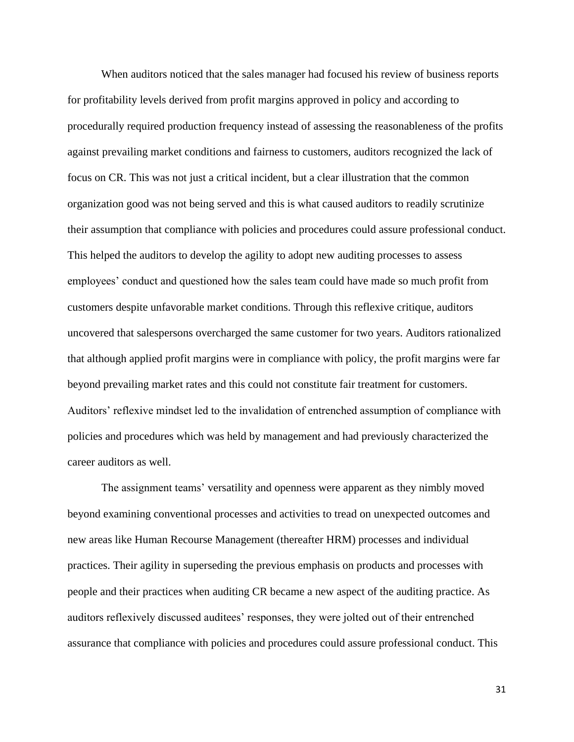When auditors noticed that the sales manager had focused his review of business reports for profitability levels derived from profit margins approved in policy and according to procedurally required production frequency instead of assessing the reasonableness of the profits against prevailing market conditions and fairness to customers, auditors recognized the lack of focus on CR. This was not just a critical incident, but a clear illustration that the common organization good was not being served and this is what caused auditors to readily scrutinize their assumption that compliance with policies and procedures could assure professional conduct. This helped the auditors to develop the agility to adopt new auditing processes to assess employees' conduct and questioned how the sales team could have made so much profit from customers despite unfavorable market conditions. Through this reflexive critique, auditors uncovered that salespersons overcharged the same customer for two years. Auditors rationalized that although applied profit margins were in compliance with policy, the profit margins were far beyond prevailing market rates and this could not constitute fair treatment for customers. Auditors' reflexive mindset led to the invalidation of entrenched assumption of compliance with policies and procedures which was held by management and had previously characterized the career auditors as well.

The assignment teams' versatility and openness were apparent as they nimbly moved beyond examining conventional processes and activities to tread on unexpected outcomes and new areas like Human Recourse Management (thereafter HRM) processes and individual practices. Their agility in superseding the previous emphasis on products and processes with people and their practices when auditing CR became a new aspect of the auditing practice. As auditors reflexively discussed auditees' responses, they were jolted out of their entrenched assurance that compliance with policies and procedures could assure professional conduct. This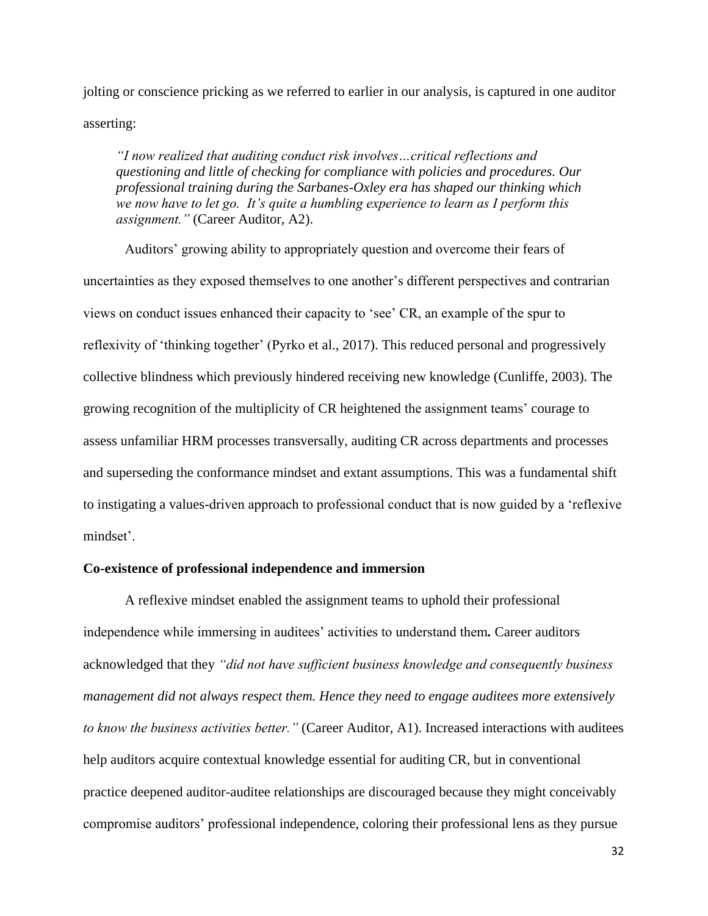jolting or conscience pricking as we referred to earlier in our analysis, is captured in one auditor asserting:

> *"I now realized that auditing conduct risk involves…critical reflections and questioning and little of checking for compliance with policies and procedures. Our professional training during the Sarbanes-Oxley era has shaped our thinking which we now have to let go. It's quite a humbling experience to learn as I perform this assignment."* (Career Auditor, A2).

Auditors' growing ability to appropriately question and overcome their fears of uncertainties as they exposed themselves to one another's different perspectives and contrarian views on conduct issues enhanced their capacity to 'see' CR, an example of the spur to reflexivity of 'thinking together' (Pyrko et al., 2017). This reduced personal and progressively collective blindness which previously hindered receiving new knowledge (Cunliffe, 2003). The growing recognition of the multiplicity of CR heightened the assignment teams' courage to assess unfamiliar HRM processes transversally, auditing CR across departments and processes and superseding the conformance mindset and extant assumptions. This was a fundamental shift to instigating a values-driven approach to professional conduct that is now guided by a 'reflexive mindset'.

**Co-existence of professional independence and immersion**

A reflexive mindset enabled the assignment teams to uphold their professional independence while immersing in auditees' activities to understand them**.** Career auditors acknowledged that they *"did not have sufficient business knowledge and consequently business management did not always respect them. Hence they need to engage auditees more extensively to know the business activities better."* (Career Auditor, A1). Increased interactions with auditees help auditors acquire contextual knowledge essential for auditing CR, but in conventional practice deepened auditor-auditee relationships are discouraged because they might conceivably compromise auditors' professional independence, coloring their professional lens as they pursue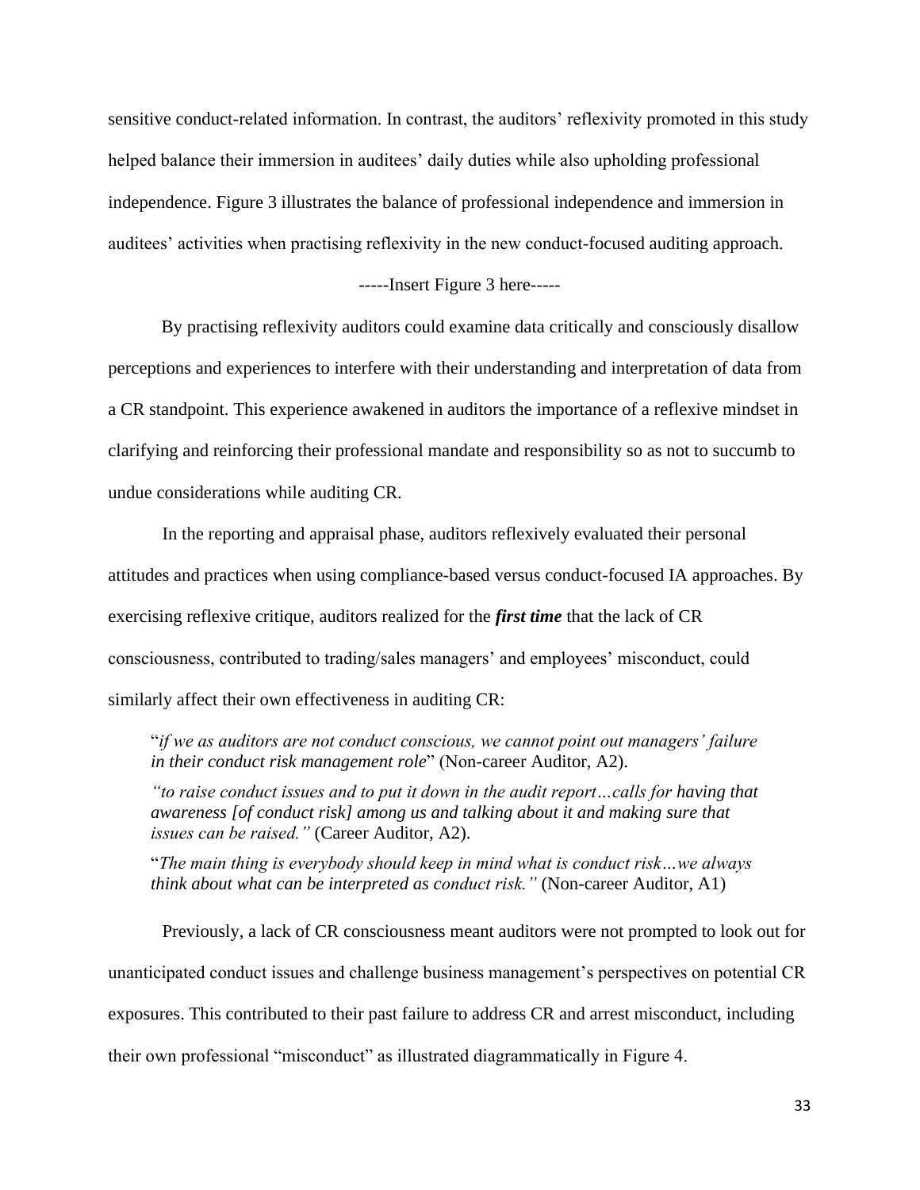sensitive conduct-related information. In contrast, the auditors' reflexivity promoted in this study helped balance their immersion in auditees' daily duties while also upholding professional independence. Figure 3 illustrates the balance of professional independence and immersion in auditees' activities when practising reflexivity in the new conduct-focused auditing approach.

-----Insert Figure 3 here-----

By practising reflexivity auditors could examine data critically and consciously disallow perceptions and experiences to interfere with their understanding and interpretation of data from a CR standpoint. This experience awakened in auditors the importance of a reflexive mindset in clarifying and reinforcing their professional mandate and responsibility so as not to succumb to undue considerations while auditing CR.

In the reporting and appraisal phase, auditors reflexively evaluated their personal attitudes and practices when using compliance-based versus conduct-focused IA approaches. By exercising reflexive critique, auditors realized for the ***first time*** that the lack of CR consciousness, contributed to trading/sales managers' and employees' misconduct, could similarly affect their own effectiveness in auditing CR:

> "*if we as auditors are not conduct conscious, we cannot point out managers' failure in their conduct risk management role*" (Non-career Auditor, A2).
>
> *"to raise conduct issues and to put it down in the audit report…calls for having that awareness [of conduct risk] among us and talking about it and making sure that issues can be raised."* (Career Auditor, A2).
>
> "*The main thing is everybody should keep in mind what is conduct risk…we always think about what can be interpreted as conduct risk."* (Non-career Auditor, A1)

Previously, a lack of CR consciousness meant auditors were not prompted to look out for unanticipated conduct issues and challenge business management's perspectives on potential CR exposures. This contributed to their past failure to address CR and arrest misconduct, including their own professional "misconduct" as illustrated diagrammatically in Figure 4.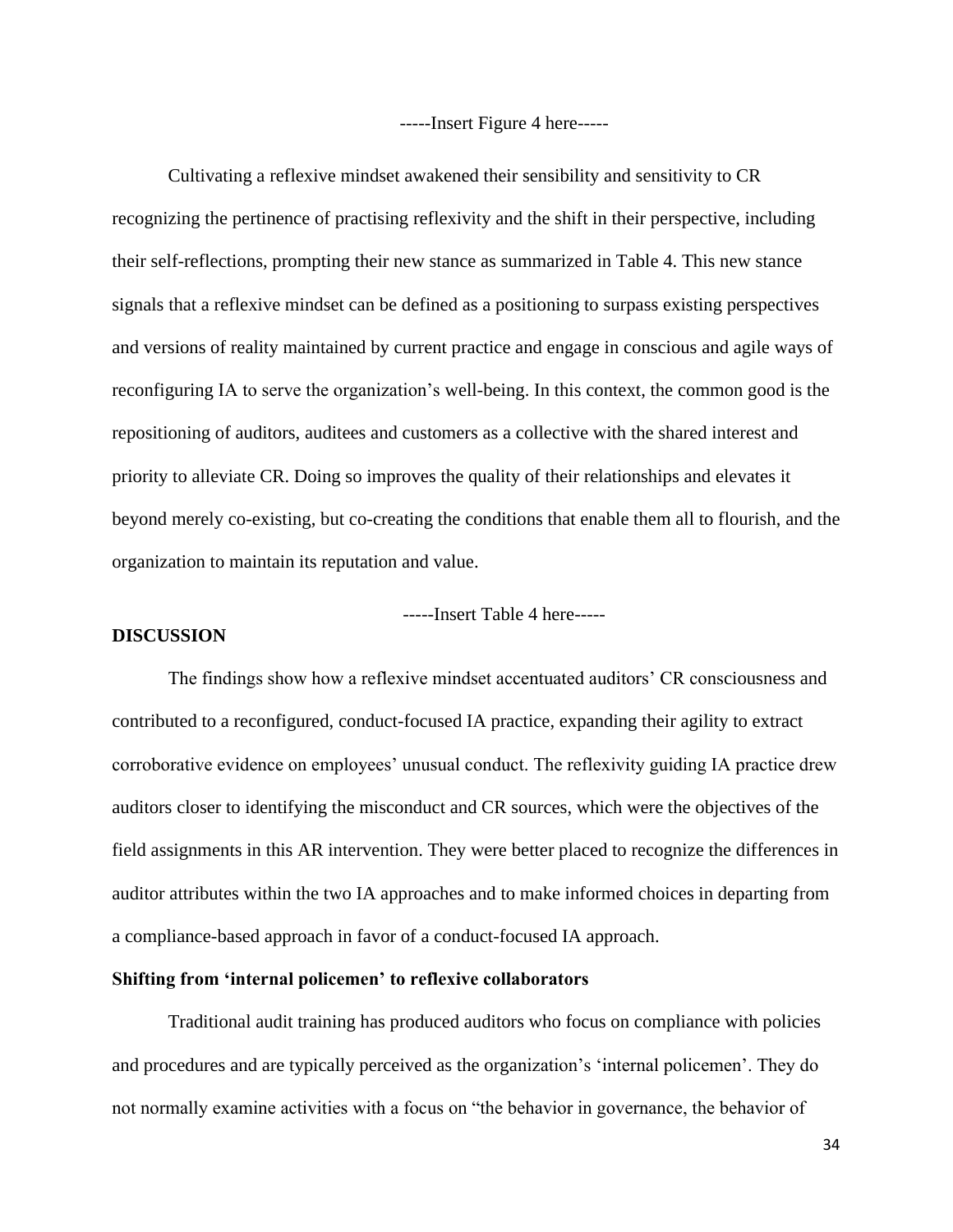-----Insert Figure 4 here-----

Cultivating a reflexive mindset awakened their sensibility and sensitivity to CR recognizing the pertinence of practising reflexivity and the shift in their perspective, including their self-reflections, prompting their new stance as summarized in Table 4. This new stance signals that a reflexive mindset can be defined as a positioning to surpass existing perspectives and versions of reality maintained by current practice and engage in conscious and agile ways of reconfiguring IA to serve the organization's well-being. In this context, the common good is the repositioning of auditors, auditees and customers as a collective with the shared interest and priority to alleviate CR. Doing so improves the quality of their relationships and elevates it beyond merely co-existing, but co-creating the conditions that enable them all to flourish, and the organization to maintain its reputation and value.

-----Insert Table 4 here-----

## DISCUSSION

The findings show how a reflexive mindset accentuated auditors' CR consciousness and contributed to a reconfigured, conduct-focused IA practice, expanding their agility to extract corroborative evidence on employees' unusual conduct. The reflexivity guiding IA practice drew auditors closer to identifying the misconduct and CR sources, which were the objectives of the field assignments in this AR intervention. They were better placed to recognize the differences in auditor attributes within the two IA approaches and to make informed choices in departing from a compliance-based approach in favor of a conduct-focused IA approach.

### Shifting from 'internal policemen' to reflexive collaborators

Traditional audit training has produced auditors who focus on compliance with policies and procedures and are typically perceived as the organization's 'internal policemen'. They do not normally examine activities with a focus on "the behavior in governance, the behavior of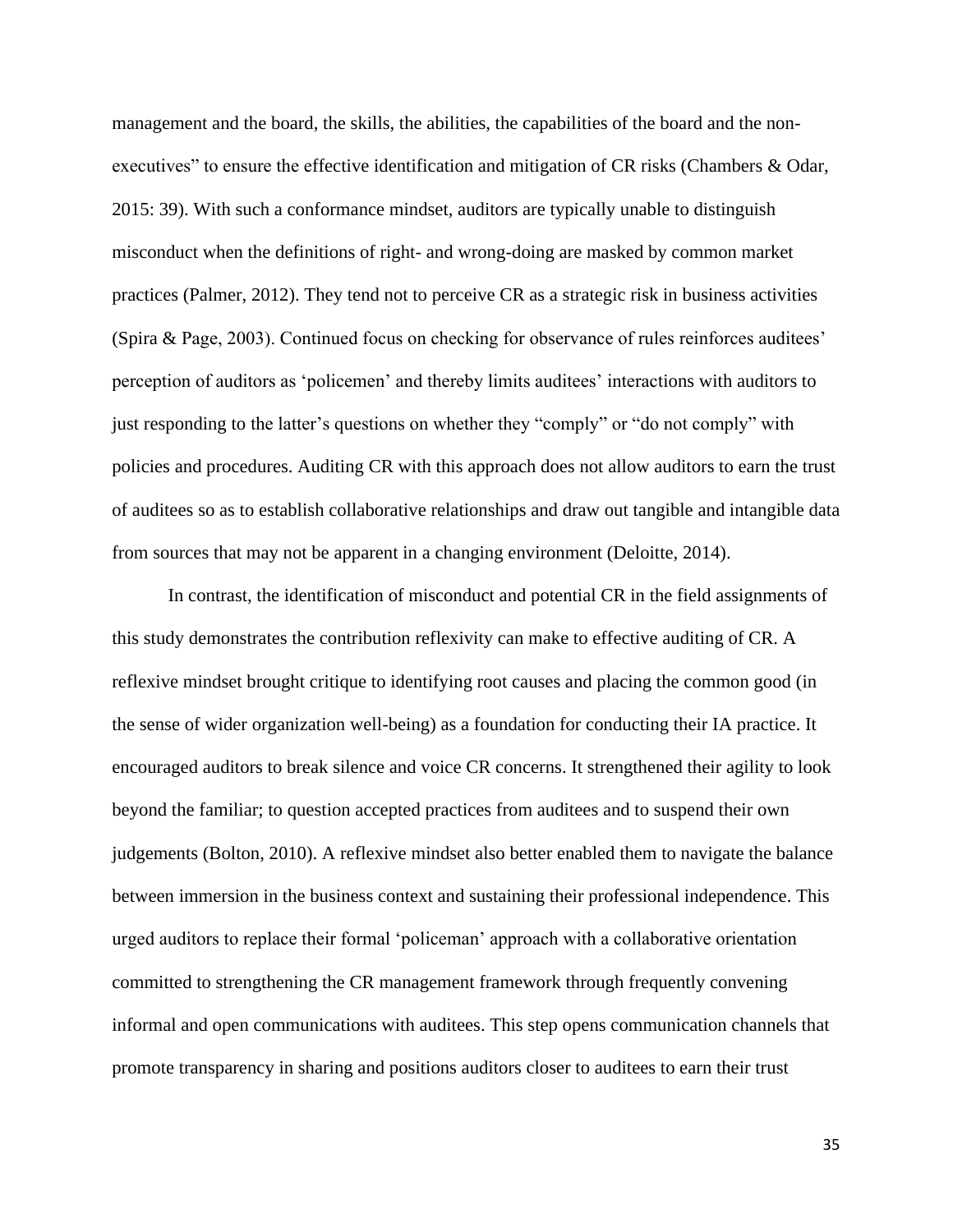management and the board, the skills, the abilities, the capabilities of the board and the non-executives" to ensure the effective identification and mitigation of CR risks (Chambers & Odar, 2015: 39). With such a conformance mindset, auditors are typically unable to distinguish misconduct when the definitions of right- and wrong-doing are masked by common market practices (Palmer, 2012). They tend not to perceive CR as a strategic risk in business activities (Spira & Page, 2003). Continued focus on checking for observance of rules reinforces auditees' perception of auditors as 'policemen' and thereby limits auditees' interactions with auditors to just responding to the latter's questions on whether they "comply" or "do not comply" with policies and procedures. Auditing CR with this approach does not allow auditors to earn the trust of auditees so as to establish collaborative relationships and draw out tangible and intangible data from sources that may not be apparent in a changing environment (Deloitte, 2014).

In contrast, the identification of misconduct and potential CR in the field assignments of this study demonstrates the contribution reflexivity can make to effective auditing of CR. A reflexive mindset brought critique to identifying root causes and placing the common good (in the sense of wider organization well-being) as a foundation for conducting their IA practice. It encouraged auditors to break silence and voice CR concerns. It strengthened their agility to look beyond the familiar; to question accepted practices from auditees and to suspend their own judgements (Bolton, 2010). A reflexive mindset also better enabled them to navigate the balance between immersion in the business context and sustaining their professional independence. This urged auditors to replace their formal 'policeman' approach with a collaborative orientation committed to strengthening the CR management framework through frequently convening informal and open communications with auditees. This step opens communication channels that promote transparency in sharing and positions auditors closer to auditees to earn their trust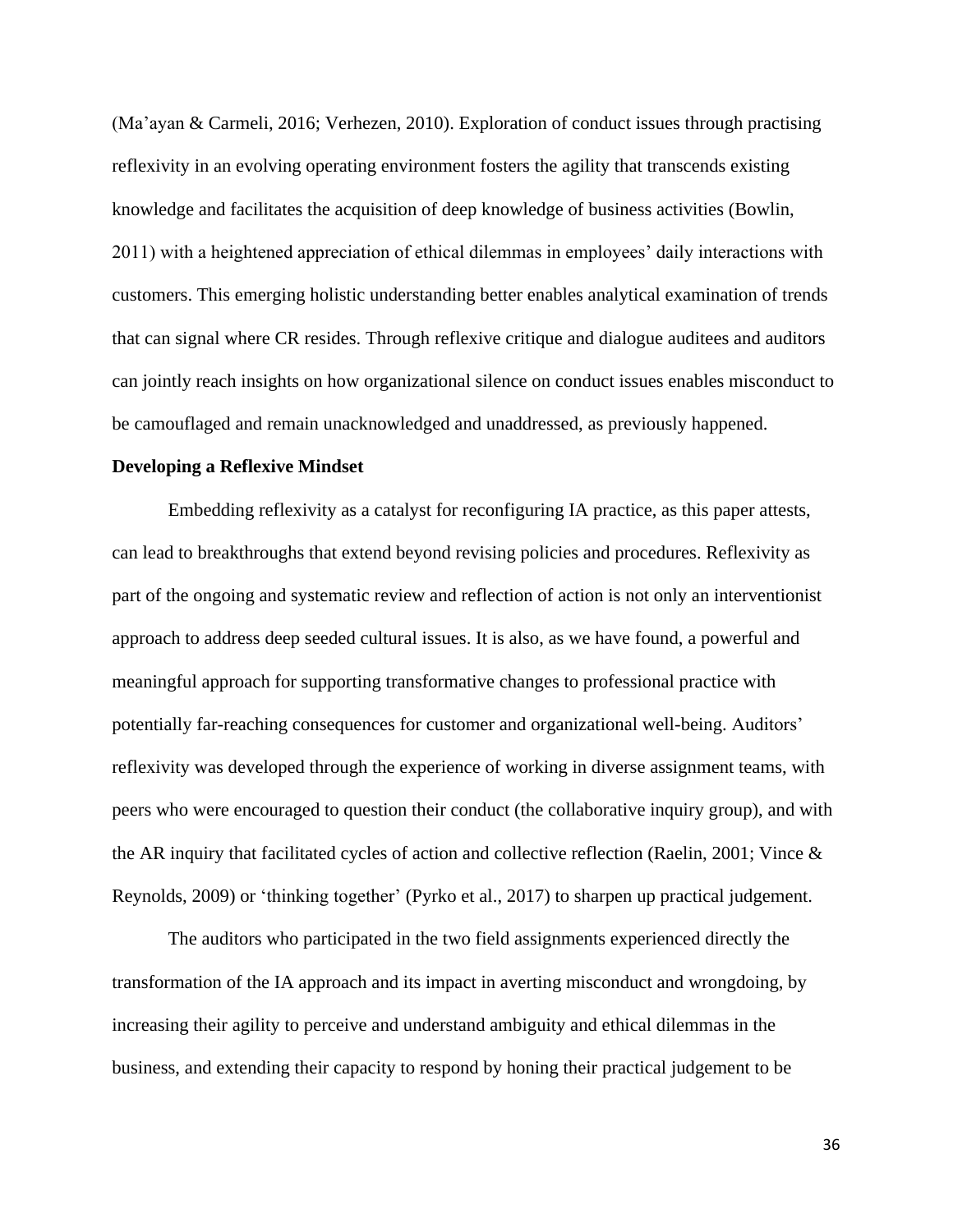(Ma'ayan & Carmeli, 2016; Verhezen, 2010). Exploration of conduct issues through practising reflexivity in an evolving operating environment fosters the agility that transcends existing knowledge and facilitates the acquisition of deep knowledge of business activities (Bowlin, 2011) with a heightened appreciation of ethical dilemmas in employees' daily interactions with customers. This emerging holistic understanding better enables analytical examination of trends that can signal where CR resides. Through reflexive critique and dialogue auditees and auditors can jointly reach insights on how organizational silence on conduct issues enables misconduct to be camouflaged and remain unacknowledged and unaddressed, as previously happened.

**Developing a Reflexive Mindset**

Embedding reflexivity as a catalyst for reconfiguring IA practice, as this paper attests, can lead to breakthroughs that extend beyond revising policies and procedures. Reflexivity as part of the ongoing and systematic review and reflection of action is not only an interventionist approach to address deep seeded cultural issues. It is also, as we have found, a powerful and meaningful approach for supporting transformative changes to professional practice with potentially far-reaching consequences for customer and organizational well-being. Auditors' reflexivity was developed through the experience of working in diverse assignment teams, with peers who were encouraged to question their conduct (the collaborative inquiry group), and with the AR inquiry that facilitated cycles of action and collective reflection (Raelin, 2001; Vince & Reynolds, 2009) or 'thinking together' (Pyrko et al., 2017) to sharpen up practical judgement.

The auditors who participated in the two field assignments experienced directly the transformation of the IA approach and its impact in averting misconduct and wrongdoing, by increasing their agility to perceive and understand ambiguity and ethical dilemmas in the business, and extending their capacity to respond by honing their practical judgement to be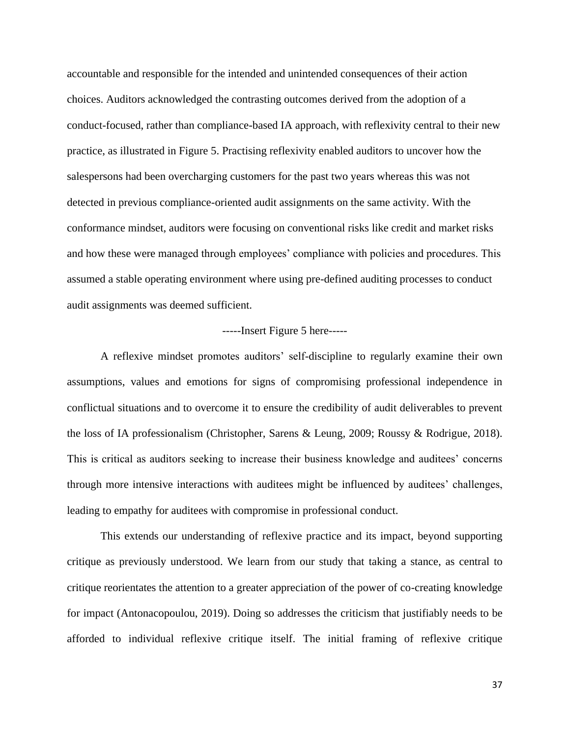accountable and responsible for the intended and unintended consequences of their action choices. Auditors acknowledged the contrasting outcomes derived from the adoption of a conduct-focused, rather than compliance-based IA approach, with reflexivity central to their new practice, as illustrated in Figure 5. Practising reflexivity enabled auditors to uncover how the salespersons had been overcharging customers for the past two years whereas this was not detected in previous compliance-oriented audit assignments on the same activity. With the conformance mindset, auditors were focusing on conventional risks like credit and market risks and how these were managed through employees' compliance with policies and procedures. This assumed a stable operating environment where using pre-defined auditing processes to conduct audit assignments was deemed sufficient.

-----Insert Figure 5 here-----

A reflexive mindset promotes auditors' self-discipline to regularly examine their own assumptions, values and emotions for signs of compromising professional independence in conflictual situations and to overcome it to ensure the credibility of audit deliverables to prevent the loss of IA professionalism (Christopher, Sarens & Leung, 2009; Roussy & Rodrigue, 2018). This is critical as auditors seeking to increase their business knowledge and auditees' concerns through more intensive interactions with auditees might be influenced by auditees' challenges, leading to empathy for auditees with compromise in professional conduct.

This extends our understanding of reflexive practice and its impact, beyond supporting critique as previously understood. We learn from our study that taking a stance, as central to critique reorientates the attention to a greater appreciation of the power of co-creating knowledge for impact (Antonacopoulou, 2019). Doing so addresses the criticism that justifiably needs to be afforded to individual reflexive critique itself. The initial framing of reflexive critique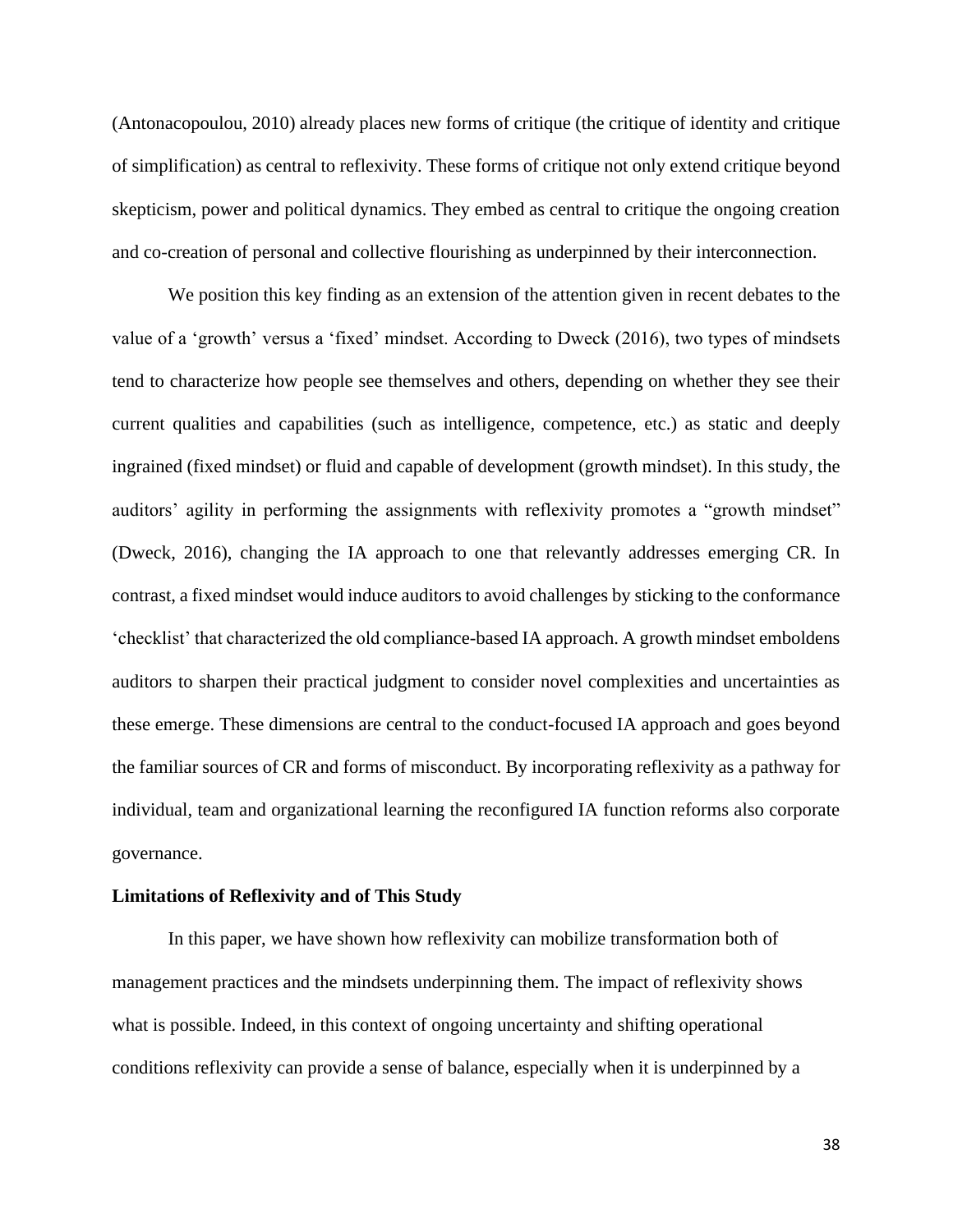(Antonacopoulou, 2010) already places new forms of critique (the critique of identity and critique of simplification) as central to reflexivity. These forms of critique not only extend critique beyond skepticism, power and political dynamics. They embed as central to critique the ongoing creation and co-creation of personal and collective flourishing as underpinned by their interconnection.

We position this key finding as an extension of the attention given in recent debates to the value of a 'growth' versus a 'fixed' mindset. According to Dweck (2016), two types of mindsets tend to characterize how people see themselves and others, depending on whether they see their current qualities and capabilities (such as intelligence, competence, etc.) as static and deeply ingrained (fixed mindset) or fluid and capable of development (growth mindset). In this study, the auditors' agility in performing the assignments with reflexivity promotes a "growth mindset" (Dweck, 2016), changing the IA approach to one that relevantly addresses emerging CR. In contrast, a fixed mindset would induce auditors to avoid challenges by sticking to the conformance 'checklist' that characterized the old compliance-based IA approach. A growth mindset emboldens auditors to sharpen their practical judgment to consider novel complexities and uncertainties as these emerge. These dimensions are central to the conduct-focused IA approach and goes beyond the familiar sources of CR and forms of misconduct. By incorporating reflexivity as a pathway for individual, team and organizational learning the reconfigured IA function reforms also corporate governance.

**Limitations of Reflexivity and of This Study**

In this paper, we have shown how reflexivity can mobilize transformation both of management practices and the mindsets underpinning them. The impact of reflexivity shows what is possible. Indeed, in this context of ongoing uncertainty and shifting operational conditions reflexivity can provide a sense of balance, especially when it is underpinned by a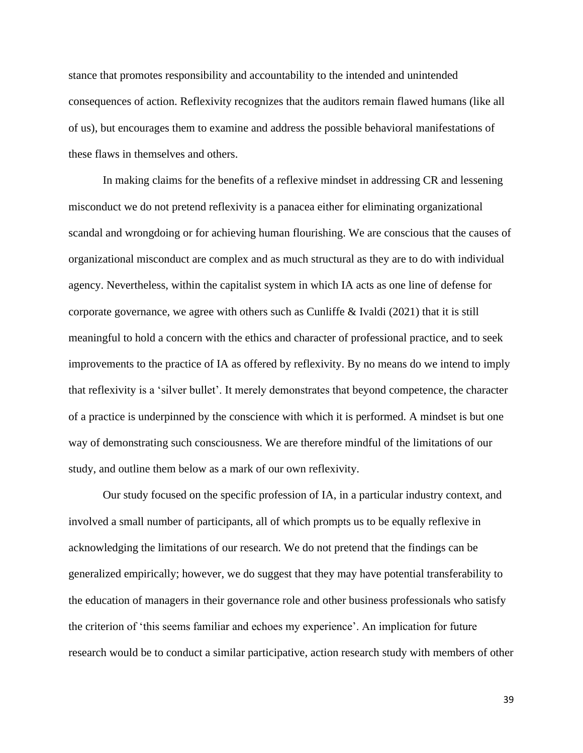stance that promotes responsibility and accountability to the intended and unintended consequences of action. Reflexivity recognizes that the auditors remain flawed humans (like all of us), but encourages them to examine and address the possible behavioral manifestations of these flaws in themselves and others.

In making claims for the benefits of a reflexive mindset in addressing CR and lessening misconduct we do not pretend reflexivity is a panacea either for eliminating organizational scandal and wrongdoing or for achieving human flourishing. We are conscious that the causes of organizational misconduct are complex and as much structural as they are to do with individual agency. Nevertheless, within the capitalist system in which IA acts as one line of defense for corporate governance, we agree with others such as Cunliffe & Ivaldi (2021) that it is still meaningful to hold a concern with the ethics and character of professional practice, and to seek improvements to the practice of IA as offered by reflexivity. By no means do we intend to imply that reflexivity is a 'silver bullet'. It merely demonstrates that beyond competence, the character of a practice is underpinned by the conscience with which it is performed. A mindset is but one way of demonstrating such consciousness. We are therefore mindful of the limitations of our study, and outline them below as a mark of our own reflexivity.

Our study focused on the specific profession of IA, in a particular industry context, and involved a small number of participants, all of which prompts us to be equally reflexive in acknowledging the limitations of our research. We do not pretend that the findings can be generalized empirically; however, we do suggest that they may have potential transferability to the education of managers in their governance role and other business professionals who satisfy the criterion of 'this seems familiar and echoes my experience'. An implication for future research would be to conduct a similar participative, action research study with members of other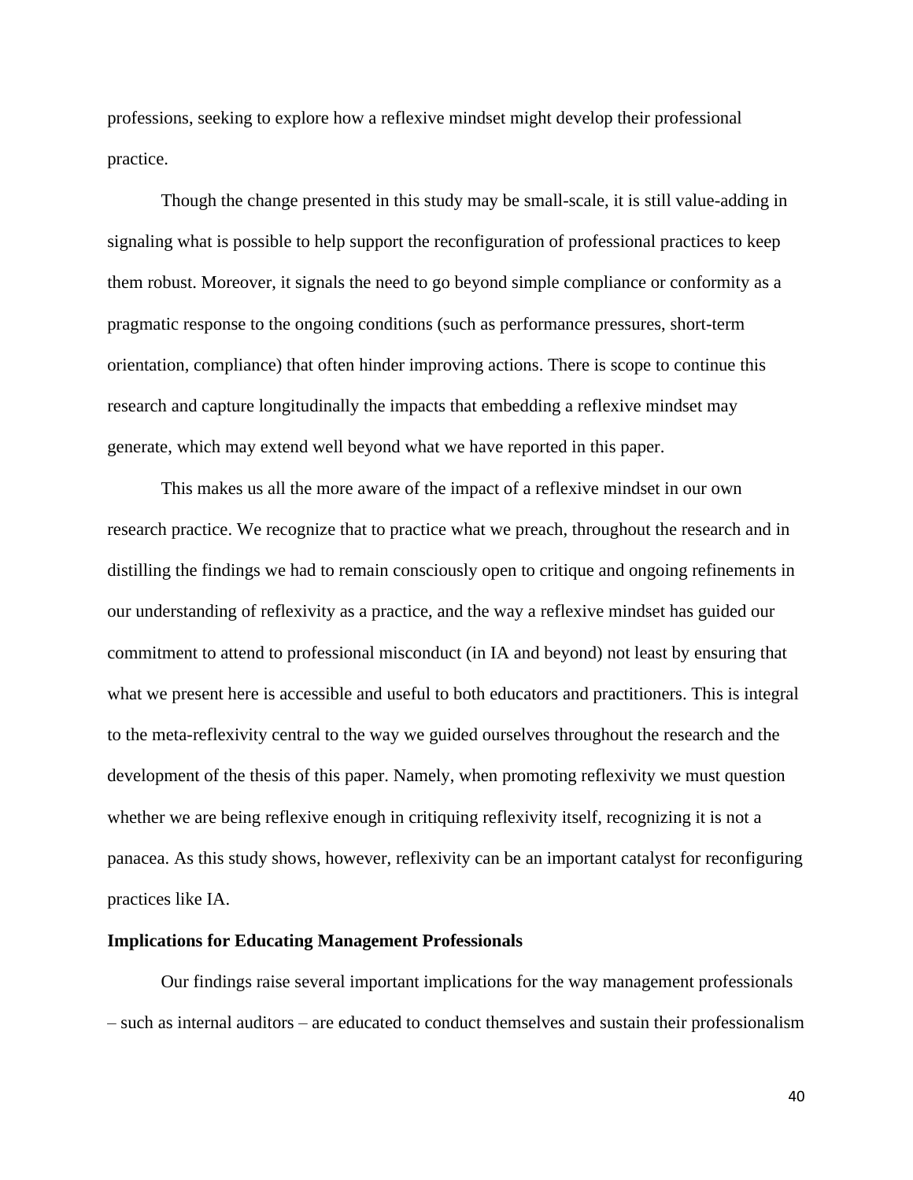professions, seeking to explore how a reflexive mindset might develop their professional practice.

Though the change presented in this study may be small-scale, it is still value-adding in signaling what is possible to help support the reconfiguration of professional practices to keep them robust. Moreover, it signals the need to go beyond simple compliance or conformity as a pragmatic response to the ongoing conditions (such as performance pressures, short-term orientation, compliance) that often hinder improving actions. There is scope to continue this research and capture longitudinally the impacts that embedding a reflexive mindset may generate, which may extend well beyond what we have reported in this paper.

This makes us all the more aware of the impact of a reflexive mindset in our own research practice. We recognize that to practice what we preach, throughout the research and in distilling the findings we had to remain consciously open to critique and ongoing refinements in our understanding of reflexivity as a practice, and the way a reflexive mindset has guided our commitment to attend to professional misconduct (in IA and beyond) not least by ensuring that what we present here is accessible and useful to both educators and practitioners. This is integral to the meta-reflexivity central to the way we guided ourselves throughout the research and the development of the thesis of this paper. Namely, when promoting reflexivity we must question whether we are being reflexive enough in critiquing reflexivity itself, recognizing it is not a panacea. As this study shows, however, reflexivity can be an important catalyst for reconfiguring practices like IA.

**Implications for Educating Management Professionals**

Our findings raise several important implications for the way management professionals – such as internal auditors – are educated to conduct themselves and sustain their professionalism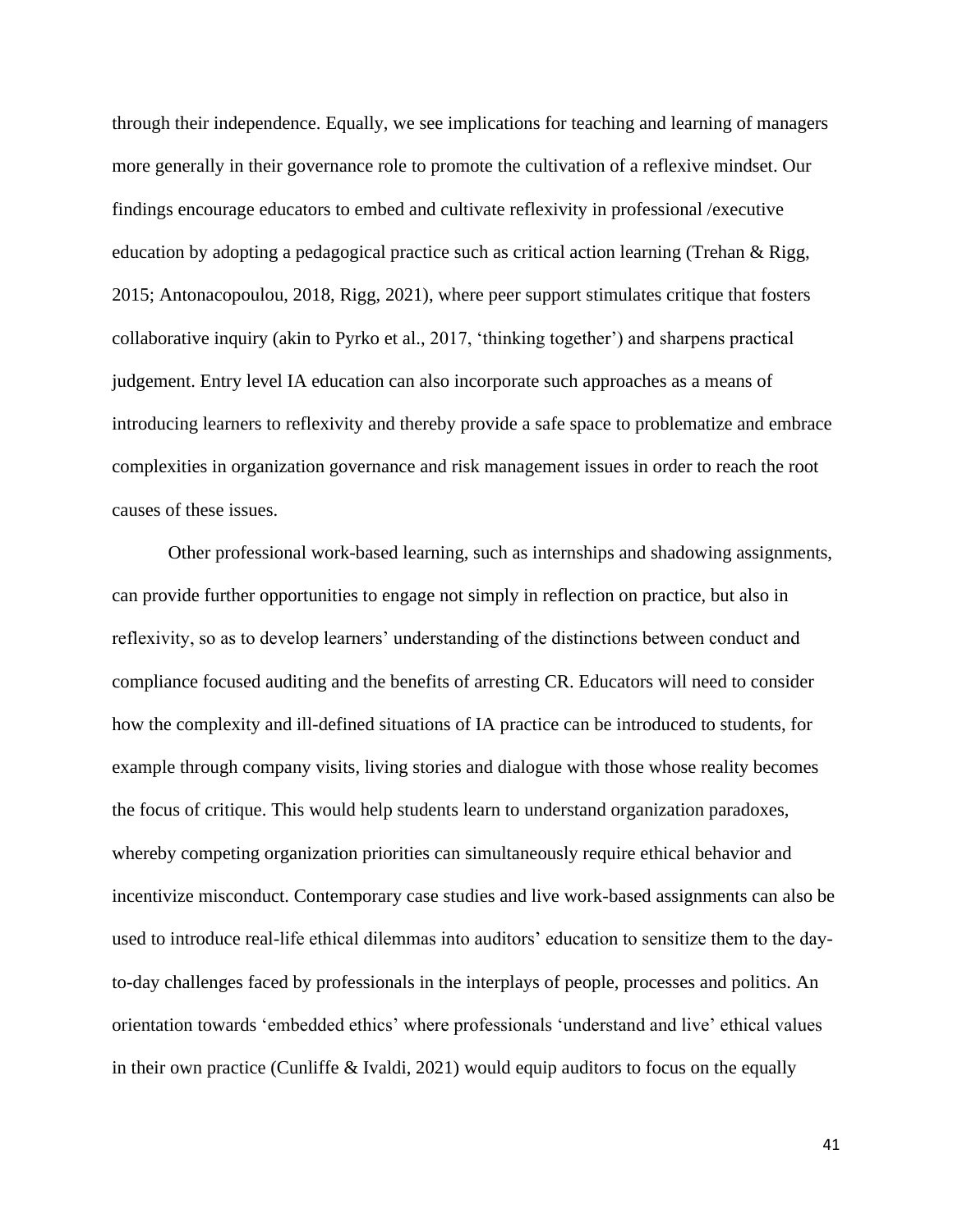through their independence. Equally, we see implications for teaching and learning of managers more generally in their governance role to promote the cultivation of a reflexive mindset. Our findings encourage educators to embed and cultivate reflexivity in professional /executive education by adopting a pedagogical practice such as critical action learning (Trehan & Rigg, 2015; Antonacopoulou, 2018, Rigg, 2021), where peer support stimulates critique that fosters collaborative inquiry (akin to Pyrko et al., 2017, 'thinking together') and sharpens practical judgement. Entry level IA education can also incorporate such approaches as a means of introducing learners to reflexivity and thereby provide a safe space to problematize and embrace complexities in organization governance and risk management issues in order to reach the root causes of these issues.

Other professional work-based learning, such as internships and shadowing assignments, can provide further opportunities to engage not simply in reflection on practice, but also in reflexivity, so as to develop learners' understanding of the distinctions between conduct and compliance focused auditing and the benefits of arresting CR. Educators will need to consider how the complexity and ill-defined situations of IA practice can be introduced to students, for example through company visits, living stories and dialogue with those whose reality becomes the focus of critique. This would help students learn to understand organization paradoxes, whereby competing organization priorities can simultaneously require ethical behavior and incentivize misconduct. Contemporary case studies and live work-based assignments can also be used to introduce real-life ethical dilemmas into auditors' education to sensitize them to the day-to-day challenges faced by professionals in the interplays of people, processes and politics. An orientation towards 'embedded ethics' where professionals 'understand and live' ethical values in their own practice (Cunliffe & Ivaldi, 2021) would equip auditors to focus on the equally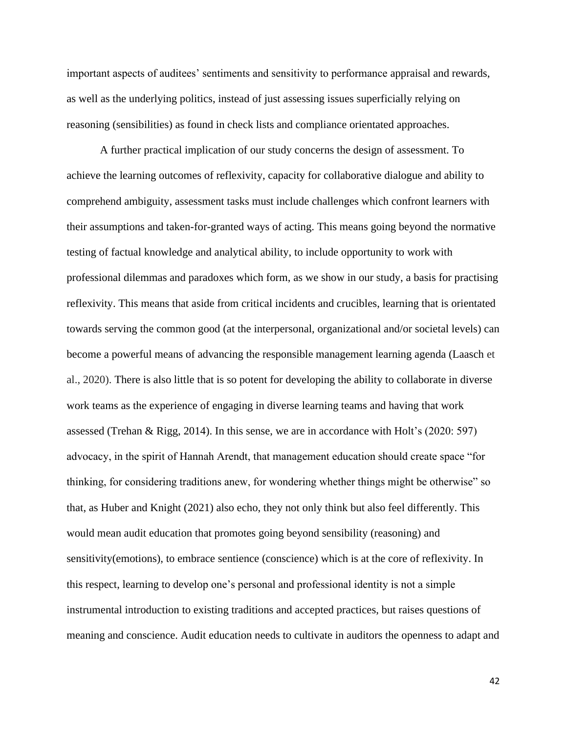important aspects of auditees' sentiments and sensitivity to performance appraisal and rewards, as well as the underlying politics, instead of just assessing issues superficially relying on reasoning (sensibilities) as found in check lists and compliance orientated approaches.

A further practical implication of our study concerns the design of assessment. To achieve the learning outcomes of reflexivity, capacity for collaborative dialogue and ability to comprehend ambiguity, assessment tasks must include challenges which confront learners with their assumptions and taken-for-granted ways of acting. This means going beyond the normative testing of factual knowledge and analytical ability, to include opportunity to work with professional dilemmas and paradoxes which form, as we show in our study, a basis for practising reflexivity. This means that aside from critical incidents and crucibles, learning that is orientated towards serving the common good (at the interpersonal, organizational and/or societal levels) can become a powerful means of advancing the responsible management learning agenda (Laasch et al., 2020). There is also little that is so potent for developing the ability to collaborate in diverse work teams as the experience of engaging in diverse learning teams and having that work assessed (Trehan & Rigg, 2014). In this sense, we are in accordance with Holt's (2020: 597) advocacy, in the spirit of Hannah Arendt, that management education should create space "for thinking, for considering traditions anew, for wondering whether things might be otherwise" so that, as Huber and Knight (2021) also echo, they not only think but also feel differently. This would mean audit education that promotes going beyond sensibility (reasoning) and sensitivity(emotions), to embrace sentience (conscience) which is at the core of reflexivity. In this respect, learning to develop one's personal and professional identity is not a simple instrumental introduction to existing traditions and accepted practices, but raises questions of meaning and conscience. Audit education needs to cultivate in auditors the openness to adapt and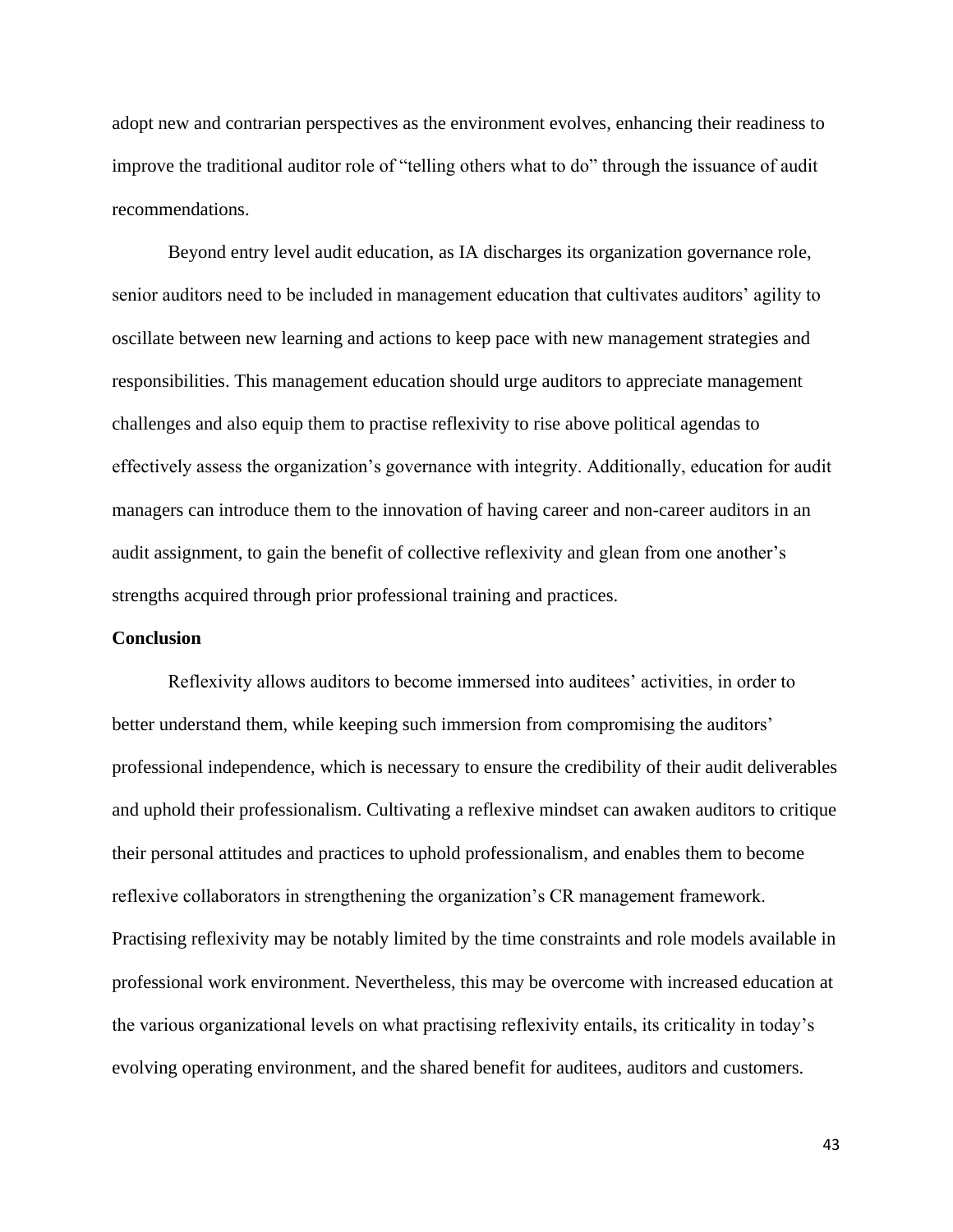adopt new and contrarian perspectives as the environment evolves, enhancing their readiness to improve the traditional auditor role of "telling others what to do" through the issuance of audit recommendations.

Beyond entry level audit education, as IA discharges its organization governance role, senior auditors need to be included in management education that cultivates auditors' agility to oscillate between new learning and actions to keep pace with new management strategies and responsibilities. This management education should urge auditors to appreciate management challenges and also equip them to practise reflexivity to rise above political agendas to effectively assess the organization's governance with integrity. Additionally, education for audit managers can introduce them to the innovation of having career and non-career auditors in an audit assignment, to gain the benefit of collective reflexivity and glean from one another's strengths acquired through prior professional training and practices.

**Conclusion**

Reflexivity allows auditors to become immersed into auditees' activities, in order to better understand them, while keeping such immersion from compromising the auditors' professional independence, which is necessary to ensure the credibility of their audit deliverables and uphold their professionalism. Cultivating a reflexive mindset can awaken auditors to critique their personal attitudes and practices to uphold professionalism, and enables them to become reflexive collaborators in strengthening the organization's CR management framework. Practising reflexivity may be notably limited by the time constraints and role models available in professional work environment. Nevertheless, this may be overcome with increased education at the various organizational levels on what practising reflexivity entails, its criticality in today's evolving operating environment, and the shared benefit for auditees, auditors and customers.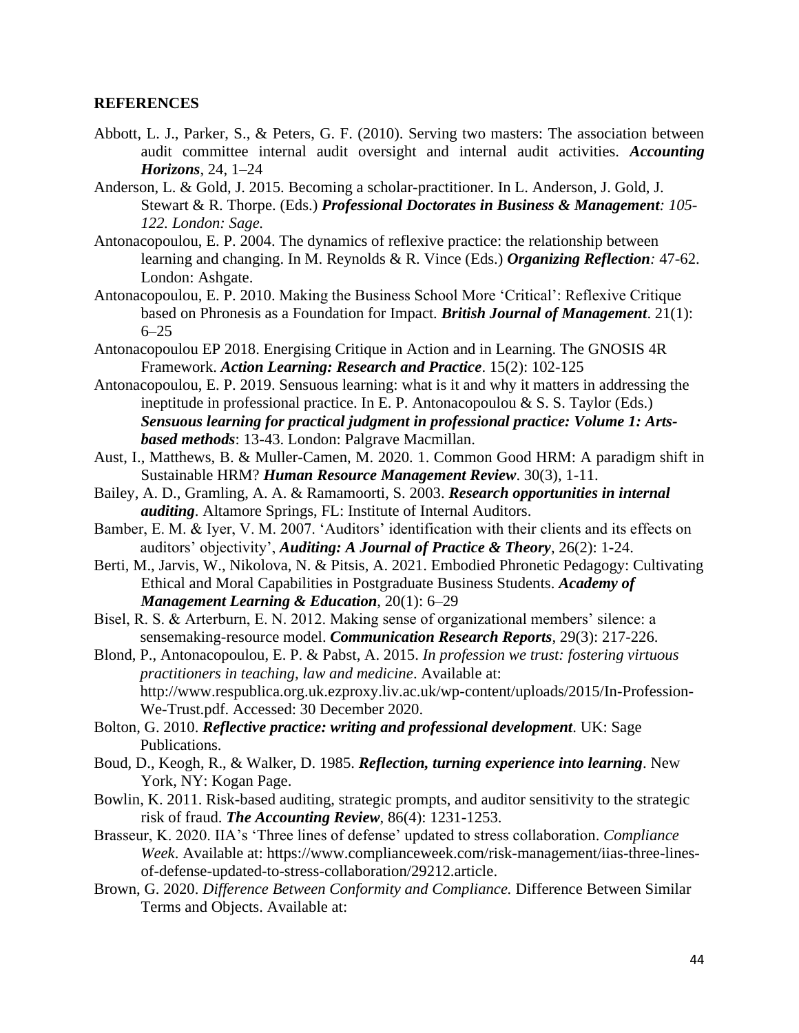**REFERENCES**

Abbott, L. J., Parker, S., & Peters, G. F. (2010). Serving two masters: The association between audit committee internal audit oversight and internal audit activities. ***Accounting Horizons***, 24, 1–24

Anderson, L. & Gold, J. 2015. Becoming a scholar-practitioner. In L. Anderson, J. Gold, J. Stewart & R. Thorpe. (Eds.) ***Professional Doctorates in Business & Management****: 105-122. London: Sage.*

Antonacopoulou, E. P. 2004. The dynamics of reflexive practice: the relationship between learning and changing. In M. Reynolds & R. Vince (Eds.) ***Organizing Reflection****:* 47-62. London: Ashgate.

Antonacopoulou, E. P. 2010. Making the Business School More 'Critical': Reflexive Critique based on Phronesis as a Foundation for Impact. ***British Journal of Management***. 21(1): 6–25

Antonacopoulou EP 2018. Energising Critique in Action and in Learning. The GNOSIS 4R Framework. ***Action Learning: Research and Practice***. 15(2): 102-125

Antonacopoulou, E. P. 2019. Sensuous learning: what is it and why it matters in addressing the ineptitude in professional practice. In E. P. Antonacopoulou & S. S. Taylor (Eds.) ***Sensuous learning for practical judgment in professional practice: Volume 1: Arts-based methods***: 13-43. London: Palgrave Macmillan.

Aust, I., Matthews, B. & Muller-Camen, M. 2020. 1. Common Good HRM: A paradigm shift in Sustainable HRM? ***Human Resource Management Review***. 30(3), 1-11.

Bailey, A. D., Gramling, A. A. & Ramamoorti, S. 2003. ***Research opportunities in internal auditing***. Altamore Springs, FL: Institute of Internal Auditors.

Bamber, E. M. & Iyer, V. M. 2007. 'Auditors' identification with their clients and its effects on auditors' objectivity', ***Auditing: A Journal of Practice & Theory***, 26(2): 1-24.

Berti, M., Jarvis, W., Nikolova, N. & Pitsis, A. 2021. Embodied Phronetic Pedagogy: Cultivating Ethical and Moral Capabilities in Postgraduate Business Students. ***Academy of Management Learning & Education***, 20(1): 6–29

Bisel, R. S. & Arterburn, E. N. 2012. Making sense of organizational members' silence: a sensemaking-resource model. ***Communication Research Reports***, 29(3): 217-226.

Blond, P., Antonacopoulou, E. P. & Pabst, A. 2015. *In profession we trust: fostering virtuous practitioners in teaching, law and medicine*. Available at: http://www.respublica.org.uk.ezproxy.liv.ac.uk/wp-content/uploads/2015/In-Profession-We-Trust.pdf. Accessed: 30 December 2020.

Bolton, G. 2010. ***Reflective practice: writing and professional development***. UK: Sage Publications.

Boud, D., Keogh, R., & Walker, D. 1985. ***Reflection, turning experience into learning***. New York, NY: Kogan Page.

Bowlin, K. 2011. Risk-based auditing, strategic prompts, and auditor sensitivity to the strategic risk of fraud. ***The Accounting Review***, 86(4): 1231-1253.

Brasseur, K. 2020. IIA's 'Three lines of defense' updated to stress collaboration. *Compliance Week*. Available at: https://www.complianceweek.com/risk-management/iias-three-lines-of-defense-updated-to-stress-collaboration/29212.article.

Brown, G. 2020. *Difference Between Conformity and Compliance.* Difference Between Similar Terms and Objects. Available at: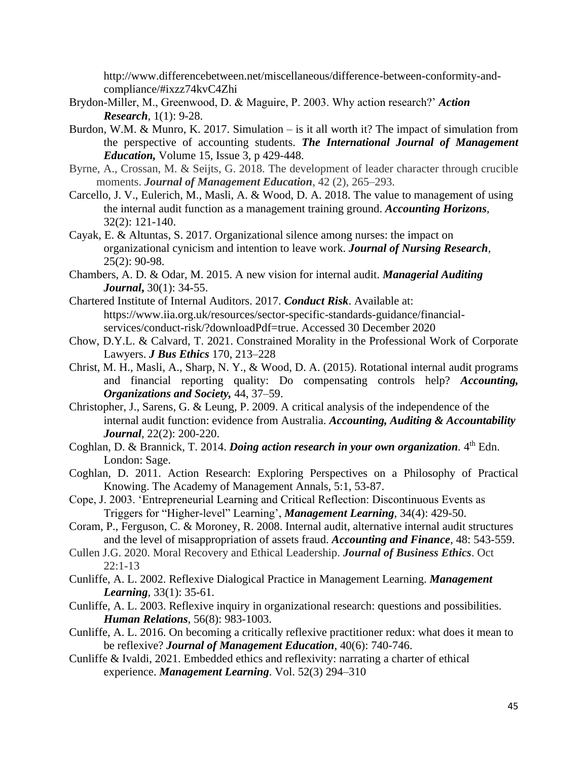http://www.differencebetween.net/miscellaneous/difference-between-conformity-and-compliance/#ixzz74kvC4Zhi

Brydon-Miller, M., Greenwood, D. & Maguire, P. 2003. Why action research?' ***Action Research***, 1(1): 9-28.

Burdon, W.M. & Munro, K. 2017. Simulation – is it all worth it? The impact of simulation from the perspective of accounting students. ***The International Journal of Management Education,*** Volume 15, Issue 3, p 429-448.

Byrne, A., Crossan, M. & Seijts, G. 2018. The development of leader character through crucible moments. ***Journal of Management Education***, 42 (2), 265–293.

Carcello, J. V., Eulerich, M., Masli, A. & Wood, D. A. 2018. The value to management of using the internal audit function as a management training ground. ***Accounting Horizons***, 32(2): 121-140.

Cayak, E. & Altuntas, S. 2017. Organizational silence among nurses: the impact on organizational cynicism and intention to leave work. ***Journal of Nursing Research***, 25(2): 90-98.

Chambers, A. D. & Odar, M. 2015. A new vision for internal audit. ***Managerial Auditing Journal***, 30(1): 34-55.

Chartered Institute of Internal Auditors. 2017. ***Conduct Risk***. Available at: https://www.iia.org.uk/resources/sector-specific-standards-guidance/financial-services/conduct-risk/?downloadPdf=true. Accessed 30 December 2020

Chow, D.Y.L. & Calvard, T. 2021. Constrained Morality in the Professional Work of Corporate Lawyers. ***J Bus Ethics*** 170, 213–228

Christ, M. H., Masli, A., Sharp, N. Y., & Wood, D. A. (2015). Rotational internal audit programs and financial reporting quality: Do compensating controls help? ***Accounting, Organizations and Society,*** 44, 37–59.

Christopher, J., Sarens, G. & Leung, P. 2009. A critical analysis of the independence of the internal audit function: evidence from Australia. ***Accounting, Auditing & Accountability Journal***, 22(2): 200-220.

Coghlan, D. & Brannick, T. 2014. ***Doing action research in your own organization***. 4th Edn. London: Sage.

Coghlan, D. 2011. Action Research: Exploring Perspectives on a Philosophy of Practical Knowing. The Academy of Management Annals, 5:1, 53-87.

Cope, J. 2003. 'Entrepreneurial Learning and Critical Reflection: Discontinuous Events as Triggers for "Higher-level" Learning', ***Management Learning***, 34(4): 429-50.

Coram, P., Ferguson, C. & Moroney, R. 2008. Internal audit, alternative internal audit structures and the level of misappropriation of assets fraud. ***Accounting and Finance***, 48: 543-559.

Cullen J.G. 2020. Moral Recovery and Ethical Leadership. ***Journal of Business Ethics***. Oct 22:1-13

Cunliffe, A. L. 2002. Reflexive Dialogical Practice in Management Learning. ***Management Learning***, 33(1): 35-61.

Cunliffe, A. L. 2003. Reflexive inquiry in organizational research: questions and possibilities. ***Human Relations***, 56(8): 983-1003.

Cunliffe, A. L. 2016. On becoming a critically reflexive practitioner redux: what does it mean to be reflexive? ***Journal of Management Education***, 40(6): 740-746.

Cunliffe & Ivaldi, 2021. Embedded ethics and reflexivity: narrating a charter of ethical experience. ***Management Learning***. Vol. 52(3) 294–310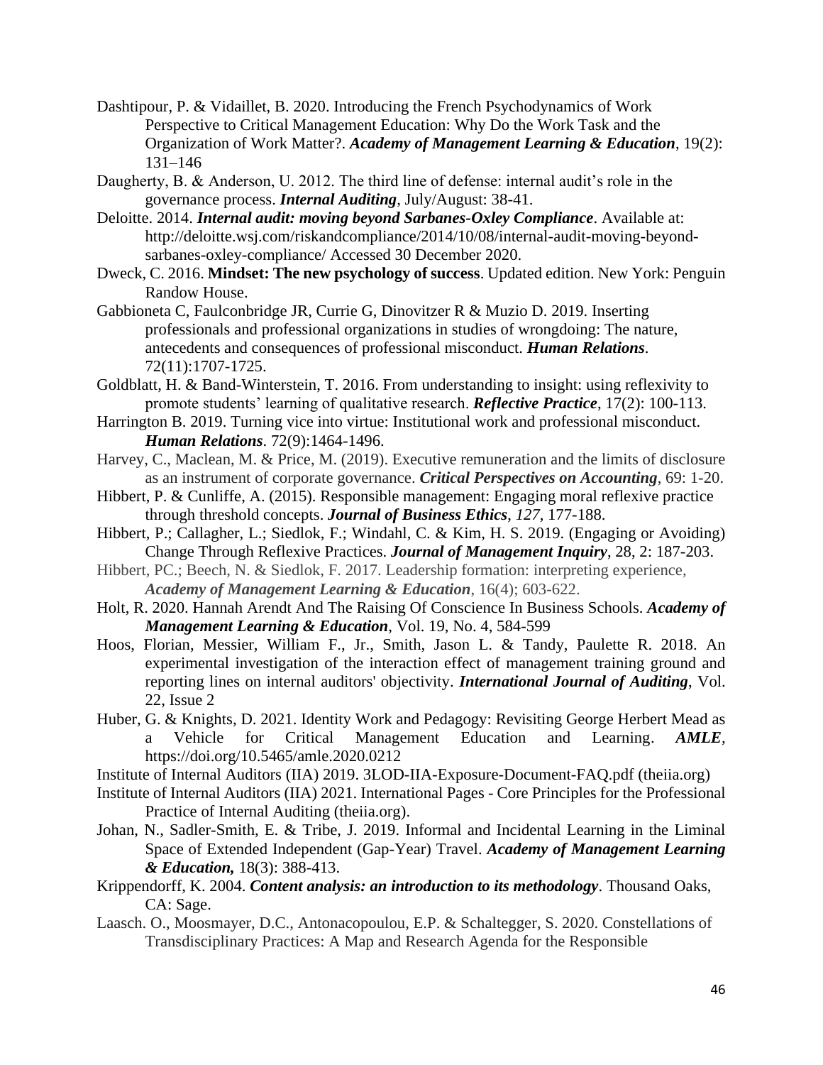Dashtipour, P. & Vidaillet, B. 2020. Introducing the French Psychodynamics of Work Perspective to Critical Management Education: Why Do the Work Task and the Organization of Work Matter?. ***Academy of Management Learning & Education***, 19(2): 131–146

Daugherty, B. & Anderson, U. 2012. The third line of defense: internal audit's role in the governance process. ***Internal Auditing***, July/August: 38-41.

Deloitte. 2014. ***Internal audit: moving beyond Sarbanes-Oxley Compliance***. Available at: http://deloitte.wsj.com/riskandcompliance/2014/10/08/internal-audit-moving-beyond-sarbanes-oxley-compliance/ Accessed 30 December 2020.

Dweck, C. 2016. **Mindset: The new psychology of success**. Updated edition. New York: Penguin Randow House.

Gabbioneta C, Faulconbridge JR, Currie G, Dinovitzer R & Muzio D. 2019. Inserting professionals and professional organizations in studies of wrongdoing: The nature, antecedents and consequences of professional misconduct. ***Human Relations***. 72(11):1707-1725.

Goldblatt, H. & Band-Winterstein, T. 2016. From understanding to insight: using reflexivity to promote students' learning of qualitative research. ***Reflective Practice***, 17(2): 100-113.

Harrington B. 2019. Turning vice into virtue: Institutional work and professional misconduct. ***Human Relations***. 72(9):1464-1496.

Harvey, C., Maclean, M. & Price, M. (2019). Executive remuneration and the limits of disclosure as an instrument of corporate governance. ***Critical Perspectives on Accounting***, 69: 1-20.

Hibbert, P. & Cunliffe, A. (2015). Responsible management: Engaging moral reflexive practice through threshold concepts. ***Journal of Business Ethics***, *127*, 177-188.

Hibbert, P.; Callagher, L.; Siedlok, F.; Windahl, C. & Kim, H. S. 2019. (Engaging or Avoiding) Change Through Reflexive Practices. ***Journal of Management Inquiry***, 28, 2: 187-203.

Hibbert, PC.; Beech, N. & Siedlok, F. 2017. Leadership formation: interpreting experience, ***Academy of Management Learning & Education***, 16(4); 603-622.

Holt, R. 2020. Hannah Arendt And The Raising Of Conscience In Business Schools. ***Academy of Management Learning & Education***, Vol. 19, No. 4, 584-599

Hoos, Florian, Messier, William F., Jr., Smith, Jason L. & Tandy, Paulette R. 2018. An experimental investigation of the interaction effect of management training ground and reporting lines on internal auditors' objectivity. ***International Journal of Auditing***, Vol. 22, Issue 2

Huber, G. & Knights, D. 2021. Identity Work and Pedagogy: Revisiting George Herbert Mead as a Vehicle for Critical Management Education and Learning. ***AMLE***, https://doi.org/10.5465/amle.2020.0212

Institute of Internal Auditors (IIA) 2019. 3LOD-IIA-Exposure-Document-FAQ.pdf (theiia.org)

Institute of Internal Auditors (IIA) 2021. International Pages - Core Principles for the Professional Practice of Internal Auditing (theiia.org).

Johan, N., Sadler-Smith, E. & Tribe, J. 2019. Informal and Incidental Learning in the Liminal Space of Extended Independent (Gap-Year) Travel. ***Academy of Management Learning & Education,*** 18(3): 388-413.

Krippendorff, K. 2004. ***Content analysis: an introduction to its methodology***. Thousand Oaks, CA: Sage.

Laasch. O., Moosmayer, D.C., Antonacopoulou, E.P. & Schaltegger, S. 2020. Constellations of Transdisciplinary Practices: A Map and Research Agenda for the Responsible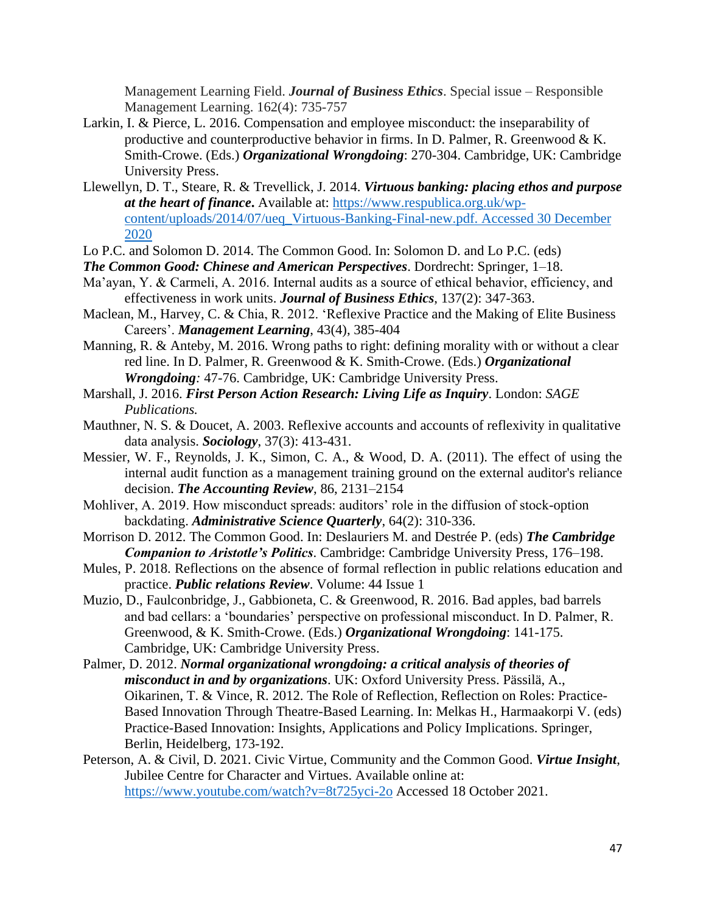Management Learning Field. ***Journal of Business Ethics***. Special issue – Responsible Management Learning. 162(4): 735-757

Larkin, I. & Pierce, L. 2016. Compensation and employee misconduct: the inseparability of productive and counterproductive behavior in firms. In D. Palmer, R. Greenwood & K. Smith-Crowe. (Eds.) ***Organizational Wrongdoing***: 270-304. Cambridge, UK: Cambridge University Press.

Llewellyn, D. T., Steare, R. & Trevellick, J. 2014. ***Virtuous banking: placing ethos and purpose at the heart of finance***. Available at: [https://www.respublica.org.uk/wp-content/uploads/2014/07/ueq_Virtuous-Banking-Final-new.pdf. Accessed 30 December 2020](https://www.respublica.org.uk/wp-content/uploads/2014/07/ueq_Virtuous-Banking-Final-new.pdf)

Lo P.C. and Solomon D. 2014. The Common Good. In: Solomon D. and Lo P.C. (eds)
***The Common Good: Chinese and American Perspectives***. Dordrecht: Springer, 1–18.

Ma'ayan, Y. & Carmeli, A. 2016. Internal audits as a source of ethical behavior, efficiency, and effectiveness in work units. ***Journal of Business Ethics***, 137(2): 347-363.

Maclean, M., Harvey, C. & Chia, R. 2012. 'Reflexive Practice and the Making of Elite Business Careers'. ***Management Learning***, 43(4), 385-404

Manning, R. & Anteby, M. 2016. Wrong paths to right: defining morality with or without a clear red line. In D. Palmer, R. Greenwood & K. Smith-Crowe. (Eds.) ***Organizational Wrongdoing****:* 47-76. Cambridge, UK: Cambridge University Press.

Marshall, J. 2016. ***First Person Action Research: Living Life as Inquiry***. London: *SAGE Publications.*

Mauthner, N. S. & Doucet, A. 2003. Reflexive accounts and accounts of reflexivity in qualitative data analysis. ***Sociology***, 37(3): 413-431.

Messier, W. F., Reynolds, J. K., Simon, C. A., & Wood, D. A. (2011). The effect of using the internal audit function as a management training ground on the external auditor's reliance decision. ***The Accounting Review***, 86, 2131–2154

Mohliver, A. 2019. How misconduct spreads: auditors' role in the diffusion of stock-option backdating. ***Administrative Science Quarterly***, 64(2): 310-336.

Morrison D. 2012. The Common Good. In: Deslauriers M. and Destrée P. (eds) ***The Cambridge Companion to Aristotle's Politics***. Cambridge: Cambridge University Press, 176–198.

Mules, P. 2018. Reflections on the absence of formal reflection in public relations education and practice. ***Public relations Review***. Volume: 44 Issue 1

Muzio, D., Faulconbridge, J., Gabbioneta, C. & Greenwood, R. 2016. Bad apples, bad barrels and bad cellars: a 'boundaries' perspective on professional misconduct. In D. Palmer, R. Greenwood, & K. Smith-Crowe. (Eds.) ***Organizational Wrongdoing***: 141-175. Cambridge, UK: Cambridge University Press.

Palmer, D. 2012. ***Normal organizational wrongdoing: a critical analysis of theories of misconduct in and by organizations***. UK: Oxford University Press. Pässilä, A., Oikarinen, T. & Vince, R. 2012. The Role of Reflection, Reflection on Roles: Practice-Based Innovation Through Theatre-Based Learning. In: Melkas H., Harmaakorpi V. (eds) Practice-Based Innovation: Insights, Applications and Policy Implications. Springer, Berlin, Heidelberg, 173-192.

Peterson, A. & Civil, D. 2021. Civic Virtue, Community and the Common Good. ***Virtue Insight***, Jubilee Centre for Character and Virtues. Available online at: [https://www.youtube.com/watch?v=8t725yci-2o](https://www.youtube.com/watch?v=8t725yci-2o) Accessed 18 October 2021.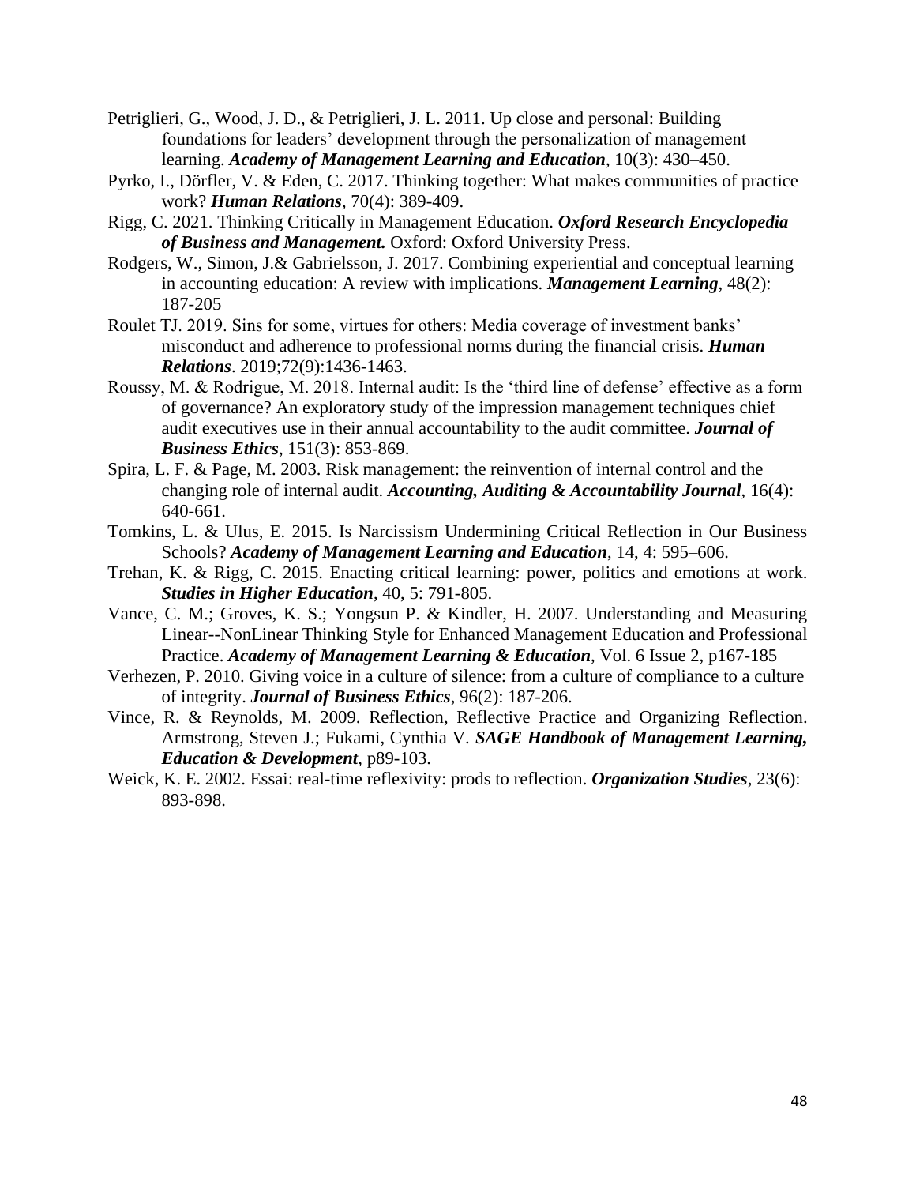Petriglieri, G., Wood, J. D., & Petriglieri, J. L. 2011. Up close and personal: Building foundations for leaders' development through the personalization of management learning. ***Academy of Management Learning and Education***, 10(3): 430–450.

Pyrko, I., Dörfler, V. & Eden, C. 2017. Thinking together: What makes communities of practice work? ***Human Relations***, 70(4): 389-409.

Rigg, C. 2021. Thinking Critically in Management Education. ***Oxford Research Encyclopedia of Business and Management.*** Oxford: Oxford University Press.

Rodgers, W., Simon, J.& Gabrielsson, J. 2017. Combining experiential and conceptual learning in accounting education: A review with implications. ***Management Learning***, 48(2): 187-205

Roulet TJ. 2019. Sins for some, virtues for others: Media coverage of investment banks' misconduct and adherence to professional norms during the financial crisis. ***Human Relations***. 2019;72(9):1436-1463.

Roussy, M. & Rodrigue, M. 2018. Internal audit: Is the 'third line of defense' effective as a form of governance? An exploratory study of the impression management techniques chief audit executives use in their annual accountability to the audit committee. ***Journal of Business Ethics***, 151(3): 853-869.

Spira, L. F. & Page, M. 2003. Risk management: the reinvention of internal control and the changing role of internal audit. ***Accounting, Auditing & Accountability Journal***, 16(4): 640-661.

Tomkins, L. & Ulus, E. 2015. Is Narcissism Undermining Critical Reflection in Our Business Schools? ***Academy of Management Learning and Education***, 14, 4: 595–606.

Trehan, K. & Rigg, C. 2015. Enacting critical learning: power, politics and emotions at work. ***Studies in Higher Education***, 40, 5: 791-805.

Vance, C. M.; Groves, K. S.; Yongsun P. & Kindler, H. 2007. Understanding and Measuring Linear--NonLinear Thinking Style for Enhanced Management Education and Professional Practice. ***Academy of Management Learning & Education***, Vol. 6 Issue 2, p167-185

Verhezen, P. 2010. Giving voice in a culture of silence: from a culture of compliance to a culture of integrity. ***Journal of Business Ethics***, 96(2): 187-206.

Vince, R. & Reynolds, M. 2009. Reflection, Reflective Practice and Organizing Reflection. Armstrong, Steven J.; Fukami, Cynthia V. ***SAGE Handbook of Management Learning, Education & Development***, p89-103.

Weick, K. E. 2002. Essai: real-time reflexivity: prods to reflection. ***Organization Studies***, 23(6): 893-898.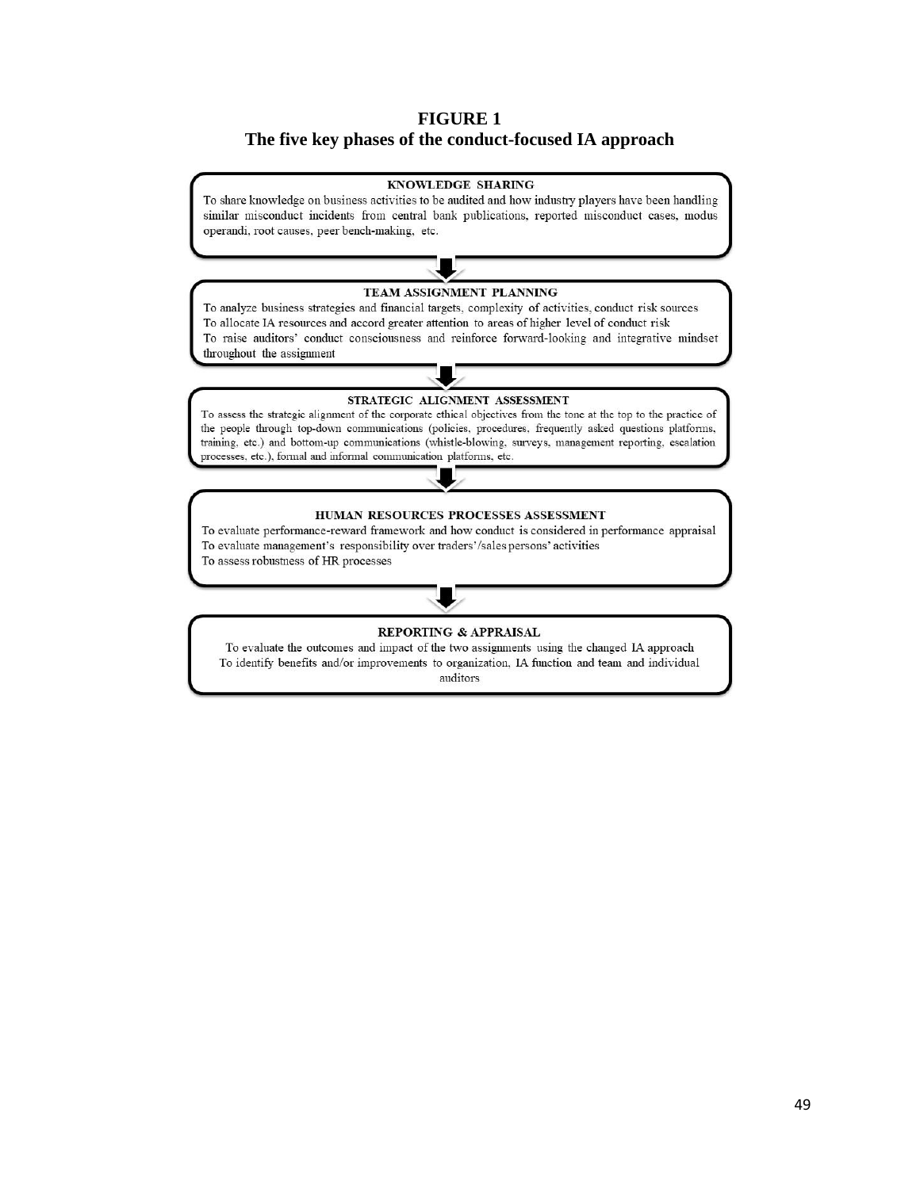**FIGURE 1**
**The five key phases of the conduct-focused IA approach**

**KNOWLEDGE SHARING**
To share knowledge on business activities to be audited and how industry players have been handling similar misconduct incidents from central bank publications, reported misconduct cases, modus operandi, root causes, peer bench-making, etc.

↓

**TEAM ASSIGNMENT PLANNING**
To analyze business strategies and financial targets, complexity of activities, conduct risk sources
To allocate IA resources and accord greater attention to areas of higher level of conduct risk
To raise auditors' conduct consciousness and reinforce forward-looking and integrative mindset throughout the assignment

↓

**STRATEGIC ALIGNMENT ASSESSMENT**
To assess the strategic alignment of the corporate ethical objectives from the tone at the top to the practice of the people through top-down communications (policies, procedures, frequently asked questions platforms, training, etc.) and bottom-up communications (whistle-blowing, surveys, management reporting, escalation processes, etc.), formal and informal communication platforms, etc.

↓

**HUMAN RESOURCES PROCESSES ASSESSMENT**
To evaluate performance-reward framework and how conduct is considered in performance appraisal
To evaluate management's responsibility over traders'/sales persons' activities
To assess robustness of HR processes

↓

**REPORTING & APPRAISAL**
To evaluate the outcomes and impact of the two assignments using the changed IA approach
To identify benefits and/or improvements to organization, IA function and team and individual auditors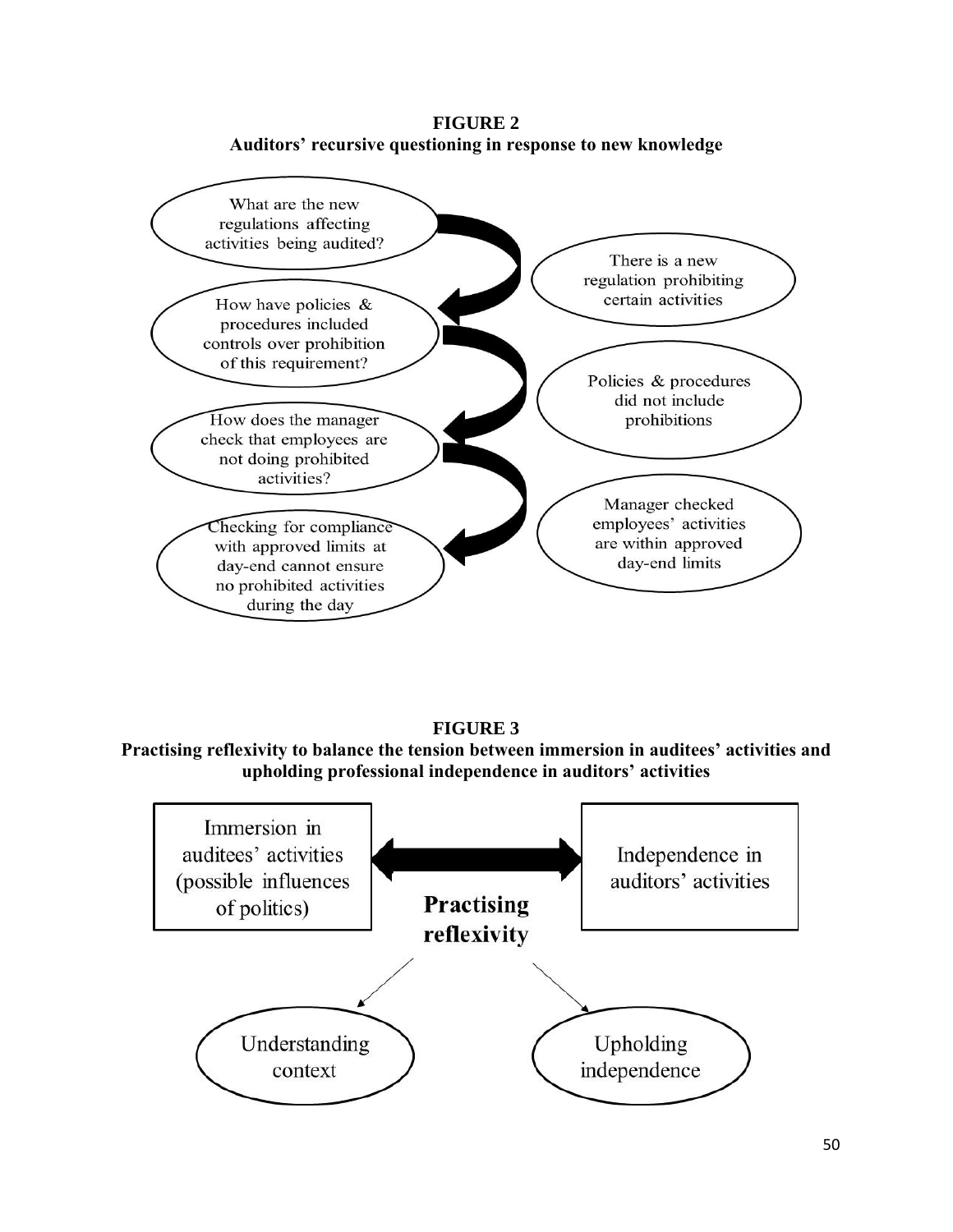**FIGURE 2**
**Auditors' recursive questioning in response to new knowledge**

What are the new regulations affecting activities being audited?

There is a new regulation prohibiting certain activities

How have policies & procedures included controls over prohibition of this requirement?

Policies & procedures did not include prohibitions

How does the manager check that employees are not doing prohibited activities?

Manager checked employees' activities are within approved day-end limits

Checking for compliance with approved limits at day-end cannot ensure no prohibited activities during the day

**FIGURE 3**
**Practising reflexivity to balance the tension between immersion in auditees' activities and upholding professional independence in auditors' activities**

Immersion in auditees' activities (possible influences of politics)

Independence in auditors' activities

**Practising reflexivity**

Understanding context

Upholding independence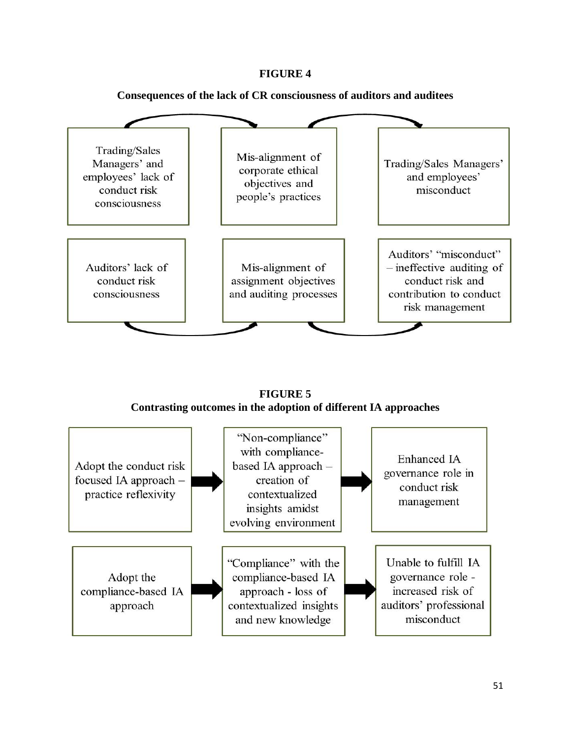**FIGURE 4**

**Consequences of the lack of CR consciousness of auditors and auditees**

Trading/Sales Managers' and employees' lack of conduct risk consciousness

Mis-alignment of corporate ethical objectives and people's practices

Trading/Sales Managers' and employees' misconduct

Auditors' lack of conduct risk consciousness

Mis-alignment of assignment objectives and auditing processes

Auditors' "misconduct" – ineffective auditing of conduct risk and contribution to conduct risk management

**FIGURE 5**
**Contrasting outcomes in the adoption of different IA approaches**

Adopt the conduct risk focused IA approach – practice reflexivity

"Non-compliance" with compliance-based IA approach – creation of contextualized insights amidst evolving environment

Enhanced IA governance role in conduct risk management

Adopt the compliance-based IA approach

"Compliance" with the compliance-based IA approach - loss of contextualized insights and new knowledge

Unable to fulfill IA governance role - increased risk of auditors' professional misconduct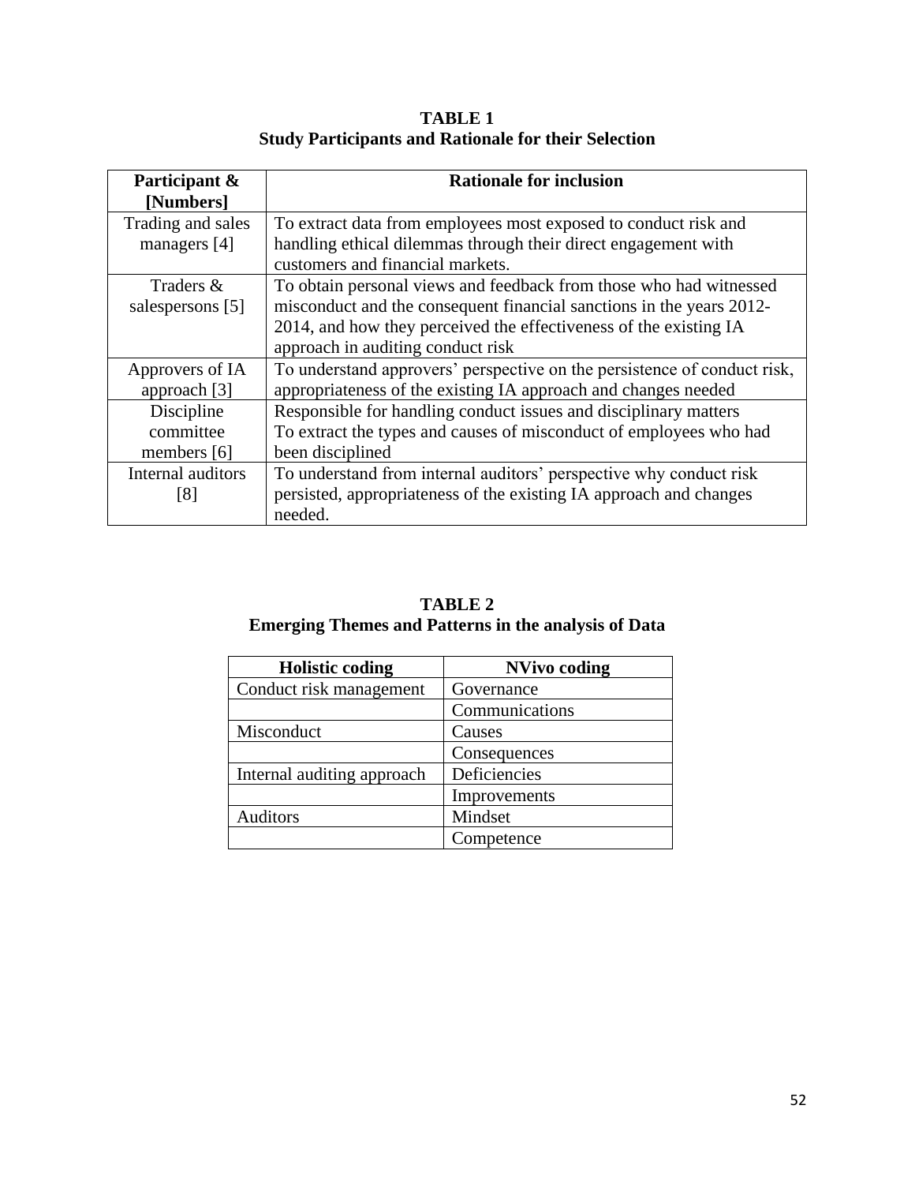**TABLE 1**
**Study Participants and Rationale for their Selection**

| Participant & [Numbers] | Rationale for inclusion |
|---|---|
| Trading and sales managers [4] | To extract data from employees most exposed to conduct risk and handling ethical dilemmas through their direct engagement with customers and financial markets. |
| Traders & salespersons [5] | To obtain personal views and feedback from those who had witnessed misconduct and the consequent financial sanctions in the years 2012-2014, and how they perceived the effectiveness of the existing IA approach in auditing conduct risk |
| Approvers of IA approach [3] | To understand approvers' perspective on the persistence of conduct risk, appropriateness of the existing IA approach and changes needed |
| Discipline committee members [6] | Responsible for handling conduct issues and disciplinary matters To extract the types and causes of misconduct of employees who had been disciplined |
| Internal auditors [8] | To understand from internal auditors' perspective why conduct risk persisted, appropriateness of the existing IA approach and changes needed. |

**TABLE 2**
**Emerging Themes and Patterns in the analysis of Data**

| Holistic coding | NVivo coding |
|---|---|
| Conduct risk management | Governance |
| | Communications |
| Misconduct | Causes |
| | Consequences |
| Internal auditing approach | Deficiencies |
| | Improvements |
| Auditors | Mindset |
| | Competence |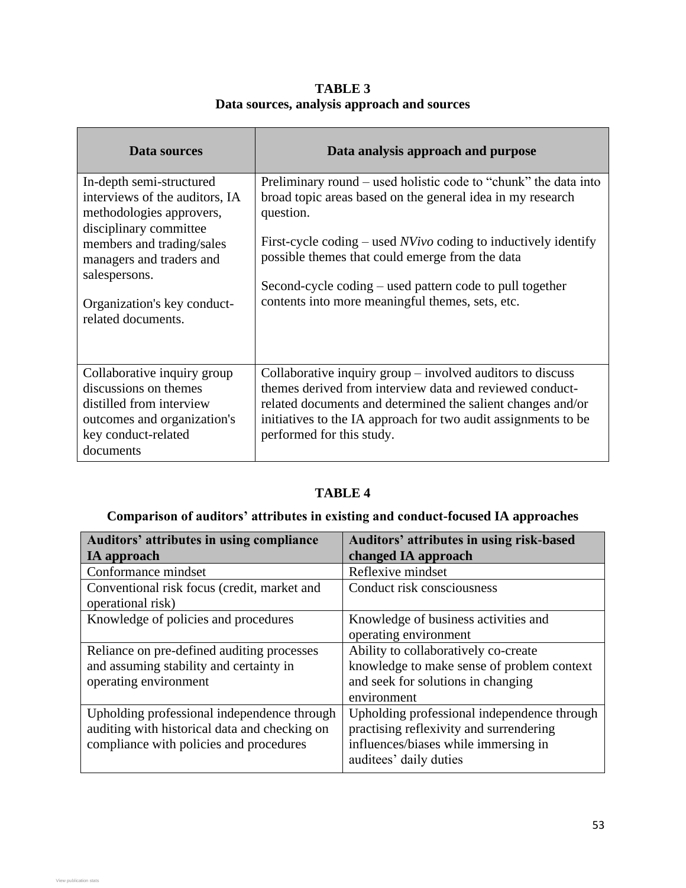**TABLE 3**
**Data sources, analysis approach and sources**

| Data sources | Data analysis approach and purpose |
| --- | --- |
| In-depth semi-structured interviews of the auditors, IA methodologies approvers, disciplinary committee members and trading/sales managers and traders and salespersons.<br><br>Organization's key conduct-related documents. | Preliminary round – used holistic code to "chunk" the data into broad topic areas based on the general idea in my research question.<br><br>First-cycle coding – used *NVivo* coding to inductively identify possible themes that could emerge from the data<br><br>Second-cycle coding – used pattern code to pull together contents into more meaningful themes, sets, etc. |
| Collaborative inquiry group discussions on themes distilled from interview outcomes and organization's key conduct-related documents | Collaborative inquiry group – involved auditors to discuss themes derived from interview data and reviewed conduct-related documents and determined the salient changes and/or initiatives to the IA approach for two audit assignments to be performed for this study. |

**TABLE 4**

**Comparison of auditors' attributes in existing and conduct-focused IA approaches**

| Auditors' attributes in using compliance IA approach | Auditors' attributes in using risk-based changed IA approach |
| --- | --- |
| Conformance mindset | Reflexive mindset |
| Conventional risk focus (credit, market and operational risk) | Conduct risk consciousness |
| Knowledge of policies and procedures | Knowledge of business activities and operating environment |
| Reliance on pre-defined auditing processes and assuming stability and certainty in operating environment | Ability to collaboratively co-create knowledge to make sense of problem context and seek for solutions in changing environment |
| Upholding professional independence through auditing with historical data and checking on compliance with policies and procedures | Upholding professional independence through practising reflexivity and surrendering influences/biases while immersing in auditees' daily duties |